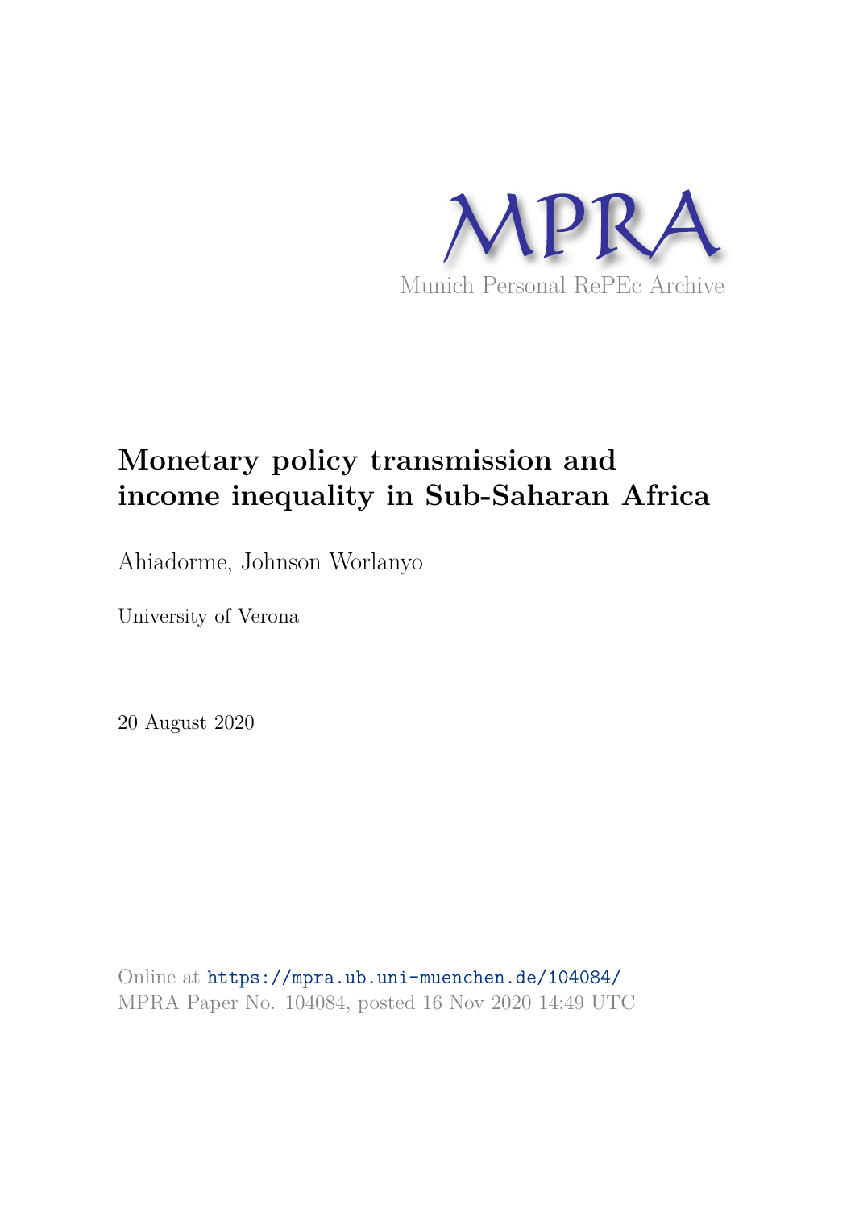MPRA

Munich Personal RePEc Archive

# Monetary policy transmission and income inequality in Sub-Saharan Africa

Ahiadorme, Johnson Worlanyo

University of Verona

20 August 2020

Online at https://mpra.ub.uni-muenchen.de/104084/
MPRA Paper No. 104084, posted 16 Nov 2020 14:49 UTC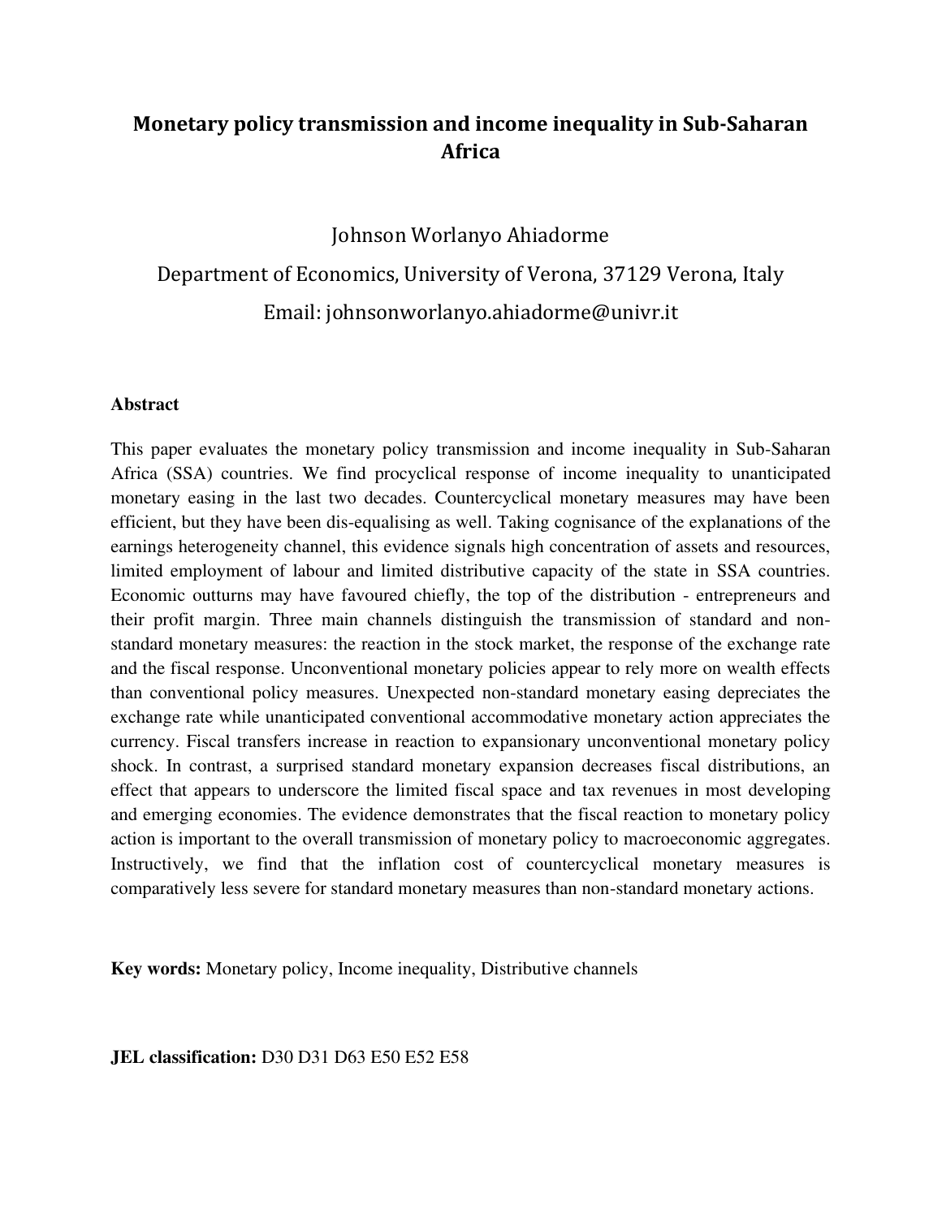# Monetary policy transmission and income inequality in Sub-Saharan Africa

Johnson Worlanyo Ahiadorme

Department of Economics, University of Verona, 37129 Verona, Italy

Email: johnsonworlanyo.ahiadorme@univr.it

## Abstract

This paper evaluates the monetary policy transmission and income inequality in Sub-Saharan Africa (SSA) countries. We find procyclical response of income inequality to unanticipated monetary easing in the last two decades. Countercyclical monetary measures may have been efficient, but they have been dis-equalising as well. Taking cognisance of the explanations of the earnings heterogeneity channel, this evidence signals high concentration of assets and resources, limited employment of labour and limited distributive capacity of the state in SSA countries. Economic outturns may have favoured chiefly, the top of the distribution - entrepreneurs and their profit margin. Three main channels distinguish the transmission of standard and non-standard monetary measures: the reaction in the stock market, the response of the exchange rate and the fiscal response. Unconventional monetary policies appear to rely more on wealth effects than conventional policy measures. Unexpected non-standard monetary easing depreciates the exchange rate while unanticipated conventional accommodative monetary action appreciates the currency. Fiscal transfers increase in reaction to expansionary unconventional monetary policy shock. In contrast, a surprised standard monetary expansion decreases fiscal distributions, an effect that appears to underscore the limited fiscal space and tax revenues in most developing and emerging economies. The evidence demonstrates that the fiscal reaction to monetary policy action is important to the overall transmission of monetary policy to macroeconomic aggregates. Instructively, we find that the inflation cost of countercyclical monetary measures is comparatively less severe for standard monetary measures than non-standard monetary actions.

**Key words:** Monetary policy, Income inequality, Distributive channels

**JEL classification:** D30 D31 D63 E50 E52 E58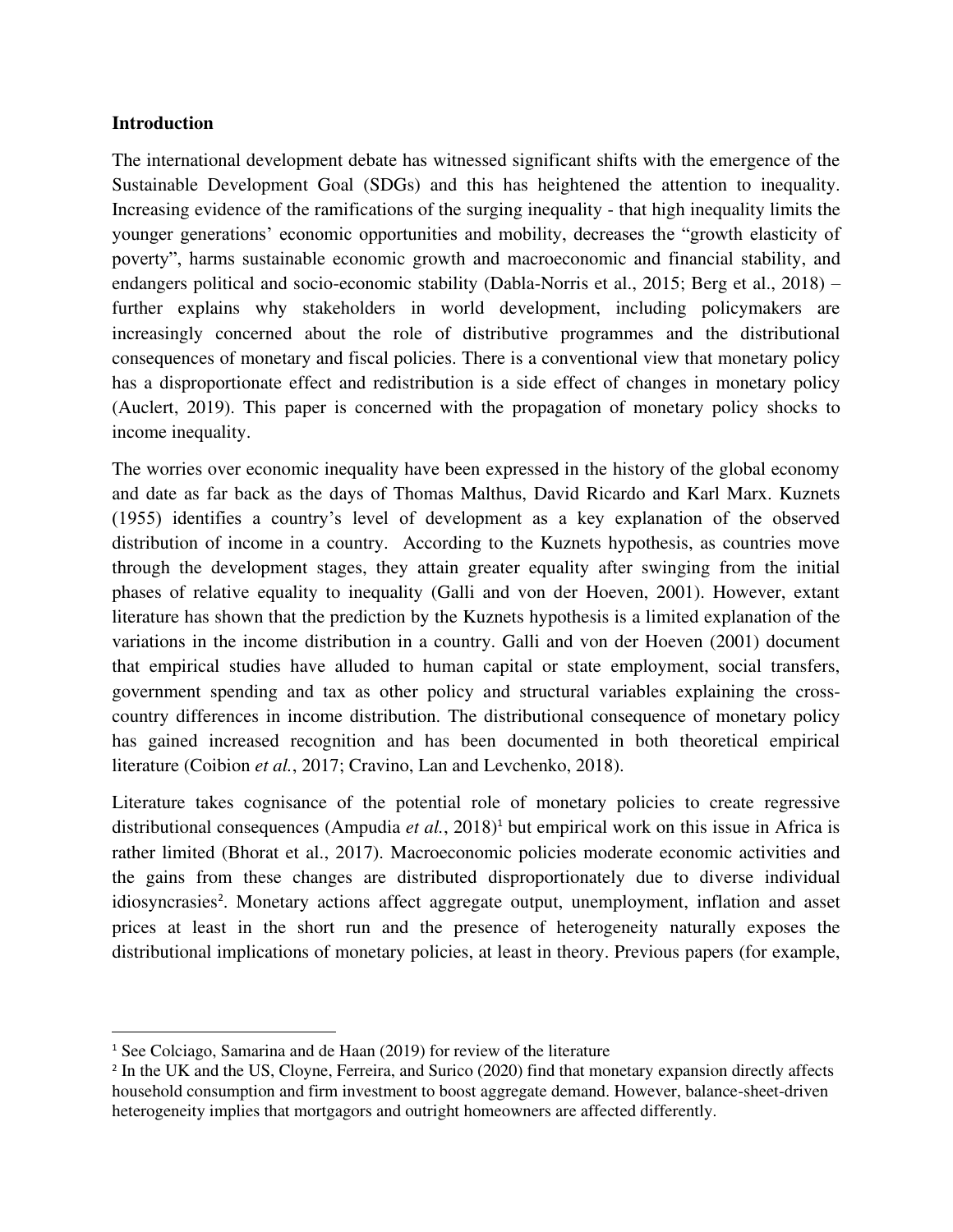**Introduction**

The international development debate has witnessed significant shifts with the emergence of the Sustainable Development Goal (SDGs) and this has heightened the attention to inequality. Increasing evidence of the ramifications of the surging inequality - that high inequality limits the younger generations' economic opportunities and mobility, decreases the "growth elasticity of poverty", harms sustainable economic growth and macroeconomic and financial stability, and endangers political and socio-economic stability (Dabla-Norris et al., 2015; Berg et al., 2018) – further explains why stakeholders in world development, including policymakers are increasingly concerned about the role of distributive programmes and the distributional consequences of monetary and fiscal policies. There is a conventional view that monetary policy has a disproportionate effect and redistribution is a side effect of changes in monetary policy (Auclert, 2019). This paper is concerned with the propagation of monetary policy shocks to income inequality.

The worries over economic inequality have been expressed in the history of the global economy and date as far back as the days of Thomas Malthus, David Ricardo and Karl Marx. Kuznets (1955) identifies a country's level of development as a key explanation of the observed distribution of income in a country. According to the Kuznets hypothesis, as countries move through the development stages, they attain greater equality after swinging from the initial phases of relative equality to inequality (Galli and von der Hoeven, 2001). However, extant literature has shown that the prediction by the Kuznets hypothesis is a limited explanation of the variations in the income distribution in a country. Galli and von der Hoeven (2001) document that empirical studies have alluded to human capital or state employment, social transfers, government spending and tax as other policy and structural variables explaining the cross-country differences in income distribution. The distributional consequence of monetary policy has gained increased recognition and has been documented in both theoretical empirical literature (Coibion *et al.*, 2017; Cravino, Lan and Levchenko, 2018).

Literature takes cognisance of the potential role of monetary policies to create regressive distributional consequences (Ampudia *et al.*, 2018)[1] but empirical work on this issue in Africa is rather limited (Bhorat et al., 2017). Macroeconomic policies moderate economic activities and the gains from these changes are distributed disproportionately due to diverse individual idiosyncrasies[2]. Monetary actions affect aggregate output, unemployment, inflation and asset prices at least in the short run and the presence of heterogeneity naturally exposes the distributional implications of monetary policies, at least in theory. Previous papers (for example,

[1] See Colciago, Samarina and de Haan (2019) for review of the literature

[2] In the UK and the US, Cloyne, Ferreira, and Surico (2020) find that monetary expansion directly affects household consumption and firm investment to boost aggregate demand. However, balance-sheet-driven heterogeneity implies that mortgagors and outright homeowners are affected differently.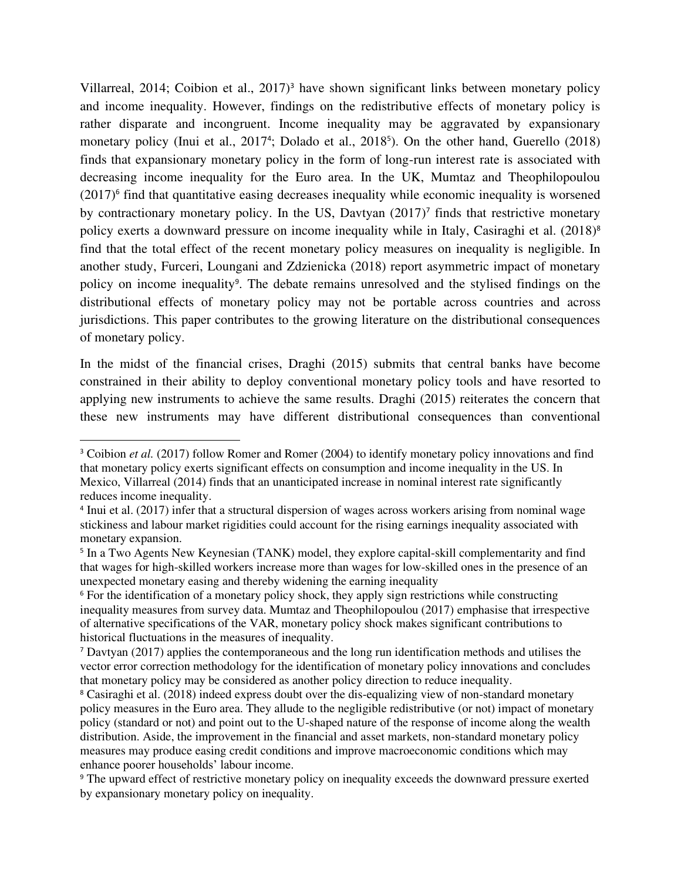Villarreal, 2014; Coibion et al., 2017)[3] have shown significant links between monetary policy and income inequality. However, findings on the redistributive effects of monetary policy is rather disparate and incongruent. Income inequality may be aggravated by expansionary monetary policy (Inui et al., 2017[4]; Dolado et al., 2018[5]). On the other hand, Guerello (2018) finds that expansionary monetary policy in the form of long-run interest rate is associated with decreasing income inequality for the Euro area. In the UK, Mumtaz and Theophilopoulou (2017)[6] find that quantitative easing decreases inequality while economic inequality is worsened by contractionary monetary policy. In the US, Davtyan (2017)[7] finds that restrictive monetary policy exerts a downward pressure on income inequality while in Italy, Casiraghi et al. (2018)[8] find that the total effect of the recent monetary policy measures on inequality is negligible. In another study, Furceri, Loungani and Zdzienicka (2018) report asymmetric impact of monetary policy on income inequality[9]. The debate remains unresolved and the stylised findings on the distributional effects of monetary policy may not be portable across countries and across jurisdictions. This paper contributes to the growing literature on the distributional consequences of monetary policy.

In the midst of the financial crises, Draghi (2015) submits that central banks have become constrained in their ability to deploy conventional monetary policy tools and have resorted to applying new instruments to achieve the same results. Draghi (2015) reiterates the concern that these new instruments may have different distributional consequences than conventional

---

[3] Coibion *et al.* (2017) follow Romer and Romer (2004) to identify monetary policy innovations and find that monetary policy exerts significant effects on consumption and income inequality in the US. In Mexico, Villarreal (2014) finds that an unanticipated increase in nominal interest rate significantly reduces income inequality.

[4] Inui et al. (2017) infer that a structural dispersion of wages across workers arising from nominal wage stickiness and labour market rigidities could account for the rising earnings inequality associated with monetary expansion.

[5] In a Two Agents New Keynesian (TANK) model, they explore capital-skill complementarity and find that wages for high-skilled workers increase more than wages for low-skilled ones in the presence of an unexpected monetary easing and thereby widening the earning inequality

[6] For the identification of a monetary policy shock, they apply sign restrictions while constructing inequality measures from survey data. Mumtaz and Theophilopoulou (2017) emphasise that irrespective of alternative specifications of the VAR, monetary policy shock makes significant contributions to historical fluctuations in the measures of inequality.

[7] Davtyan (2017) applies the contemporaneous and the long run identification methods and utilises the vector error correction methodology for the identification of monetary policy innovations and concludes that monetary policy may be considered as another policy direction to reduce inequality.

[8] Casiraghi et al. (2018) indeed express doubt over the dis-equalizing view of non-standard monetary policy measures in the Euro area. They allude to the negligible redistributive (or not) impact of monetary policy (standard or not) and point out to the U-shaped nature of the response of income along the wealth distribution. Aside, the improvement in the financial and asset markets, non-standard monetary policy measures may produce easing credit conditions and improve macroeconomic conditions which may enhance poorer households' labour income.

[9] The upward effect of restrictive monetary policy on inequality exceeds the downward pressure exerted by expansionary monetary policy on inequality.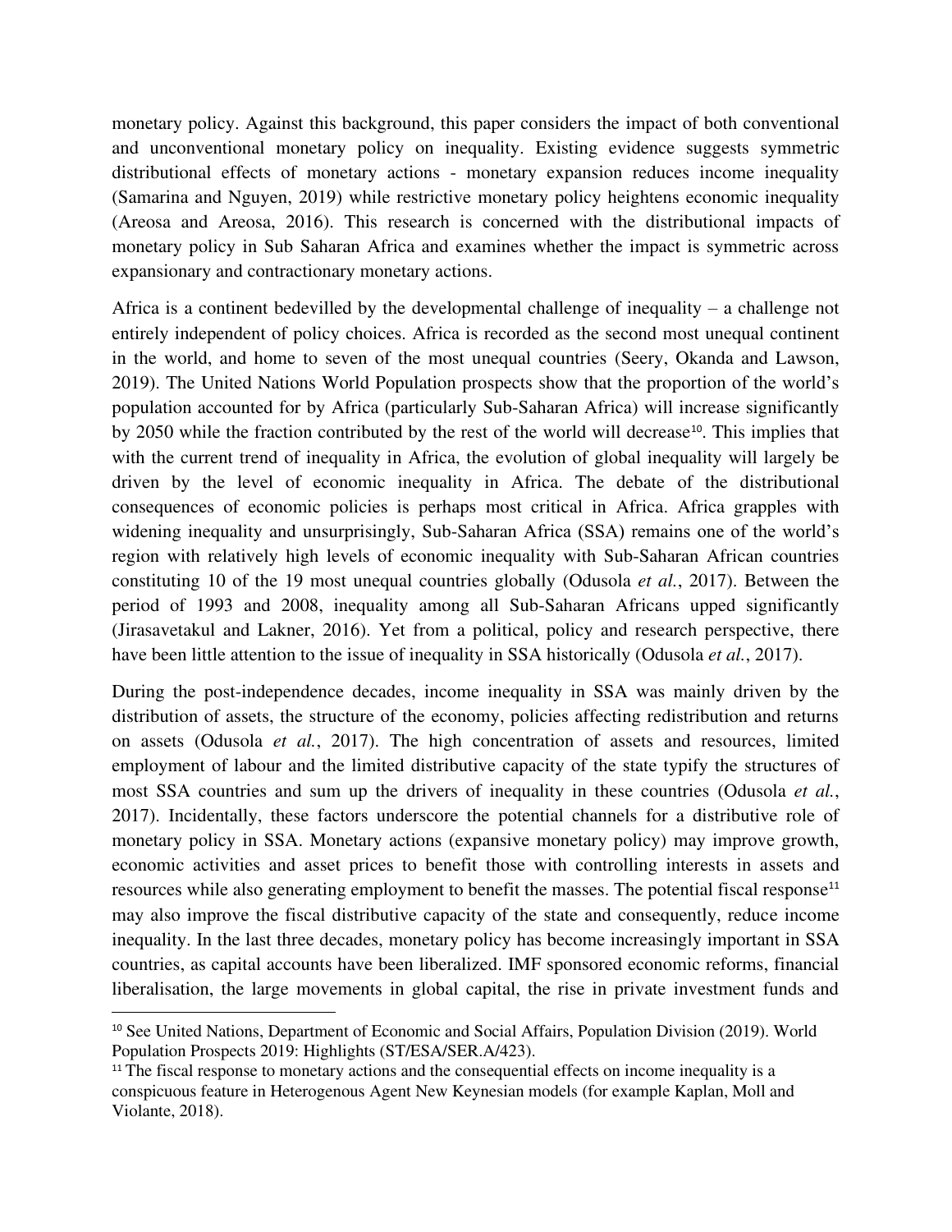monetary policy. Against this background, this paper considers the impact of both conventional and unconventional monetary policy on inequality. Existing evidence suggests symmetric distributional effects of monetary actions - monetary expansion reduces income inequality (Samarina and Nguyen, 2019) while restrictive monetary policy heightens economic inequality (Areosa and Areosa, 2016). This research is concerned with the distributional impacts of monetary policy in Sub Saharan Africa and examines whether the impact is symmetric across expansionary and contractionary monetary actions.

Africa is a continent bedevilled by the developmental challenge of inequality – a challenge not entirely independent of policy choices. Africa is recorded as the second most unequal continent in the world, and home to seven of the most unequal countries (Seery, Okanda and Lawson, 2019). The United Nations World Population prospects show that the proportion of the world's population accounted for by Africa (particularly Sub-Saharan Africa) will increase significantly by 2050 while the fraction contributed by the rest of the world will decrease[10]. This implies that with the current trend of inequality in Africa, the evolution of global inequality will largely be driven by the level of economic inequality in Africa. The debate of the distributional consequences of economic policies is perhaps most critical in Africa. Africa grapples with widening inequality and unsurprisingly, Sub-Saharan Africa (SSA) remains one of the world's region with relatively high levels of economic inequality with Sub-Saharan African countries constituting 10 of the 19 most unequal countries globally (Odusola *et al.*, 2017). Between the period of 1993 and 2008, inequality among all Sub-Saharan Africans upped significantly (Jirasavetakul and Lakner, 2016). Yet from a political, policy and research perspective, there have been little attention to the issue of inequality in SSA historically (Odusola *et al.*, 2017).

During the post-independence decades, income inequality in SSA was mainly driven by the distribution of assets, the structure of the economy, policies affecting redistribution and returns on assets (Odusola *et al.*, 2017). The high concentration of assets and resources, limited employment of labour and the limited distributive capacity of the state typify the structures of most SSA countries and sum up the drivers of inequality in these countries (Odusola *et al.*, 2017). Incidentally, these factors underscore the potential channels for a distributive role of monetary policy in SSA. Monetary actions (expansive monetary policy) may improve growth, economic activities and asset prices to benefit those with controlling interests in assets and resources while also generating employment to benefit the masses. The potential fiscal response[11] may also improve the fiscal distributive capacity of the state and consequently, reduce income inequality. In the last three decades, monetary policy has become increasingly important in SSA countries, as capital accounts have been liberalized. IMF sponsored economic reforms, financial liberalisation, the large movements in global capital, the rise in private investment funds and

[10] See United Nations, Department of Economic and Social Affairs, Population Division (2019). World Population Prospects 2019: Highlights (ST/ESA/SER.A/423).

[11] The fiscal response to monetary actions and the consequential effects on income inequality is a conspicuous feature in Heterogenous Agent New Keynesian models (for example Kaplan, Moll and Violante, 2018).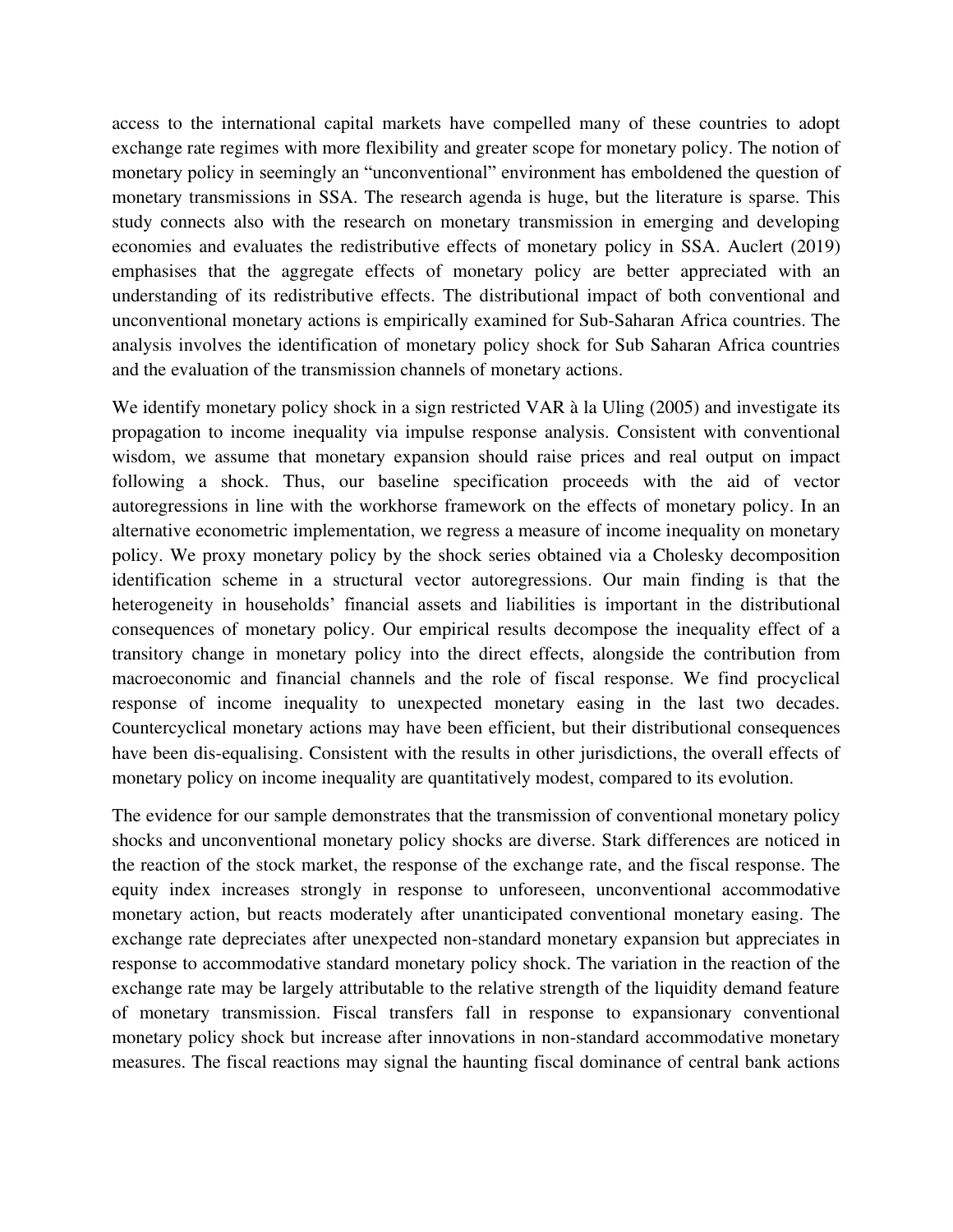access to the international capital markets have compelled many of these countries to adopt exchange rate regimes with more flexibility and greater scope for monetary policy. The notion of monetary policy in seemingly an "unconventional" environment has emboldened the question of monetary transmissions in SSA. The research agenda is huge, but the literature is sparse. This study connects also with the research on monetary transmission in emerging and developing economies and evaluates the redistributive effects of monetary policy in SSA. Auclert (2019) emphasises that the aggregate effects of monetary policy are better appreciated with an understanding of its redistributive effects. The distributional impact of both conventional and unconventional monetary actions is empirically examined for Sub-Saharan Africa countries. The analysis involves the identification of monetary policy shock for Sub Saharan Africa countries and the evaluation of the transmission channels of monetary actions.

We identify monetary policy shock in a sign restricted VAR à la Uling (2005) and investigate its propagation to income inequality via impulse response analysis. Consistent with conventional wisdom, we assume that monetary expansion should raise prices and real output on impact following a shock. Thus, our baseline specification proceeds with the aid of vector autoregressions in line with the workhorse framework on the effects of monetary policy. In an alternative econometric implementation, we regress a measure of income inequality on monetary policy. We proxy monetary policy by the shock series obtained via a Cholesky decomposition identification scheme in a structural vector autoregressions. Our main finding is that the heterogeneity in households' financial assets and liabilities is important in the distributional consequences of monetary policy. Our empirical results decompose the inequality effect of a transitory change in monetary policy into the direct effects, alongside the contribution from macroeconomic and financial channels and the role of fiscal response. We find procyclical response of income inequality to unexpected monetary easing in the last two decades. Countercyclical monetary actions may have been efficient, but their distributional consequences have been dis-equalising. Consistent with the results in other jurisdictions, the overall effects of monetary policy on income inequality are quantitatively modest, compared to its evolution.

The evidence for our sample demonstrates that the transmission of conventional monetary policy shocks and unconventional monetary policy shocks are diverse. Stark differences are noticed in the reaction of the stock market, the response of the exchange rate, and the fiscal response. The equity index increases strongly in response to unforeseen, unconventional accommodative monetary action, but reacts moderately after unanticipated conventional monetary easing. The exchange rate depreciates after unexpected non-standard monetary expansion but appreciates in response to accommodative standard monetary policy shock. The variation in the reaction of the exchange rate may be largely attributable to the relative strength of the liquidity demand feature of monetary transmission. Fiscal transfers fall in response to expansionary conventional monetary policy shock but increase after innovations in non-standard accommodative monetary measures. The fiscal reactions may signal the haunting fiscal dominance of central bank actions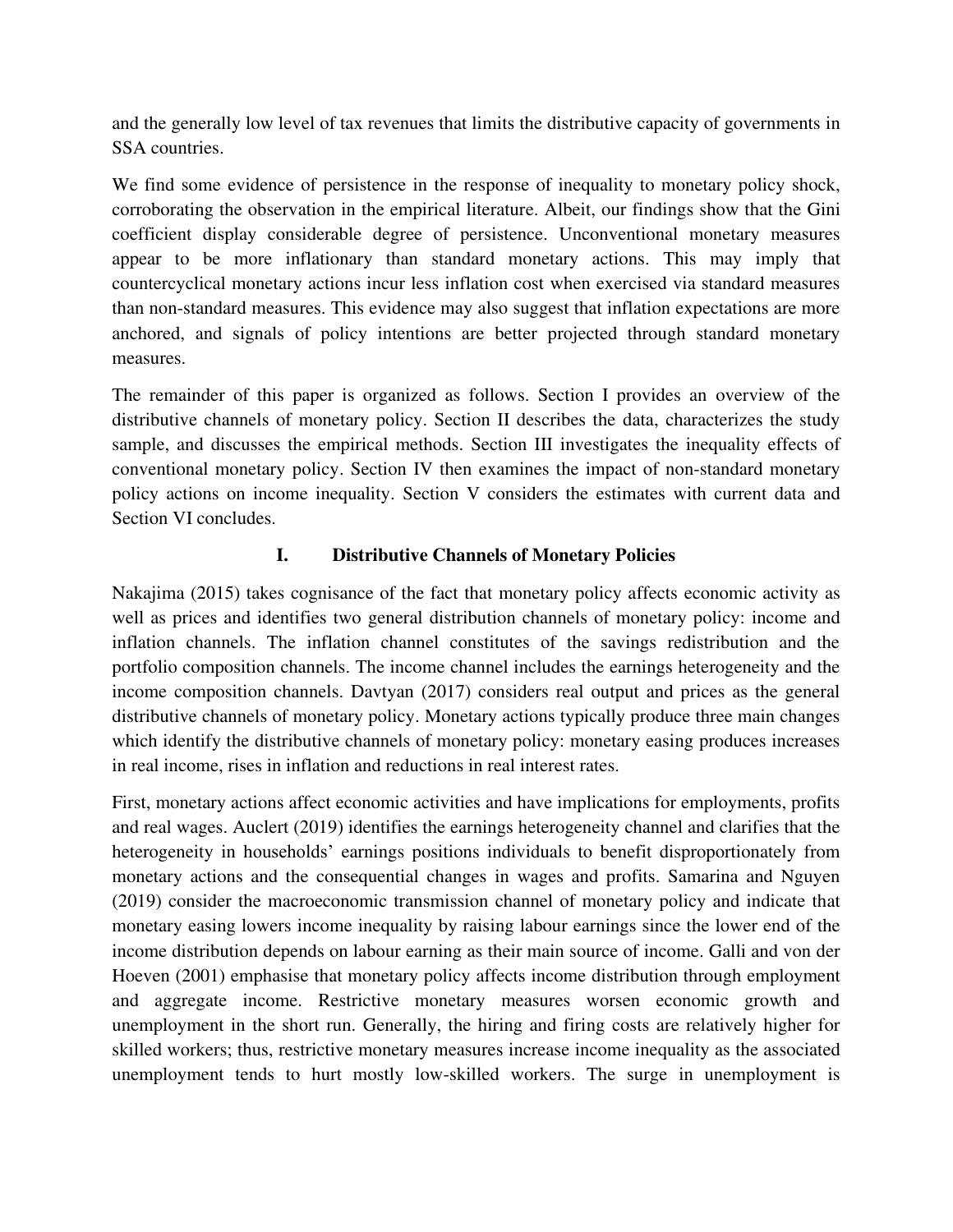and the generally low level of tax revenues that limits the distributive capacity of governments in SSA countries.

We find some evidence of persistence in the response of inequality to monetary policy shock, corroborating the observation in the empirical literature. Albeit, our findings show that the Gini coefficient display considerable degree of persistence. Unconventional monetary measures appear to be more inflationary than standard monetary actions. This may imply that countercyclical monetary actions incur less inflation cost when exercised via standard measures than non-standard measures. This evidence may also suggest that inflation expectations are more anchored, and signals of policy intentions are better projected through standard monetary measures.

The remainder of this paper is organized as follows. Section I provides an overview of the distributive channels of monetary policy. Section II describes the data, characterizes the study sample, and discusses the empirical methods. Section III investigates the inequality effects of conventional monetary policy. Section IV then examines the impact of non-standard monetary policy actions on income inequality. Section V considers the estimates with current data and Section VI concludes.

## I. Distributive Channels of Monetary Policies

Nakajima (2015) takes cognisance of the fact that monetary policy affects economic activity as well as prices and identifies two general distribution channels of monetary policy: income and inflation channels. The inflation channel constitutes of the savings redistribution and the portfolio composition channels. The income channel includes the earnings heterogeneity and the income composition channels. Davtyan (2017) considers real output and prices as the general distributive channels of monetary policy. Monetary actions typically produce three main changes which identify the distributive channels of monetary policy: monetary easing produces increases in real income, rises in inflation and reductions in real interest rates.

First, monetary actions affect economic activities and have implications for employments, profits and real wages. Auclert (2019) identifies the earnings heterogeneity channel and clarifies that the heterogeneity in households' earnings positions individuals to benefit disproportionately from monetary actions and the consequential changes in wages and profits. Samarina and Nguyen (2019) consider the macroeconomic transmission channel of monetary policy and indicate that monetary easing lowers income inequality by raising labour earnings since the lower end of the income distribution depends on labour earning as their main source of income. Galli and von der Hoeven (2001) emphasise that monetary policy affects income distribution through employment and aggregate income. Restrictive monetary measures worsen economic growth and unemployment in the short run. Generally, the hiring and firing costs are relatively higher for skilled workers; thus, restrictive monetary measures increase income inequality as the associated unemployment tends to hurt mostly low-skilled workers. The surge in unemployment is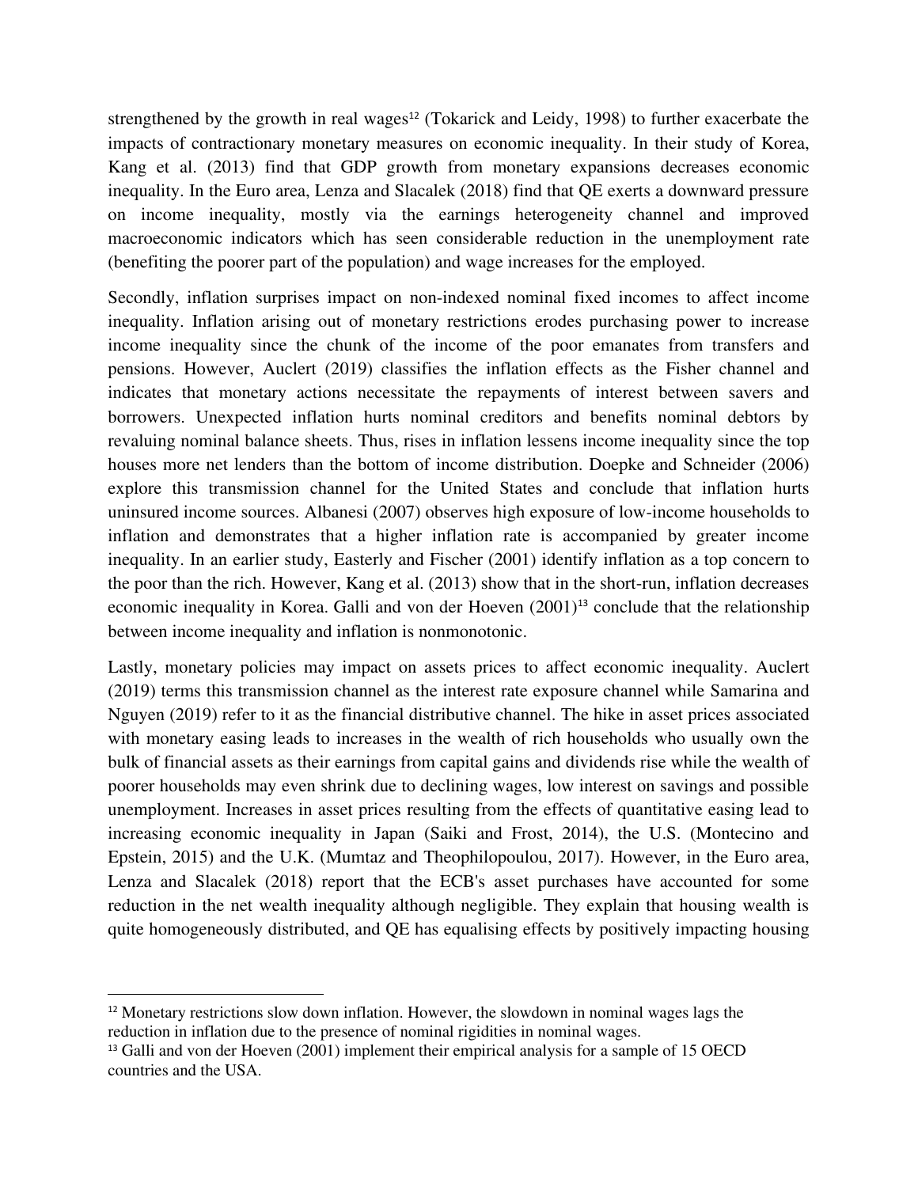strengthened by the growth in real wages[12] (Tokarick and Leidy, 1998) to further exacerbate the impacts of contractionary monetary measures on economic inequality. In their study of Korea, Kang et al. (2013) find that GDP growth from monetary expansions decreases economic inequality. In the Euro area, Lenza and Slacalek (2018) find that QE exerts a downward pressure on income inequality, mostly via the earnings heterogeneity channel and improved macroeconomic indicators which has seen considerable reduction in the unemployment rate (benefiting the poorer part of the population) and wage increases for the employed.

Secondly, inflation surprises impact on non-indexed nominal fixed incomes to affect income inequality. Inflation arising out of monetary restrictions erodes purchasing power to increase income inequality since the chunk of the income of the poor emanates from transfers and pensions. However, Auclert (2019) classifies the inflation effects as the Fisher channel and indicates that monetary actions necessitate the repayments of interest between savers and borrowers. Unexpected inflation hurts nominal creditors and benefits nominal debtors by revaluing nominal balance sheets. Thus, rises in inflation lessens income inequality since the top houses more net lenders than the bottom of income distribution. Doepke and Schneider (2006) explore this transmission channel for the United States and conclude that inflation hurts uninsured income sources. Albanesi (2007) observes high exposure of low-income households to inflation and demonstrates that a higher inflation rate is accompanied by greater income inequality. In an earlier study, Easterly and Fischer (2001) identify inflation as a top concern to the poor than the rich. However, Kang et al. (2013) show that in the short-run, inflation decreases economic inequality in Korea. Galli and von der Hoeven (2001)[13] conclude that the relationship between income inequality and inflation is nonmonotonic.

Lastly, monetary policies may impact on assets prices to affect economic inequality. Auclert (2019) terms this transmission channel as the interest rate exposure channel while Samarina and Nguyen (2019) refer to it as the financial distributive channel. The hike in asset prices associated with monetary easing leads to increases in the wealth of rich households who usually own the bulk of financial assets as their earnings from capital gains and dividends rise while the wealth of poorer households may even shrink due to declining wages, low interest on savings and possible unemployment. Increases in asset prices resulting from the effects of quantitative easing lead to increasing economic inequality in Japan (Saiki and Frost, 2014), the U.S. (Montecino and Epstein, 2015) and the U.K. (Mumtaz and Theophilopoulou, 2017). However, in the Euro area, Lenza and Slacalek (2018) report that the ECB's asset purchases have accounted for some reduction in the net wealth inequality although negligible. They explain that housing wealth is quite homogeneously distributed, and QE has equalising effects by positively impacting housing

---

[12] Monetary restrictions slow down inflation. However, the slowdown in nominal wages lags the reduction in inflation due to the presence of nominal rigidities in nominal wages.

[13] Galli and von der Hoeven (2001) implement their empirical analysis for a sample of 15 OECD countries and the USA.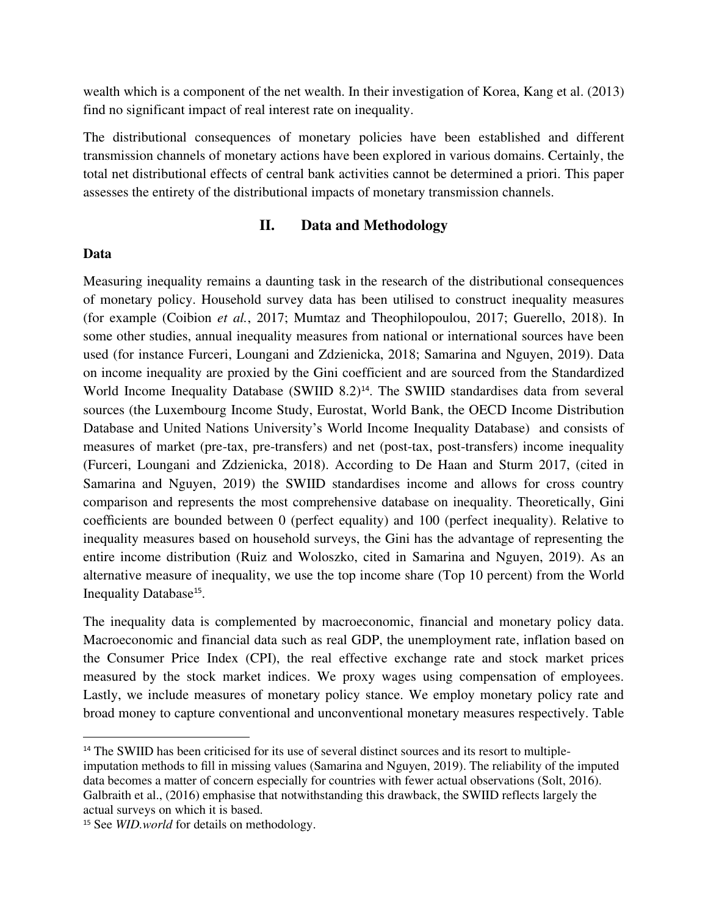wealth which is a component of the net wealth. In their investigation of Korea, Kang et al. (2013) find no significant impact of real interest rate on inequality.

The distributional consequences of monetary policies have been established and different transmission channels of monetary actions have been explored in various domains. Certainly, the total net distributional effects of central bank activities cannot be determined a priori. This paper assesses the entirety of the distributional impacts of monetary transmission channels.

## II. Data and Methodology

**Data**

Measuring inequality remains a daunting task in the research of the distributional consequences of monetary policy. Household survey data has been utilised to construct inequality measures (for example (Coibion *et al.*, 2017; Mumtaz and Theophilopoulou, 2017; Guerello, 2018). In some other studies, annual inequality measures from national or international sources have been used (for instance Furceri, Loungani and Zdzienicka, 2018; Samarina and Nguyen, 2019). Data on income inequality are proxied by the Gini coefficient and are sourced from the Standardized World Income Inequality Database (SWIID 8.2)[14]. The SWIID standardises data from several sources (the Luxembourg Income Study, Eurostat, World Bank, the OECD Income Distribution Database and United Nations University's World Income Inequality Database) and consists of measures of market (pre-tax, pre-transfers) and net (post-tax, post-transfers) income inequality (Furceri, Loungani and Zdzienicka, 2018). According to De Haan and Sturm 2017, (cited in Samarina and Nguyen, 2019) the SWIID standardises income and allows for cross country comparison and represents the most comprehensive database on inequality. Theoretically, Gini coefficients are bounded between 0 (perfect equality) and 100 (perfect inequality). Relative to inequality measures based on household surveys, the Gini has the advantage of representing the entire income distribution (Ruiz and Woloszko, cited in Samarina and Nguyen, 2019). As an alternative measure of inequality, we use the top income share (Top 10 percent) from the World Inequality Database[15].

The inequality data is complemented by macroeconomic, financial and monetary policy data. Macroeconomic and financial data such as real GDP, the unemployment rate, inflation based on the Consumer Price Index (CPI), the real effective exchange rate and stock market prices measured by the stock market indices. We proxy wages using compensation of employees. Lastly, we include measures of monetary policy stance. We employ monetary policy rate and broad money to capture conventional and unconventional monetary measures respectively. Table

---

[14] The SWIID has been criticised for its use of several distinct sources and its resort to multiple-imputation methods to fill in missing values (Samarina and Nguyen, 2019). The reliability of the imputed data becomes a matter of concern especially for countries with fewer actual observations (Solt, 2016). Galbraith et al., (2016) emphasise that notwithstanding this drawback, the SWIID reflects largely the actual surveys on which it is based.

[15] See *WID.world* for details on methodology.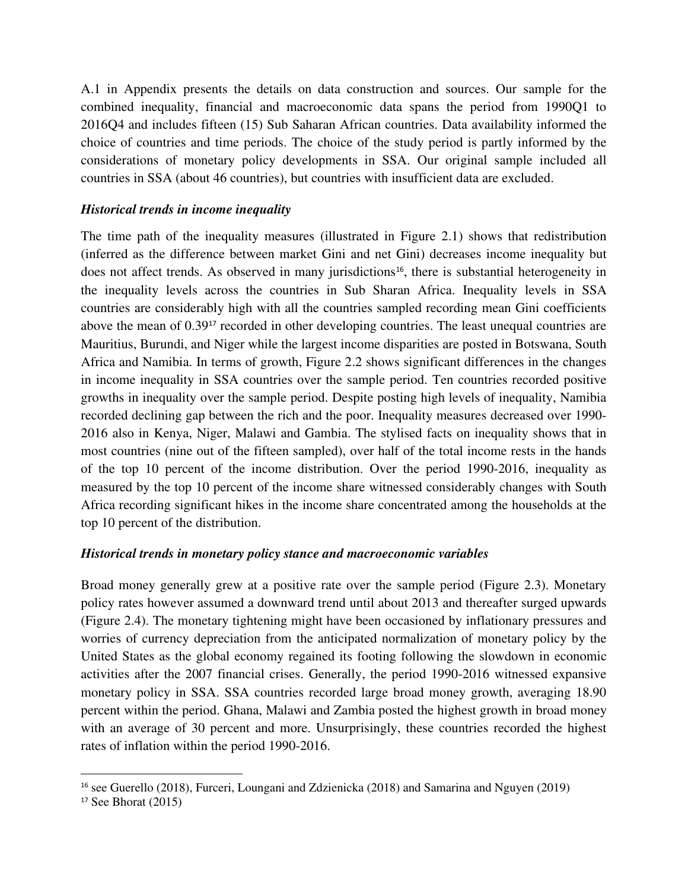A.1 in Appendix presents the details on data construction and sources. Our sample for the combined inequality, financial and macroeconomic data spans the period from 1990Q1 to 2016Q4 and includes fifteen (15) Sub Saharan African countries. Data availability informed the choice of countries and time periods. The choice of the study period is partly informed by the considerations of monetary policy developments in SSA. Our original sample included all countries in SSA (about 46 countries), but countries with insufficient data are excluded.

### *Historical trends in income inequality*

The time path of the inequality measures (illustrated in Figure 2.1) shows that redistribution (inferred as the difference between market Gini and net Gini) decreases income inequality but does not affect trends. As observed in many jurisdictions[16], there is substantial heterogeneity in the inequality levels across the countries in Sub Sharan Africa. Inequality levels in SSA countries are considerably high with all the countries sampled recording mean Gini coefficients above the mean of 0.39[17] recorded in other developing countries. The least unequal countries are Mauritius, Burundi, and Niger while the largest income disparities are posted in Botswana, South Africa and Namibia. In terms of growth, Figure 2.2 shows significant differences in the changes in income inequality in SSA countries over the sample period. Ten countries recorded positive growths in inequality over the sample period. Despite posting high levels of inequality, Namibia recorded declining gap between the rich and the poor. Inequality measures decreased over 1990-2016 also in Kenya, Niger, Malawi and Gambia. The stylised facts on inequality shows that in most countries (nine out of the fifteen sampled), over half of the total income rests in the hands of the top 10 percent of the income distribution. Over the period 1990-2016, inequality as measured by the top 10 percent of the income share witnessed considerably changes with South Africa recording significant hikes in the income share concentrated among the households at the top 10 percent of the distribution.

### *Historical trends in monetary policy stance and macroeconomic variables*

Broad money generally grew at a positive rate over the sample period (Figure 2.3). Monetary policy rates however assumed a downward trend until about 2013 and thereafter surged upwards (Figure 2.4). The monetary tightening might have been occasioned by inflationary pressures and worries of currency depreciation from the anticipated normalization of monetary policy by the United States as the global economy regained its footing following the slowdown in economic activities after the 2007 financial crises. Generally, the period 1990-2016 witnessed expansive monetary policy in SSA. SSA countries recorded large broad money growth, averaging 18.90 percent within the period. Ghana, Malawi and Zambia posted the highest growth in broad money with an average of 30 percent and more. Unsurprisingly, these countries recorded the highest rates of inflation within the period 1990-2016.

---

[16] see Guerello (2018), Furceri, Loungani and Zdzienicka (2018) and Samarina and Nguyen (2019)

[17] See Bhorat (2015)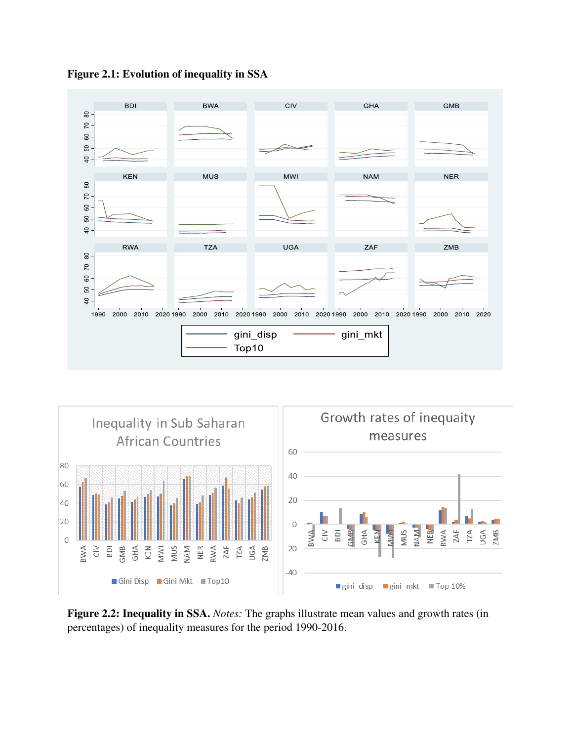**Figure 2.1: Evolution of inequality in SSA**

**Figure 2.2: Inequality in SSA.** *Notes:* The graphs illustrate mean values and growth rates (in percentages) of inequality measures for the period 1990-2016.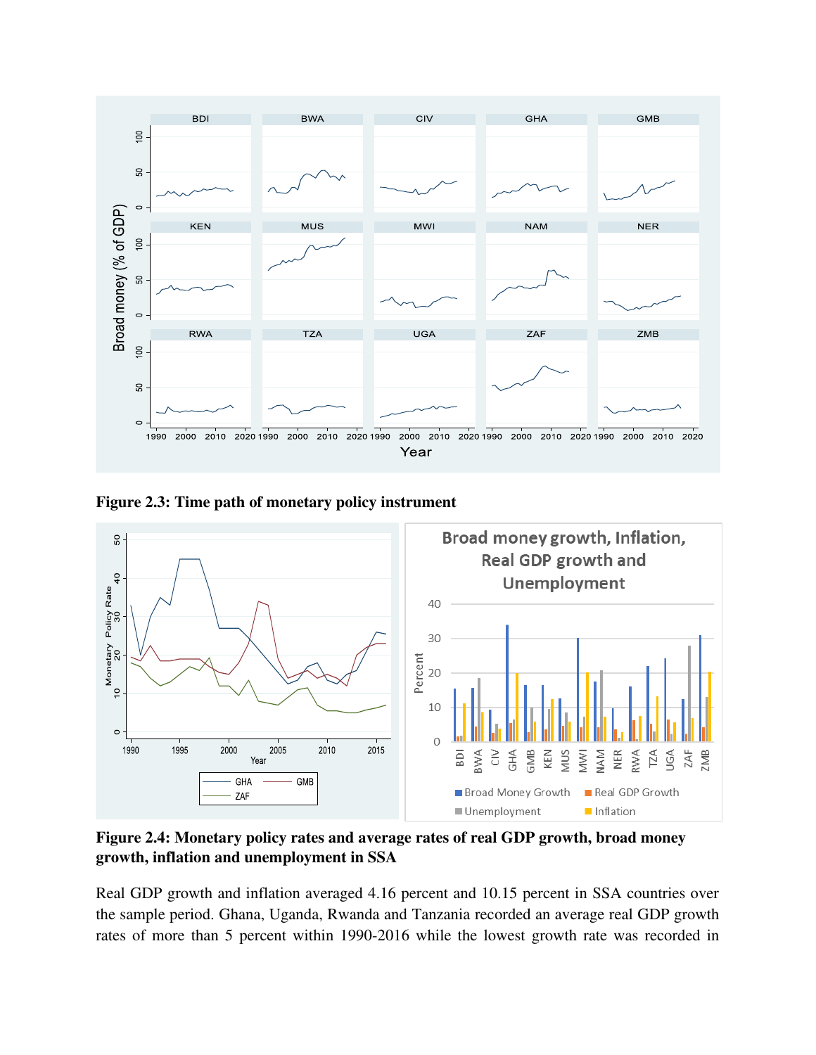**Figure 2.3: Time path of monetary policy instrument**

**Figure 2.4: Monetary policy rates and average rates of real GDP growth, broad money growth, inflation and unemployment in SSA**

Real GDP growth and inflation averaged 4.16 percent and 10.15 percent in SSA countries over the sample period. Ghana, Uganda, Rwanda and Tanzania recorded an average real GDP growth rates of more than 5 percent within 1990-2016 while the lowest growth rate was recorded in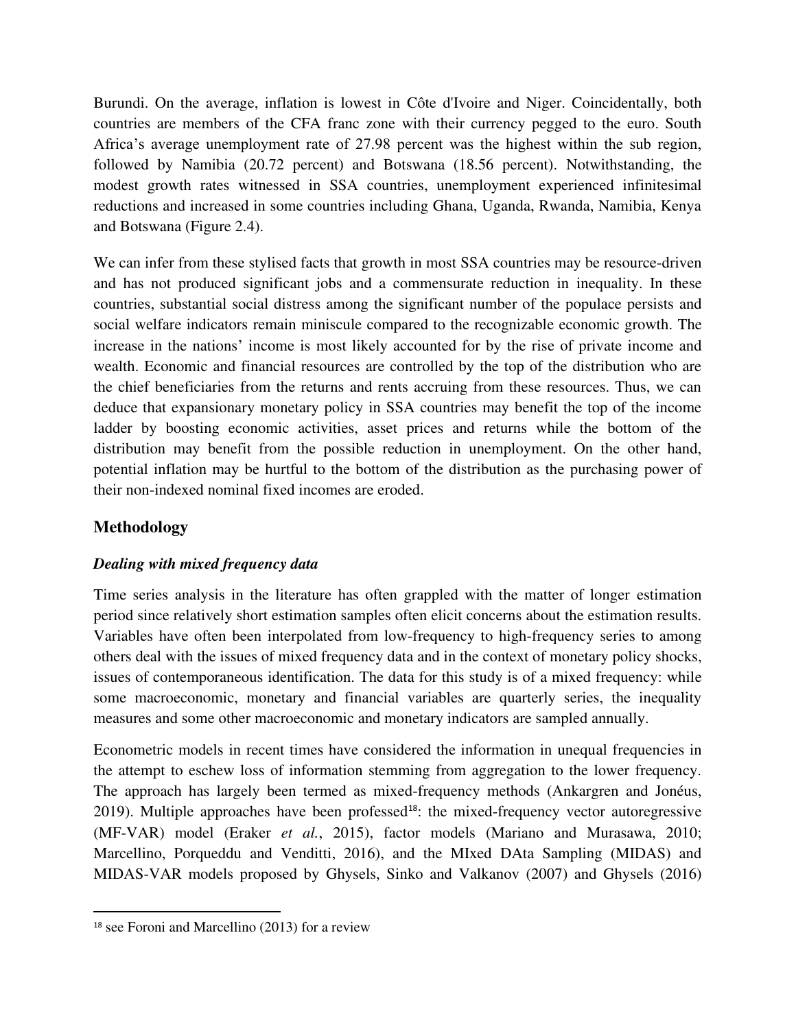Burundi. On the average, inflation is lowest in Côte d'Ivoire and Niger. Coincidentally, both countries are members of the CFA franc zone with their currency pegged to the euro. South Africa's average unemployment rate of 27.98 percent was the highest within the sub region, followed by Namibia (20.72 percent) and Botswana (18.56 percent). Notwithstanding, the modest growth rates witnessed in SSA countries, unemployment experienced infinitesimal reductions and increased in some countries including Ghana, Uganda, Rwanda, Namibia, Kenya and Botswana (Figure 2.4).

We can infer from these stylised facts that growth in most SSA countries may be resource-driven and has not produced significant jobs and a commensurate reduction in inequality. In these countries, substantial social distress among the significant number of the populace persists and social welfare indicators remain miniscule compared to the recognizable economic growth. The increase in the nations' income is most likely accounted for by the rise of private income and wealth. Economic and financial resources are controlled by the top of the distribution who are the chief beneficiaries from the returns and rents accruing from these resources. Thus, we can deduce that expansionary monetary policy in SSA countries may benefit the top of the income ladder by boosting economic activities, asset prices and returns while the bottom of the distribution may benefit from the possible reduction in unemployment. On the other hand, potential inflation may be hurtful to the bottom of the distribution as the purchasing power of their non-indexed nominal fixed incomes are eroded.

## Methodology

### *Dealing with mixed frequency data*

Time series analysis in the literature has often grappled with the matter of longer estimation period since relatively short estimation samples often elicit concerns about the estimation results. Variables have often been interpolated from low-frequency to high-frequency series to among others deal with the issues of mixed frequency data and in the context of monetary policy shocks, issues of contemporaneous identification. The data for this study is of a mixed frequency: while some macroeconomic, monetary and financial variables are quarterly series, the inequality measures and some other macroeconomic and monetary indicators are sampled annually.

Econometric models in recent times have considered the information in unequal frequencies in the attempt to eschew loss of information stemming from aggregation to the lower frequency. The approach has largely been termed as mixed-frequency methods (Ankargren and Jonéus, 2019). Multiple approaches have been professed[18]: the mixed-frequency vector autoregressive (MF-VAR) model (Eraker *et al.*, 2015), factor models (Mariano and Murasawa, 2010; Marcellino, Porqueddu and Venditti, 2016), and the MIxed DAta Sampling (MIDAS) and MIDAS-VAR models proposed by Ghysels, Sinko and Valkanov (2007) and Ghysels (2016)

[18] see Foroni and Marcellino (2013) for a review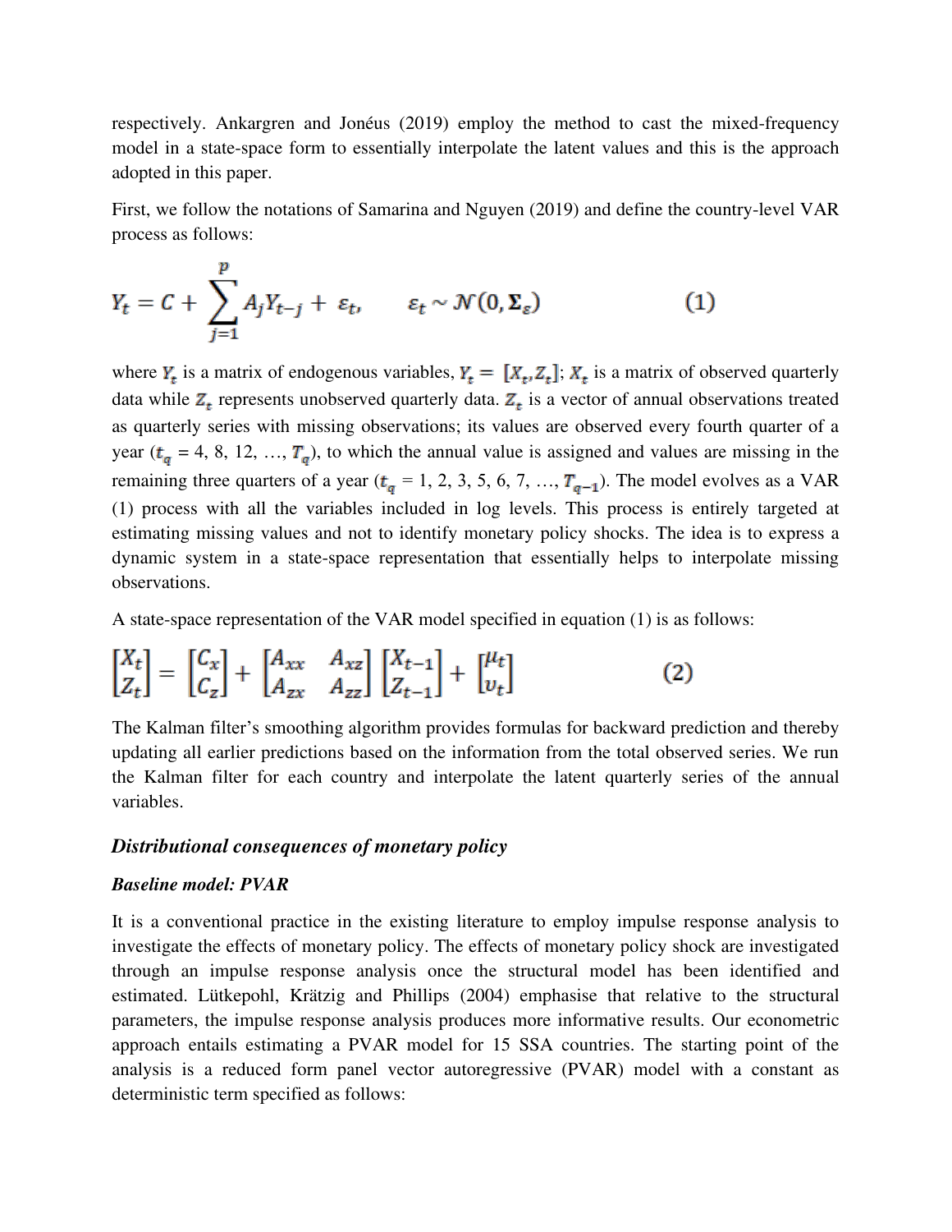respectively. Ankargren and Jonéus (2019) employ the method to cast the mixed-frequency model in a state-space form to essentially interpolate the latent values and this is the approach adopted in this paper.

First, we follow the notations of Samarina and Nguyen (2019) and define the country-level VAR process as follows:

$$Y_t = C + \sum_{j=1}^{p} A_j Y_{t-j} + \varepsilon_t, \qquad \varepsilon_t \sim \mathcal{N}(0, \boldsymbol{\Sigma}_\varepsilon) \tag{1}$$

where $Y_t$ is a matrix of endogenous variables, $Y_t = [X_t, Z_t]$; $X_t$ is a matrix of observed quarterly data while $Z_t$ represents unobserved quarterly data. $Z_t$ is a vector of annual observations treated as quarterly series with missing observations; its values are observed every fourth quarter of a year ($t_q$ = 4, 8, 12, …, $T_q$), to which the annual value is assigned and values are missing in the remaining three quarters of a year ($t_q$ = 1, 2, 3, 5, 6, 7, …, $T_{q-1}$). The model evolves as a VAR (1) process with all the variables included in log levels. This process is entirely targeted at estimating missing values and not to identify monetary policy shocks. The idea is to express a dynamic system in a state-space representation that essentially helps to interpolate missing observations.

A state-space representation of the VAR model specified in equation (1) is as follows:

$$\begin{bmatrix} X_t \\ Z_t \end{bmatrix} = \begin{bmatrix} C_x \\ C_z \end{bmatrix} + \begin{bmatrix} A_{xx} & A_{xz} \\ A_{zx} & A_{zz} \end{bmatrix} \begin{bmatrix} X_{t-1} \\ Z_{t-1} \end{bmatrix} + \begin{bmatrix} \mu_t \\ \upsilon_t \end{bmatrix} \tag{2}$$

The Kalman filter's smoothing algorithm provides formulas for backward prediction and thereby updating all earlier predictions based on the information from the total observed series. We run the Kalman filter for each country and interpolate the latent quarterly series of the annual variables.

### *Distributional consequences of monetary policy*

#### *Baseline model: PVAR*

It is a conventional practice in the existing literature to employ impulse response analysis to investigate the effects of monetary policy. The effects of monetary policy shock are investigated through an impulse response analysis once the structural model has been identified and estimated. Lütkepohl, Krätzig and Phillips (2004) emphasise that relative to the structural parameters, the impulse response analysis produces more informative results. Our econometric approach entails estimating a PVAR model for 15 SSA countries. The starting point of the analysis is a reduced form panel vector autoregressive (PVAR) model with a constant as deterministic term specified as follows: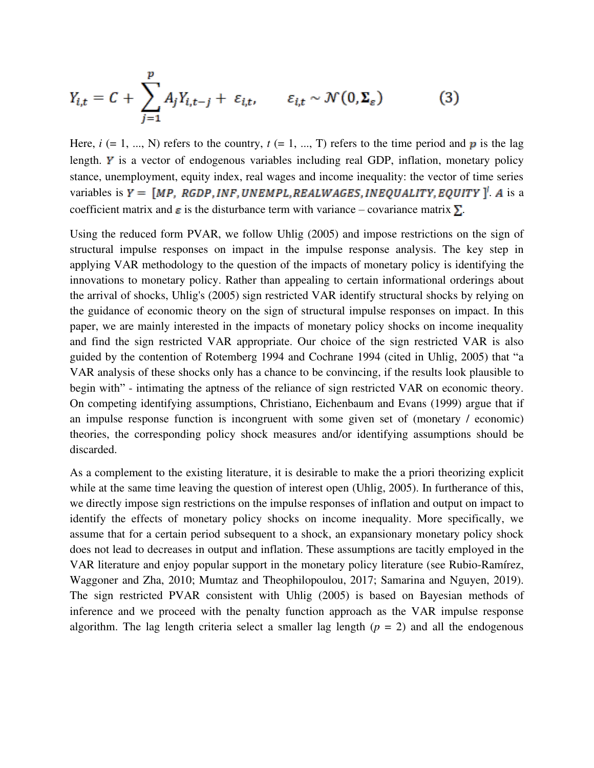$$Y_{i,t} = C + \sum_{j=1}^{p} A_j Y_{i,t-j} + \varepsilon_{i,t}, \qquad \varepsilon_{i,t} \sim \mathcal{N}(0, \boldsymbol{\Sigma}_{\varepsilon}) \tag{3}$$

Here, $i$ (= 1, ..., N) refers to the country, $t$ (= 1, ..., T) refers to the time period and $\boldsymbol{p}$ is the lag length. $\boldsymbol{Y}$ is a vector of endogenous variables including real GDP, inflation, monetary policy stance, unemployment, equity index, real wages and income inequality: the vector of time series variables is $\boldsymbol{Y} = [\boldsymbol{MP},\ \boldsymbol{RGDP}, \boldsymbol{INF}, \boldsymbol{UNEMPL}, \boldsymbol{REALWAGES}, \boldsymbol{INEQUALITY}, \boldsymbol{EQUITY}\ ]'$. $\boldsymbol{A}$ is a coefficient matrix and $\boldsymbol{\varepsilon}$ is the disturbance term with variance – covariance matrix $\boldsymbol{\Sigma}$.

Using the reduced form PVAR, we follow Uhlig (2005) and impose restrictions on the sign of structural impulse responses on impact in the impulse response analysis. The key step in applying VAR methodology to the question of the impacts of monetary policy is identifying the innovations to monetary policy. Rather than appealing to certain informational orderings about the arrival of shocks, Uhlig's (2005) sign restricted VAR identify structural shocks by relying on the guidance of economic theory on the sign of structural impulse responses on impact. In this paper, we are mainly interested in the impacts of monetary policy shocks on income inequality and find the sign restricted VAR appropriate. Our choice of the sign restricted VAR is also guided by the contention of Rotemberg 1994 and Cochrane 1994 (cited in Uhlig, 2005) that "a VAR analysis of these shocks only has a chance to be convincing, if the results look plausible to begin with" - intimating the aptness of the reliance of sign restricted VAR on economic theory. On competing identifying assumptions, Christiano, Eichenbaum and Evans (1999) argue that if an impulse response function is incongruent with some given set of (monetary / economic) theories, the corresponding policy shock measures and/or identifying assumptions should be discarded.

As a complement to the existing literature, it is desirable to make the a priori theorizing explicit while at the same time leaving the question of interest open (Uhlig, 2005). In furtherance of this, we directly impose sign restrictions on the impulse responses of inflation and output on impact to identify the effects of monetary policy shocks on income inequality. More specifically, we assume that for a certain period subsequent to a shock, an expansionary monetary policy shock does not lead to decreases in output and inflation. These assumptions are tacitly employed in the VAR literature and enjoy popular support in the monetary policy literature (see Rubio-Ramírez, Waggoner and Zha, 2010; Mumtaz and Theophilopoulou, 2017; Samarina and Nguyen, 2019). The sign restricted PVAR consistent with Uhlig (2005) is based on Bayesian methods of inference and we proceed with the penalty function approach as the VAR impulse response algorithm. The lag length criteria select a smaller lag length ($p$ = 2) and all the endogenous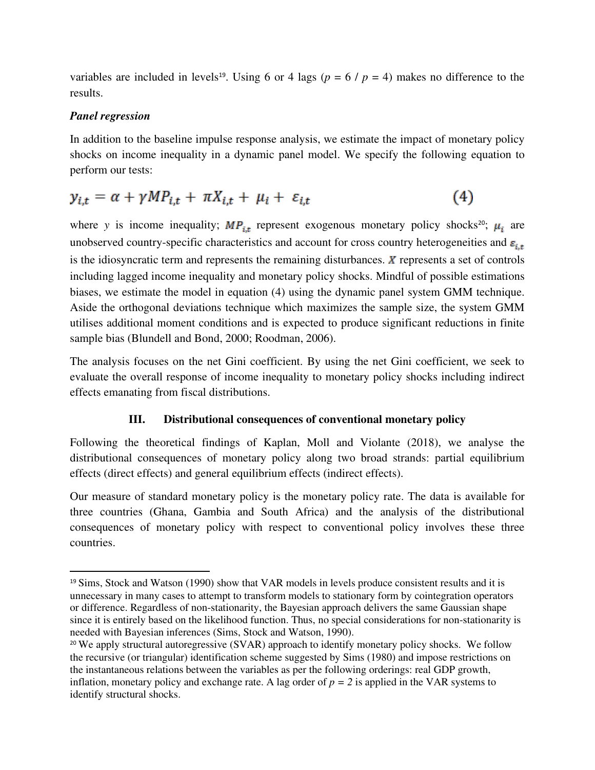variables are included in levels[19]. Using 6 or 4 lags ($p = 6$ / $p = 4$) makes no difference to the results.

***Panel regression***

In addition to the baseline impulse response analysis, we estimate the impact of monetary policy shocks on income inequality in a dynamic panel model. We specify the following equation to perform our tests:

$$y_{i,t} = \alpha + \gamma MP_{i,t} + \pi X_{i,t} + \mu_i + \varepsilon_{i,t} \tag{4}$$

where $y$ is income inequality; $MP_{i,t}$ represent exogenous monetary policy shocks[20]; $\mu_i$ are unobserved country-specific characteristics and account for cross country heterogeneities and $\varepsilon_{i,t}$ is the idiosyncratic term and represents the remaining disturbances. $X$ represents a set of controls including lagged income inequality and monetary policy shocks. Mindful of possible estimations biases, we estimate the model in equation (4) using the dynamic panel system GMM technique. Aside the orthogonal deviations technique which maximizes the sample size, the system GMM utilises additional moment conditions and is expected to produce significant reductions in finite sample bias (Blundell and Bond, 2000; Roodman, 2006).

The analysis focuses on the net Gini coefficient. By using the net Gini coefficient, we seek to evaluate the overall response of income inequality to monetary policy shocks including indirect effects emanating from fiscal distributions.

## III. Distributional consequences of conventional monetary policy

Following the theoretical findings of Kaplan, Moll and Violante (2018), we analyse the distributional consequences of monetary policy along two broad strands: partial equilibrium effects (direct effects) and general equilibrium effects (indirect effects).

Our measure of standard monetary policy is the monetary policy rate. The data is available for three countries (Ghana, Gambia and South Africa) and the analysis of the distributional consequences of monetary policy with respect to conventional policy involves these three countries.

---

[19] Sims, Stock and Watson (1990) show that VAR models in levels produce consistent results and it is unnecessary in many cases to attempt to transform models to stationary form by cointegration operators or difference. Regardless of non-stationarity, the Bayesian approach delivers the same Gaussian shape since it is entirely based on the likelihood function. Thus, no special considerations for non-stationarity is needed with Bayesian inferences (Sims, Stock and Watson, 1990).

[20] We apply structural autoregressive (SVAR) approach to identify monetary policy shocks. We follow the recursive (or triangular) identification scheme suggested by Sims (1980) and impose restrictions on the instantaneous relations between the variables as per the following orderings: real GDP growth, inflation, monetary policy and exchange rate. A lag order of $p = 2$ is applied in the VAR systems to identify structural shocks.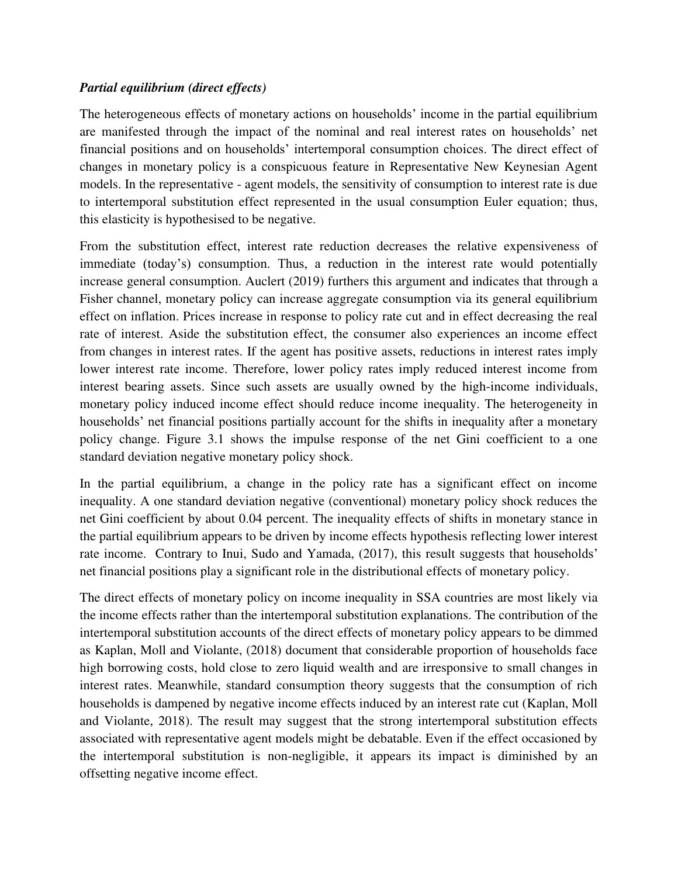***Partial equilibrium (direct effects)***

The heterogeneous effects of monetary actions on households' income in the partial equilibrium are manifested through the impact of the nominal and real interest rates on households' net financial positions and on households' intertemporal consumption choices. The direct effect of changes in monetary policy is a conspicuous feature in Representative New Keynesian Agent models. In the representative - agent models, the sensitivity of consumption to interest rate is due to intertemporal substitution effect represented in the usual consumption Euler equation; thus, this elasticity is hypothesised to be negative.

From the substitution effect, interest rate reduction decreases the relative expensiveness of immediate (today's) consumption. Thus, a reduction in the interest rate would potentially increase general consumption. Auclert (2019) furthers this argument and indicates that through a Fisher channel, monetary policy can increase aggregate consumption via its general equilibrium effect on inflation. Prices increase in response to policy rate cut and in effect decreasing the real rate of interest. Aside the substitution effect, the consumer also experiences an income effect from changes in interest rates. If the agent has positive assets, reductions in interest rates imply lower interest rate income. Therefore, lower policy rates imply reduced interest income from interest bearing assets. Since such assets are usually owned by the high-income individuals, monetary policy induced income effect should reduce income inequality. The heterogeneity in households' net financial positions partially account for the shifts in inequality after a monetary policy change. Figure 3.1 shows the impulse response of the net Gini coefficient to a one standard deviation negative monetary policy shock.

In the partial equilibrium, a change in the policy rate has a significant effect on income inequality. A one standard deviation negative (conventional) monetary policy shock reduces the net Gini coefficient by about 0.04 percent. The inequality effects of shifts in monetary stance in the partial equilibrium appears to be driven by income effects hypothesis reflecting lower interest rate income. Contrary to Inui, Sudo and Yamada, (2017), this result suggests that households' net financial positions play a significant role in the distributional effects of monetary policy.

The direct effects of monetary policy on income inequality in SSA countries are most likely via the income effects rather than the intertemporal substitution explanations. The contribution of the intertemporal substitution accounts of the direct effects of monetary policy appears to be dimmed as Kaplan, Moll and Violante, (2018) document that considerable proportion of households face high borrowing costs, hold close to zero liquid wealth and are irresponsive to small changes in interest rates. Meanwhile, standard consumption theory suggests that the consumption of rich households is dampened by negative income effects induced by an interest rate cut (Kaplan, Moll and Violante, 2018). The result may suggest that the strong intertemporal substitution effects associated with representative agent models might be debatable. Even if the effect occasioned by the intertemporal substitution is non-negligible, it appears its impact is diminished by an offsetting negative income effect.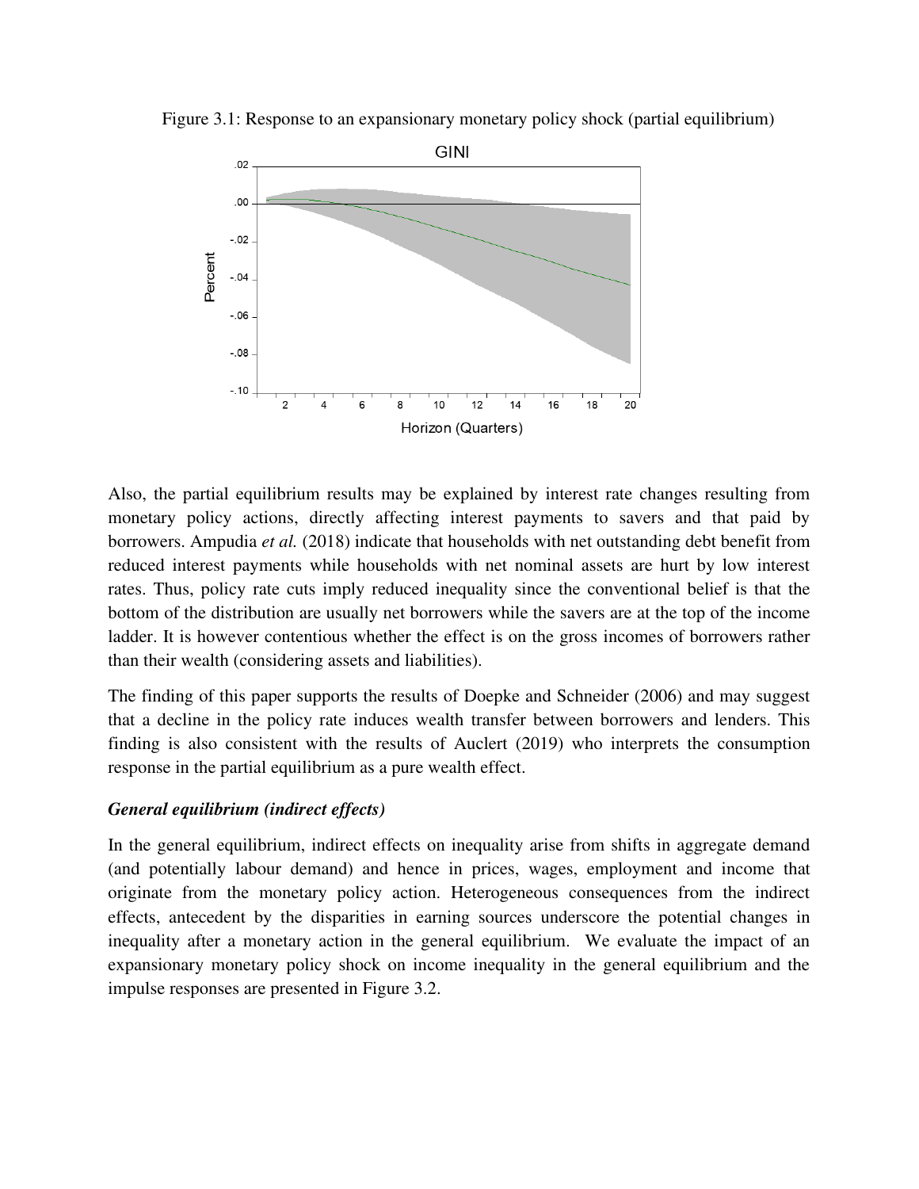Figure 3.1: Response to an expansionary monetary policy shock (partial equilibrium)

Also, the partial equilibrium results may be explained by interest rate changes resulting from monetary policy actions, directly affecting interest payments to savers and that paid by borrowers. Ampudia *et al.* (2018) indicate that households with net outstanding debt benefit from reduced interest payments while households with net nominal assets are hurt by low interest rates. Thus, policy rate cuts imply reduced inequality since the conventional belief is that the bottom of the distribution are usually net borrowers while the savers are at the top of the income ladder. It is however contentious whether the effect is on the gross incomes of borrowers rather than their wealth (considering assets and liabilities).

The finding of this paper supports the results of Doepke and Schneider (2006) and may suggest that a decline in the policy rate induces wealth transfer between borrowers and lenders. This finding is also consistent with the results of Auclert (2019) who interprets the consumption response in the partial equilibrium as a pure wealth effect.

***General equilibrium (indirect effects)***

In the general equilibrium, indirect effects on inequality arise from shifts in aggregate demand (and potentially labour demand) and hence in prices, wages, employment and income that originate from the monetary policy action. Heterogeneous consequences from the indirect effects, antecedent by the disparities in earning sources underscore the potential changes in inequality after a monetary action in the general equilibrium. We evaluate the impact of an expansionary monetary policy shock on income inequality in the general equilibrium and the impulse responses are presented in Figure 3.2.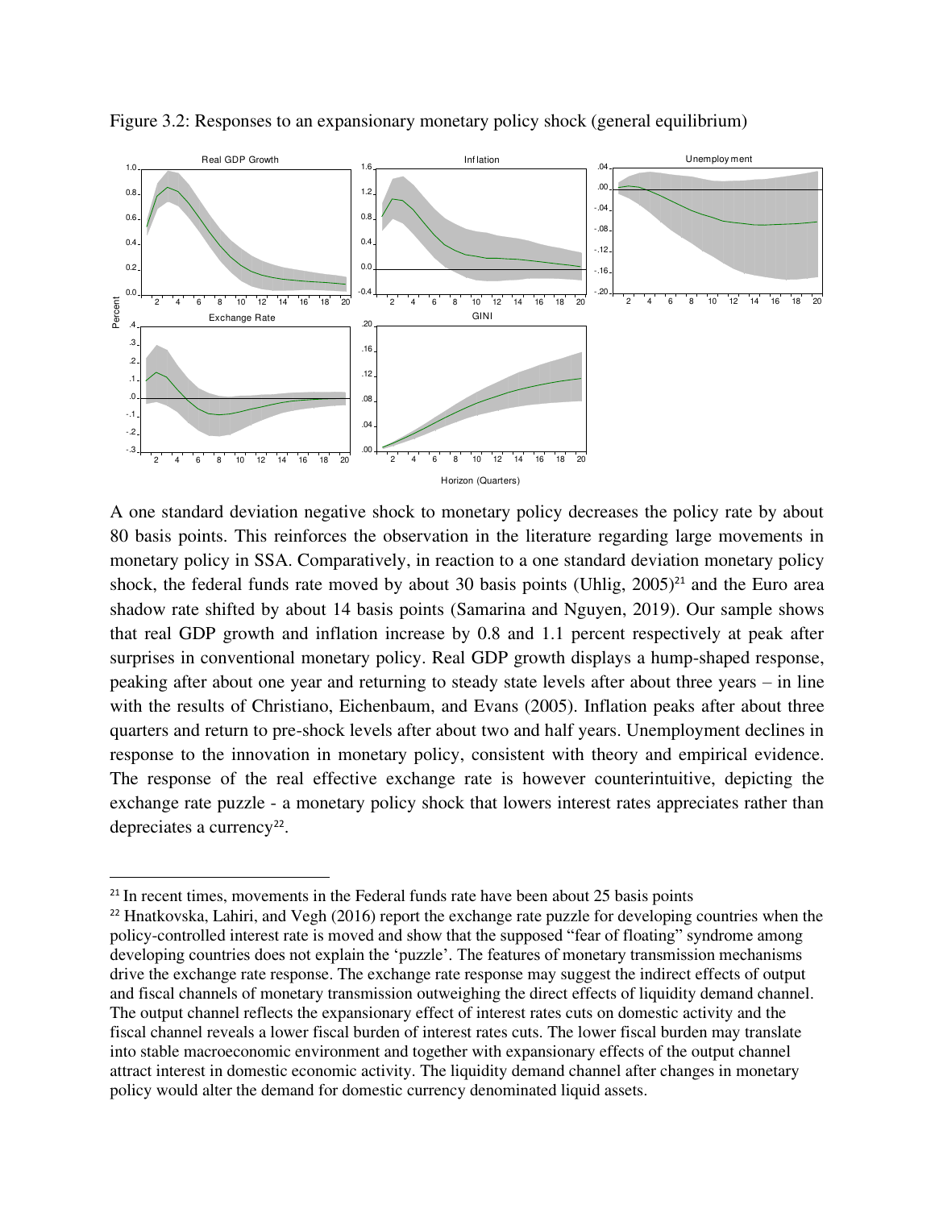Figure 3.2: Responses to an expansionary monetary policy shock (general equilibrium)

A one standard deviation negative shock to monetary policy decreases the policy rate by about 80 basis points. This reinforces the observation in the literature regarding large movements in monetary policy in SSA. Comparatively, in reaction to a one standard deviation monetary policy shock, the federal funds rate moved by about 30 basis points (Uhlig, 2005)[21] and the Euro area shadow rate shifted by about 14 basis points (Samarina and Nguyen, 2019). Our sample shows that real GDP growth and inflation increase by 0.8 and 1.1 percent respectively at peak after surprises in conventional monetary policy. Real GDP growth displays a hump-shaped response, peaking after about one year and returning to steady state levels after about three years – in line with the results of Christiano, Eichenbaum, and Evans (2005). Inflation peaks after about three quarters and return to pre-shock levels after about two and half years. Unemployment declines in response to the innovation in monetary policy, consistent with theory and empirical evidence. The response of the real effective exchange rate is however counterintuitive, depicting the exchange rate puzzle - a monetary policy shock that lowers interest rates appreciates rather than depreciates a currency[22].

---

[21] In recent times, movements in the Federal funds rate have been about 25 basis points

[22] Hnatkovska, Lahiri, and Vegh (2016) report the exchange rate puzzle for developing countries when the policy-controlled interest rate is moved and show that the supposed "fear of floating" syndrome among developing countries does not explain the 'puzzle'. The features of monetary transmission mechanisms drive the exchange rate response. The exchange rate response may suggest the indirect effects of output and fiscal channels of monetary transmission outweighing the direct effects of liquidity demand channel. The output channel reflects the expansionary effect of interest rates cuts on domestic activity and the fiscal channel reveals a lower fiscal burden of interest rates cuts. The lower fiscal burden may translate into stable macroeconomic environment and together with expansionary effects of the output channel attract interest in domestic economic activity. The liquidity demand channel after changes in monetary policy would alter the demand for domestic currency denominated liquid assets.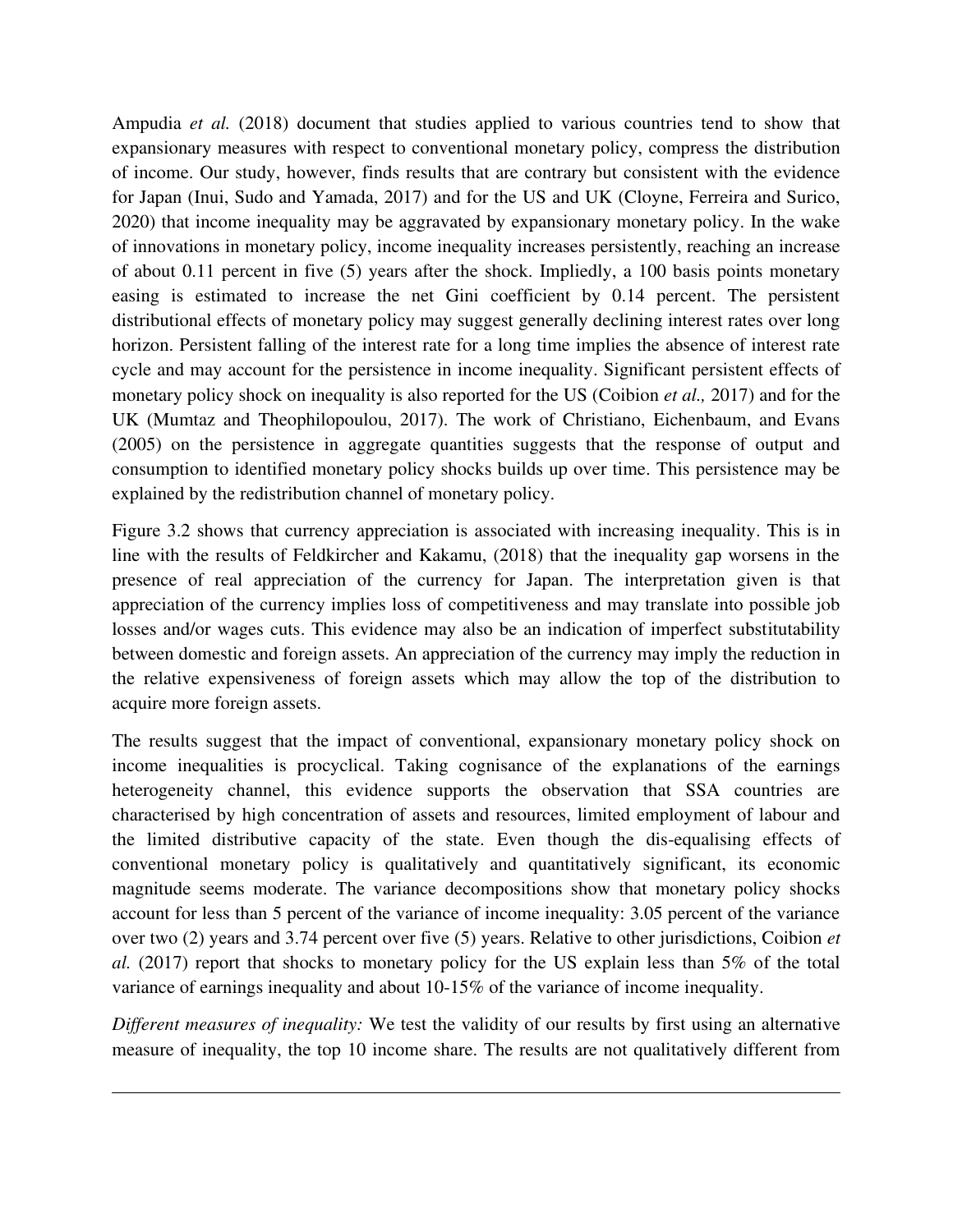Ampudia *et al.* (2018) document that studies applied to various countries tend to show that expansionary measures with respect to conventional monetary policy, compress the distribution of income. Our study, however, finds results that are contrary but consistent with the evidence for Japan (Inui, Sudo and Yamada, 2017) and for the US and UK (Cloyne, Ferreira and Surico, 2020) that income inequality may be aggravated by expansionary monetary policy. In the wake of innovations in monetary policy, income inequality increases persistently, reaching an increase of about 0.11 percent in five (5) years after the shock. Impliedly, a 100 basis points monetary easing is estimated to increase the net Gini coefficient by 0.14 percent. The persistent distributional effects of monetary policy may suggest generally declining interest rates over long horizon. Persistent falling of the interest rate for a long time implies the absence of interest rate cycle and may account for the persistence in income inequality. Significant persistent effects of monetary policy shock on inequality is also reported for the US (Coibion *et al.,* 2017) and for the UK (Mumtaz and Theophilopoulou, 2017). The work of Christiano, Eichenbaum, and Evans (2005) on the persistence in aggregate quantities suggests that the response of output and consumption to identified monetary policy shocks builds up over time. This persistence may be explained by the redistribution channel of monetary policy.

Figure 3.2 shows that currency appreciation is associated with increasing inequality. This is in line with the results of Feldkircher and Kakamu, (2018) that the inequality gap worsens in the presence of real appreciation of the currency for Japan. The interpretation given is that appreciation of the currency implies loss of competitiveness and may translate into possible job losses and/or wages cuts. This evidence may also be an indication of imperfect substitutability between domestic and foreign assets. An appreciation of the currency may imply the reduction in the relative expensiveness of foreign assets which may allow the top of the distribution to acquire more foreign assets.

The results suggest that the impact of conventional, expansionary monetary policy shock on income inequalities is procyclical. Taking cognisance of the explanations of the earnings heterogeneity channel, this evidence supports the observation that SSA countries are characterised by high concentration of assets and resources, limited employment of labour and the limited distributive capacity of the state. Even though the dis-equalising effects of conventional monetary policy is qualitatively and quantitatively significant, its economic magnitude seems moderate. The variance decompositions show that monetary policy shocks account for less than 5 percent of the variance of income inequality: 3.05 percent of the variance over two (2) years and 3.74 percent over five (5) years. Relative to other jurisdictions, Coibion *et al.* (2017) report that shocks to monetary policy for the US explain less than 5% of the total variance of earnings inequality and about 10-15% of the variance of income inequality.

*Different measures of inequality:* We test the validity of our results by first using an alternative measure of inequality, the top 10 income share. The results are not qualitatively different from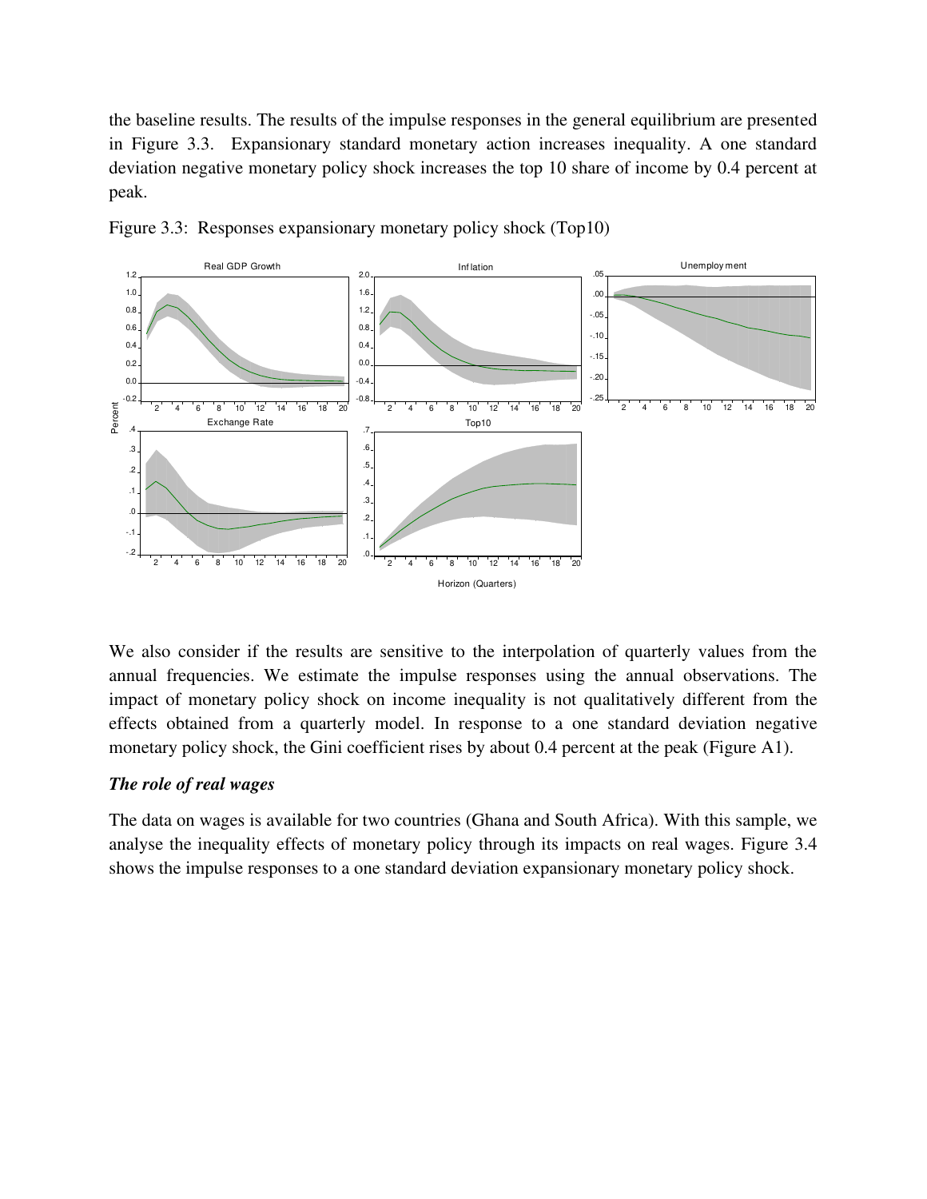the baseline results. The results of the impulse responses in the general equilibrium are presented in Figure 3.3. Expansionary standard monetary action increases inequality. A one standard deviation negative monetary policy shock increases the top 10 share of income by 0.4 percent at peak.

Figure 3.3: Responses expansionary monetary policy shock (Top10)

We also consider if the results are sensitive to the interpolation of quarterly values from the annual frequencies. We estimate the impulse responses using the annual observations. The impact of monetary policy shock on income inequality is not qualitatively different from the effects obtained from a quarterly model. In response to a one standard deviation negative monetary policy shock, the Gini coefficient rises by about 0.4 percent at the peak (Figure A1).

***The role of real wages***

The data on wages is available for two countries (Ghana and South Africa). With this sample, we analyse the inequality effects of monetary policy through its impacts on real wages. Figure 3.4 shows the impulse responses to a one standard deviation expansionary monetary policy shock.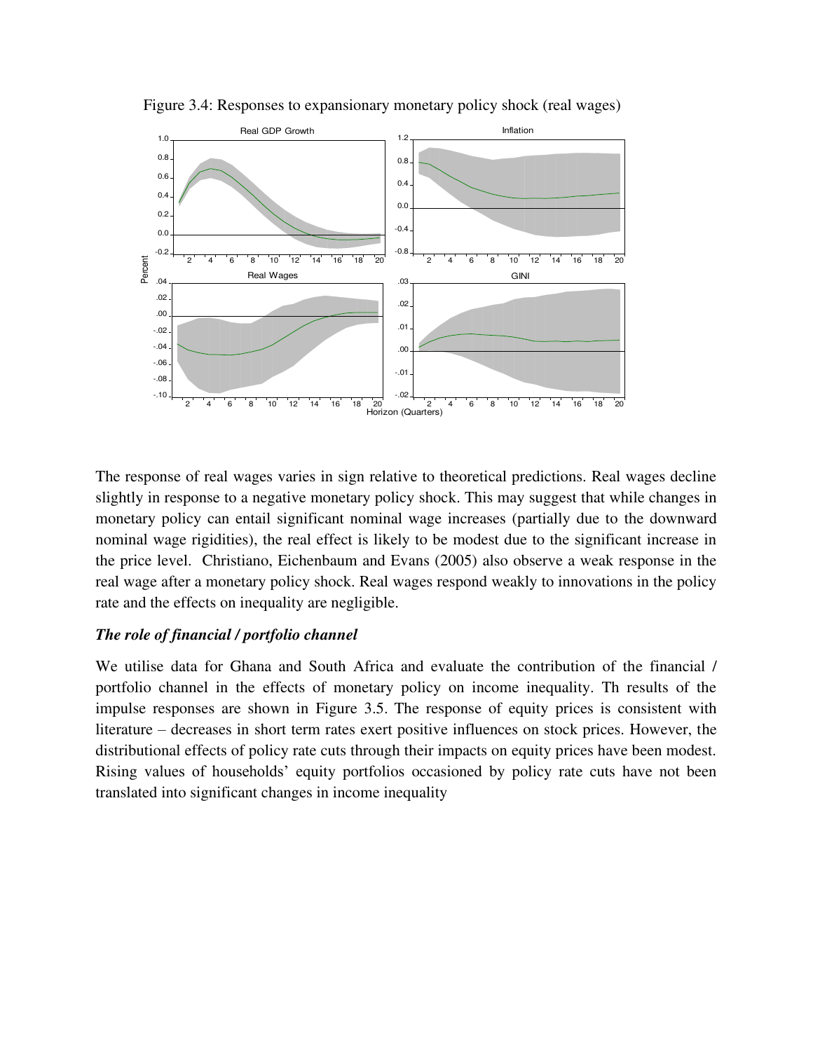Figure 3.4: Responses to expansionary monetary policy shock (real wages)

The response of real wages varies in sign relative to theoretical predictions. Real wages decline slightly in response to a negative monetary policy shock. This may suggest that while changes in monetary policy can entail significant nominal wage increases (partially due to the downward nominal wage rigidities), the real effect is likely to be modest due to the significant increase in the price level. Christiano, Eichenbaum and Evans (2005) also observe a weak response in the real wage after a monetary policy shock. Real wages respond weakly to innovations in the policy rate and the effects on inequality are negligible.

### *The role of financial / portfolio channel*

We utilise data for Ghana and South Africa and evaluate the contribution of the financial / portfolio channel in the effects of monetary policy on income inequality. Th results of the impulse responses are shown in Figure 3.5. The response of equity prices is consistent with literature – decreases in short term rates exert positive influences on stock prices. However, the distributional effects of policy rate cuts through their impacts on equity prices have been modest. Rising values of households' equity portfolios occasioned by policy rate cuts have not been translated into significant changes in income inequality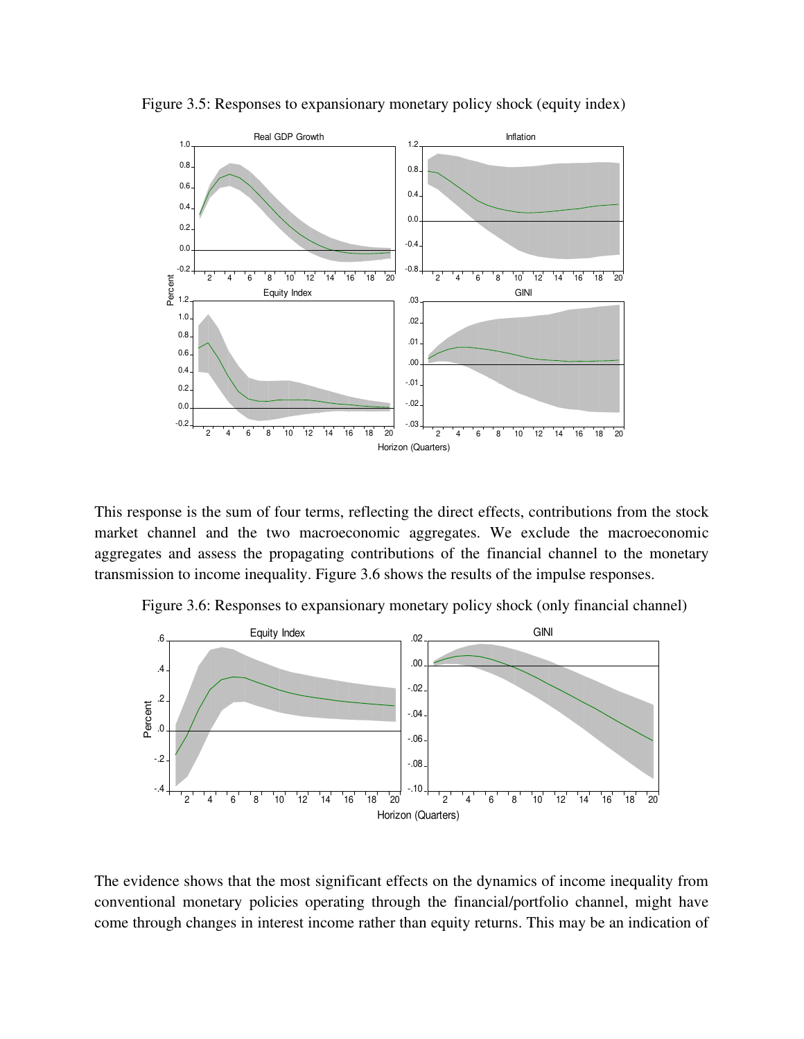Figure 3.5: Responses to expansionary monetary policy shock (equity index)

This response is the sum of four terms, reflecting the direct effects, contributions from the stock market channel and the two macroeconomic aggregates. We exclude the macroeconomic aggregates and assess the propagating contributions of the financial channel to the monetary transmission to income inequality. Figure 3.6 shows the results of the impulse responses.

Figure 3.6: Responses to expansionary monetary policy shock (only financial channel)

The evidence shows that the most significant effects on the dynamics of income inequality from conventional monetary policies operating through the financial/portfolio channel, might have come through changes in interest income rather than equity returns. This may be an indication of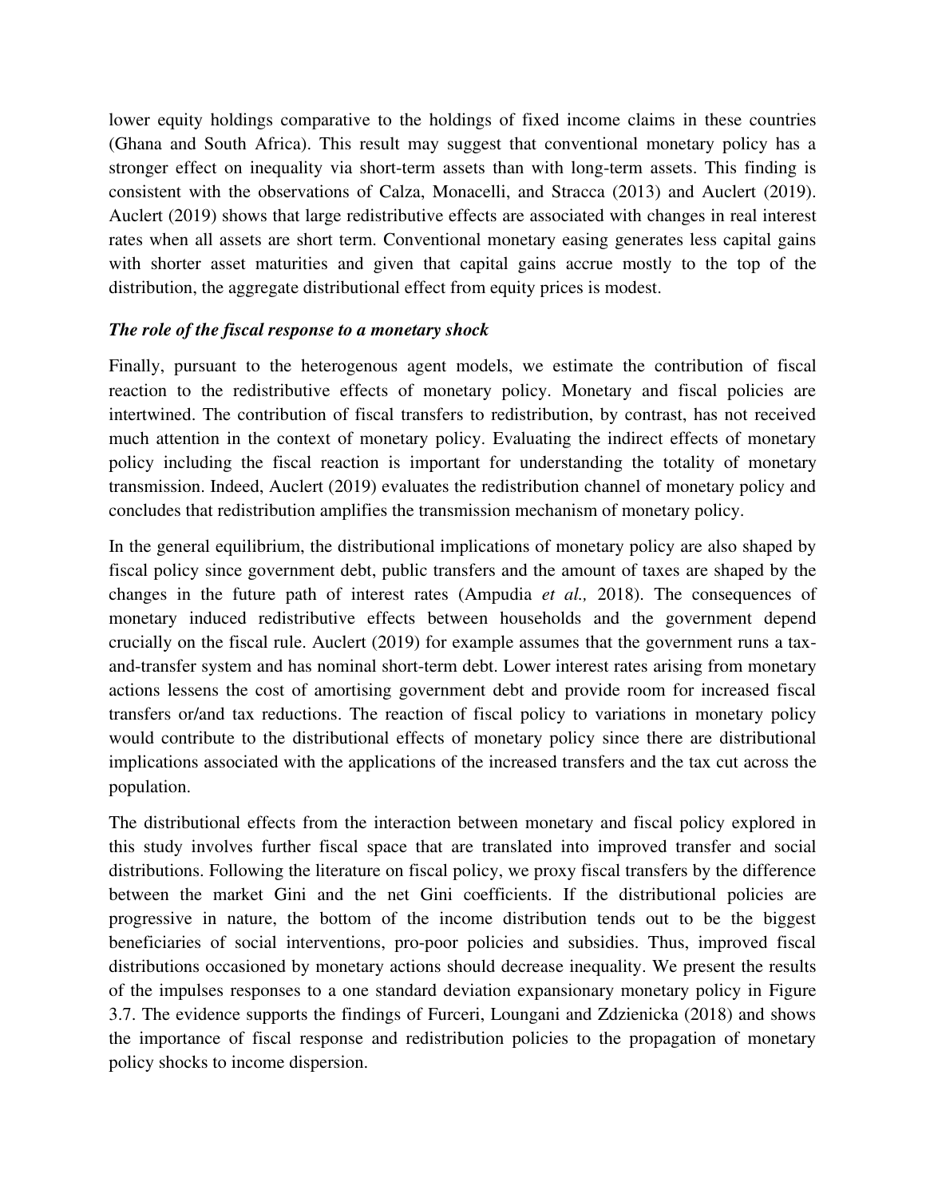lower equity holdings comparative to the holdings of fixed income claims in these countries (Ghana and South Africa). This result may suggest that conventional monetary policy has a stronger effect on inequality via short-term assets than with long-term assets. This finding is consistent with the observations of Calza, Monacelli, and Stracca (2013) and Auclert (2019). Auclert (2019) shows that large redistributive effects are associated with changes in real interest rates when all assets are short term. Conventional monetary easing generates less capital gains with shorter asset maturities and given that capital gains accrue mostly to the top of the distribution, the aggregate distributional effect from equity prices is modest.

***The role of the fiscal response to a monetary shock***

Finally, pursuant to the heterogenous agent models, we estimate the contribution of fiscal reaction to the redistributive effects of monetary policy. Monetary and fiscal policies are intertwined. The contribution of fiscal transfers to redistribution, by contrast, has not received much attention in the context of monetary policy. Evaluating the indirect effects of monetary policy including the fiscal reaction is important for understanding the totality of monetary transmission. Indeed, Auclert (2019) evaluates the redistribution channel of monetary policy and concludes that redistribution amplifies the transmission mechanism of monetary policy.

In the general equilibrium, the distributional implications of monetary policy are also shaped by fiscal policy since government debt, public transfers and the amount of taxes are shaped by the changes in the future path of interest rates (Ampudia *et al.,* 2018). The consequences of monetary induced redistributive effects between households and the government depend crucially on the fiscal rule. Auclert (2019) for example assumes that the government runs a tax-and-transfer system and has nominal short-term debt. Lower interest rates arising from monetary actions lessens the cost of amortising government debt and provide room for increased fiscal transfers or/and tax reductions. The reaction of fiscal policy to variations in monetary policy would contribute to the distributional effects of monetary policy since there are distributional implications associated with the applications of the increased transfers and the tax cut across the population.

The distributional effects from the interaction between monetary and fiscal policy explored in this study involves further fiscal space that are translated into improved transfer and social distributions. Following the literature on fiscal policy, we proxy fiscal transfers by the difference between the market Gini and the net Gini coefficients. If the distributional policies are progressive in nature, the bottom of the income distribution tends out to be the biggest beneficiaries of social interventions, pro-poor policies and subsidies. Thus, improved fiscal distributions occasioned by monetary actions should decrease inequality. We present the results of the impulses responses to a one standard deviation expansionary monetary policy in Figure 3.7. The evidence supports the findings of Furceri, Loungani and Zdzienicka (2018) and shows the importance of fiscal response and redistribution policies to the propagation of monetary policy shocks to income dispersion.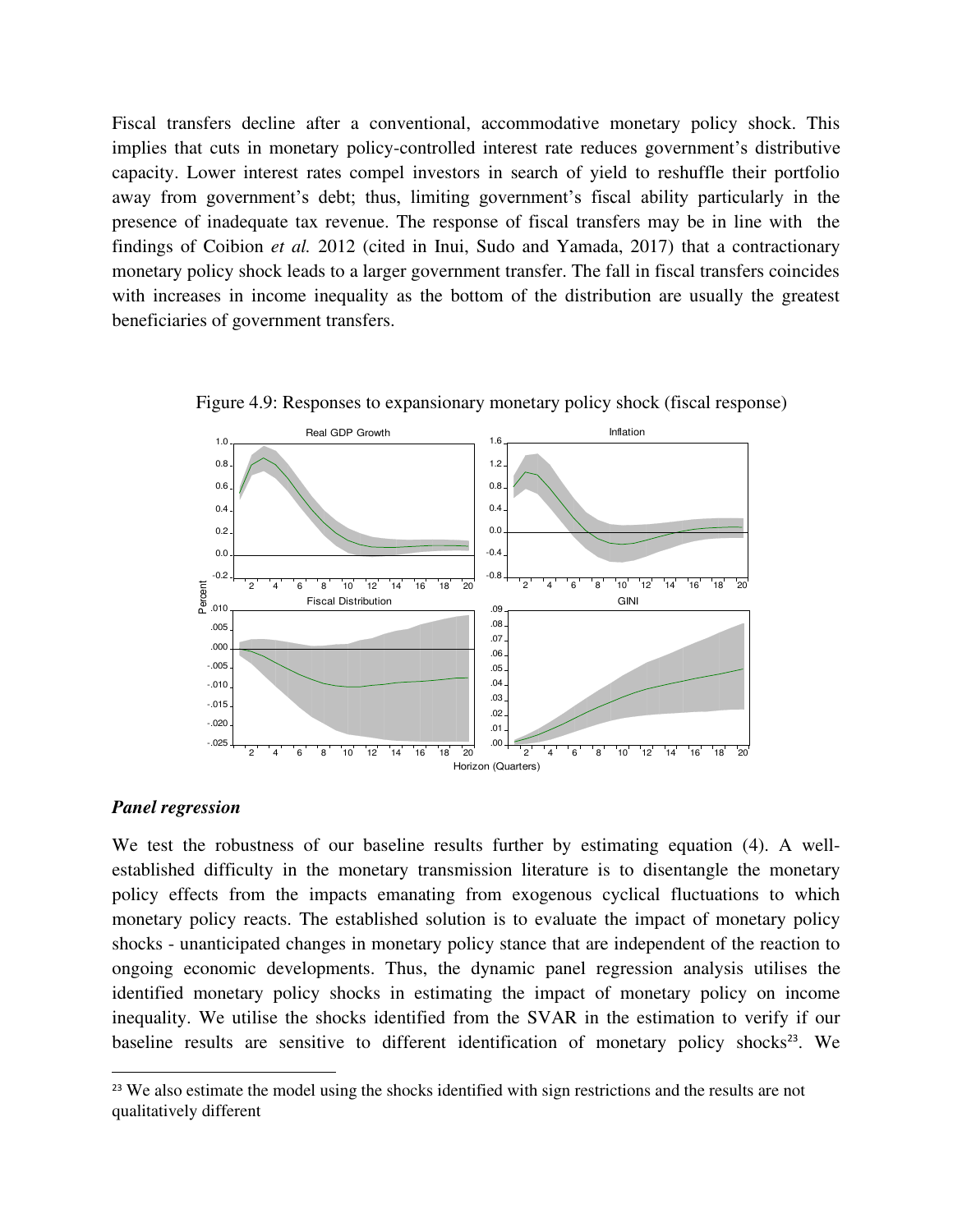Fiscal transfers decline after a conventional, accommodative monetary policy shock. This implies that cuts in monetary policy-controlled interest rate reduces government's distributive capacity. Lower interest rates compel investors in search of yield to reshuffle their portfolio away from government's debt; thus, limiting government's fiscal ability particularly in the presence of inadequate tax revenue. The response of fiscal transfers may be in line with the findings of Coibion *et al.* 2012 (cited in Inui, Sudo and Yamada, 2017) that a contractionary monetary policy shock leads to a larger government transfer. The fall in fiscal transfers coincides with increases in income inequality as the bottom of the distribution are usually the greatest beneficiaries of government transfers.

Figure 4.9: Responses to expansionary monetary policy shock (fiscal response)

### *Panel regression*

We test the robustness of our baseline results further by estimating equation (4). A well-established difficulty in the monetary transmission literature is to disentangle the monetary policy effects from the impacts emanating from exogenous cyclical fluctuations to which monetary policy reacts. The established solution is to evaluate the impact of monetary policy shocks - unanticipated changes in monetary policy stance that are independent of the reaction to ongoing economic developments. Thus, the dynamic panel regression analysis utilises the identified monetary policy shocks in estimating the impact of monetary policy on income inequality. We utilise the shocks identified from the SVAR in the estimation to verify if our baseline results are sensitive to different identification of monetary policy shocks[23]. We

[23] We also estimate the model using the shocks identified with sign restrictions and the results are not qualitatively different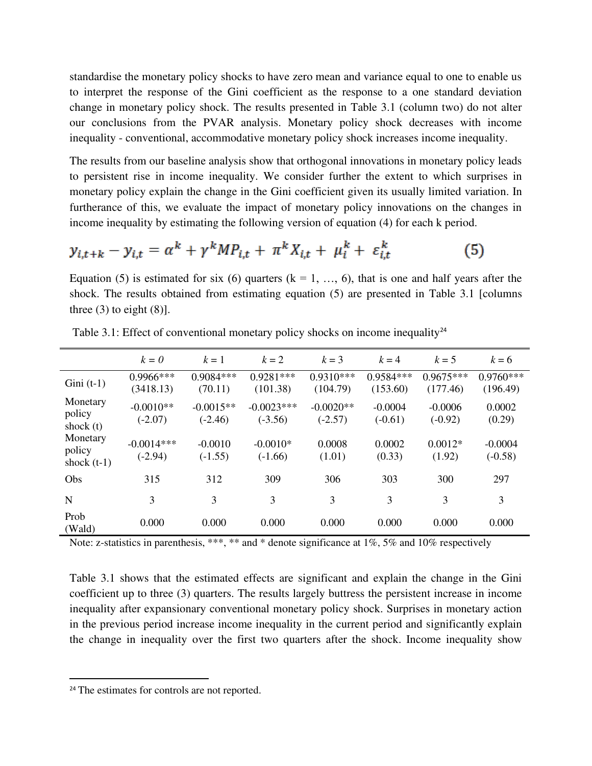standardise the monetary policy shocks to have zero mean and variance equal to one to enable us to interpret the response of the Gini coefficient as the response to a one standard deviation change in monetary policy shock. The results presented in Table 3.1 (column two) do not alter our conclusions from the PVAR analysis. Monetary policy shock decreases with income inequality - conventional, accommodative monetary policy shock increases income inequality.

The results from our baseline analysis show that orthogonal innovations in monetary policy leads to persistent rise in income inequality. We consider further the extent to which surprises in monetary policy explain the change in the Gini coefficient given its usually limited variation. In furtherance of this, we evaluate the impact of monetary policy innovations on the changes in income inequality by estimating the following version of equation (4) for each k period.

$$y_{i,t+k} - y_{i,t} = \alpha^k + \gamma^k MP_{i,t} + \pi^k X_{i,t} + \mu_i^k + \varepsilon_{i,t}^k \qquad (5)$$

Equation (5) is estimated for six (6) quarters ($k = 1, \ldots, 6$), that is one and half years after the shock. The results obtained from estimating equation (5) are presented in Table 3.1 [columns three (3) to eight (8)].

Table 3.1: Effect of conventional monetary policy shocks on income inequality[24]

| | *k = 0* | *k* = 1 | *k* = 2 | *k* = 3 | *k* = 4 | *k* = 5 | *k* = 6 |
|---|---|---|---|---|---|---|---|
| Gini (t-1) | 0.9966***<br>(3418.13) | 0.9084***<br>(70.11) | 0.9281***<br>(101.38) | 0.9310***<br>(104.79) | 0.9584***<br>(153.60) | 0.9675***<br>(177.46) | 0.9760***<br>(196.49) |
| Monetary policy shock (t) | -0.0010**<br>(-2.07) | -0.0015**<br>(-2.46) | -0.0023***<br>(-3.56) | -0.0020**<br>(-2.57) | -0.0004<br>(-0.61) | -0.0006<br>(-0.92) | 0.0002<br>(0.29) |
| Monetary policy shock (t-1) | -0.0014***<br>(-2.94) | -0.0010<br>(-1.55) | -0.0010*<br>(-1.66) | 0.0008<br>(1.01) | 0.0002<br>(0.33) | 0.0012*<br>(1.92) | -0.0004<br>(-0.58) |
| Obs | 315 | 312 | 309 | 306 | 303 | 300 | 297 |
| N | 3 | 3 | 3 | 3 | 3 | 3 | 3 |
| Prob (Wald) | 0.000 | 0.000 | 0.000 | 0.000 | 0.000 | 0.000 | 0.000 |

Note: z-statistics in parenthesis, ***, ** and * denote significance at 1%, 5% and 10% respectively

Table 3.1 shows that the estimated effects are significant and explain the change in the Gini coefficient up to three (3) quarters. The results largely buttress the persistent increase in income inequality after expansionary conventional monetary policy shock. Surprises in monetary action in the previous period increase income inequality in the current period and significantly explain the change in inequality over the first two quarters after the shock. Income inequality show

[24] The estimates for controls are not reported.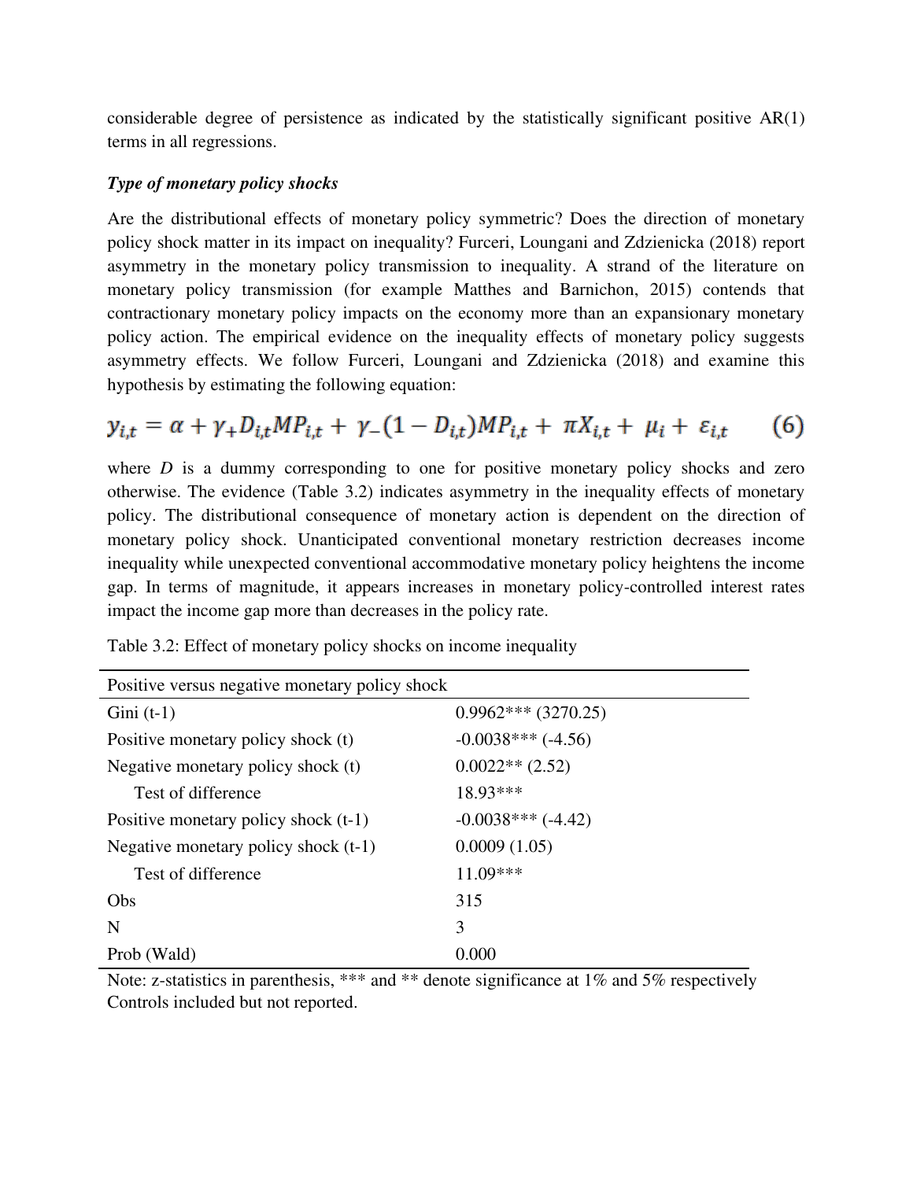considerable degree of persistence as indicated by the statistically significant positive AR(1) terms in all regressions.

***Type of monetary policy shocks***

Are the distributional effects of monetary policy symmetric? Does the direction of monetary policy shock matter in its impact on inequality? Furceri, Loungani and Zdzienicka (2018) report asymmetry in the monetary policy transmission to inequality. A strand of the literature on monetary policy transmission (for example Matthes and Barnichon, 2015) contends that contractionary monetary policy impacts on the economy more than an expansionary monetary policy action. The empirical evidence on the inequality effects of monetary policy suggests asymmetry effects. We follow Furceri, Loungani and Zdzienicka (2018) and examine this hypothesis by estimating the following equation:

$$y_{i,t} = \alpha + \gamma_{+} D_{i,t} MP_{i,t} + \gamma_{-}(1 - D_{i,t}) MP_{i,t} + \pi X_{i,t} + \mu_i + \varepsilon_{i,t} \qquad (6)$$

where $D$ is a dummy corresponding to one for positive monetary policy shocks and zero otherwise. The evidence (Table 3.2) indicates asymmetry in the inequality effects of monetary policy. The distributional consequence of monetary action is dependent on the direction of monetary policy shock. Unanticipated conventional monetary restriction decreases income inequality while unexpected conventional accommodative monetary policy heightens the income gap. In terms of magnitude, it appears increases in monetary policy-controlled interest rates impact the income gap more than decreases in the policy rate.

Table 3.2: Effect of monetary policy shocks on income inequality

| Positive versus negative monetary policy shock | |
|---|---|
| Gini (t-1) | 0.9962*** (3270.25) |
| Positive monetary policy shock (t) | -0.0038*** (-4.56) |
| Negative monetary policy shock (t) | 0.0022** (2.52) |
| Test of difference | 18.93*** |
| Positive monetary policy shock (t-1) | -0.0038*** (-4.42) |
| Negative monetary policy shock (t-1) | 0.0009 (1.05) |
| Test of difference | 11.09*** |
| Obs | 315 |
| N | 3 |
| Prob (Wald) | 0.000 |

Note: z-statistics in parenthesis, *** and ** denote significance at 1% and 5% respectively
Controls included but not reported.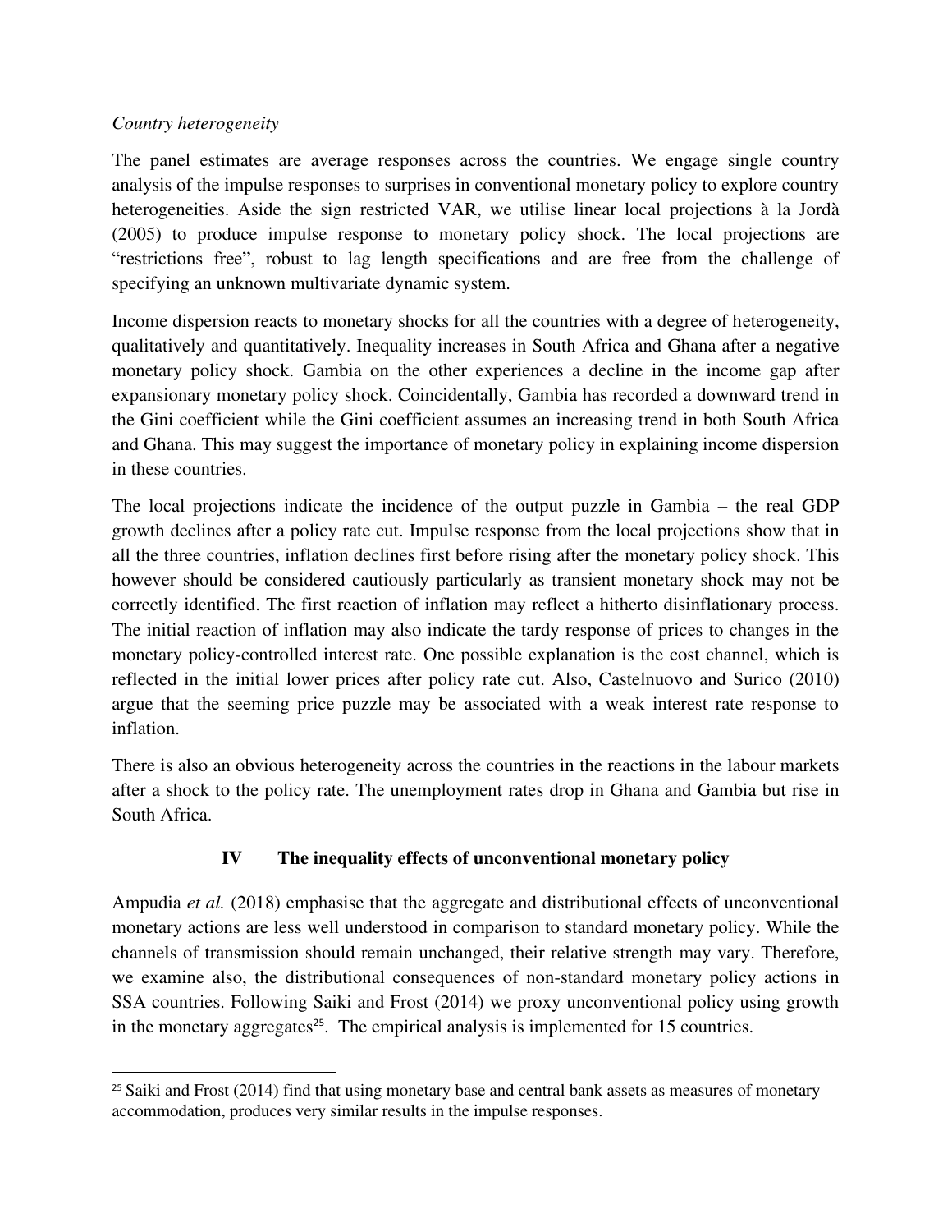*Country heterogeneity*

The panel estimates are average responses across the countries. We engage single country analysis of the impulse responses to surprises in conventional monetary policy to explore country heterogeneities. Aside the sign restricted VAR, we utilise linear local projections à la Jordà (2005) to produce impulse response to monetary policy shock. The local projections are "restrictions free", robust to lag length specifications and are free from the challenge of specifying an unknown multivariate dynamic system.

Income dispersion reacts to monetary shocks for all the countries with a degree of heterogeneity, qualitatively and quantitatively. Inequality increases in South Africa and Ghana after a negative monetary policy shock. Gambia on the other experiences a decline in the income gap after expansionary monetary policy shock. Coincidentally, Gambia has recorded a downward trend in the Gini coefficient while the Gini coefficient assumes an increasing trend in both South Africa and Ghana. This may suggest the importance of monetary policy in explaining income dispersion in these countries.

The local projections indicate the incidence of the output puzzle in Gambia – the real GDP growth declines after a policy rate cut. Impulse response from the local projections show that in all the three countries, inflation declines first before rising after the monetary policy shock. This however should be considered cautiously particularly as transient monetary shock may not be correctly identified. The first reaction of inflation may reflect a hitherto disinflationary process. The initial reaction of inflation may also indicate the tardy response of prices to changes in the monetary policy-controlled interest rate. One possible explanation is the cost channel, which is reflected in the initial lower prices after policy rate cut. Also, Castelnuovo and Surico (2010) argue that the seeming price puzzle may be associated with a weak interest rate response to inflation.

There is also an obvious heterogeneity across the countries in the reactions in the labour markets after a shock to the policy rate. The unemployment rates drop in Ghana and Gambia but rise in South Africa.

## IV The inequality effects of unconventional monetary policy

Ampudia *et al.* (2018) emphasise that the aggregate and distributional effects of unconventional monetary actions are less well understood in comparison to standard monetary policy. While the channels of transmission should remain unchanged, their relative strength may vary. Therefore, we examine also, the distributional consequences of non-standard monetary policy actions in SSA countries. Following Saiki and Frost (2014) we proxy unconventional policy using growth in the monetary aggregates[25]. The empirical analysis is implemented for 15 countries.

[25] Saiki and Frost (2014) find that using monetary base and central bank assets as measures of monetary accommodation, produces very similar results in the impulse responses.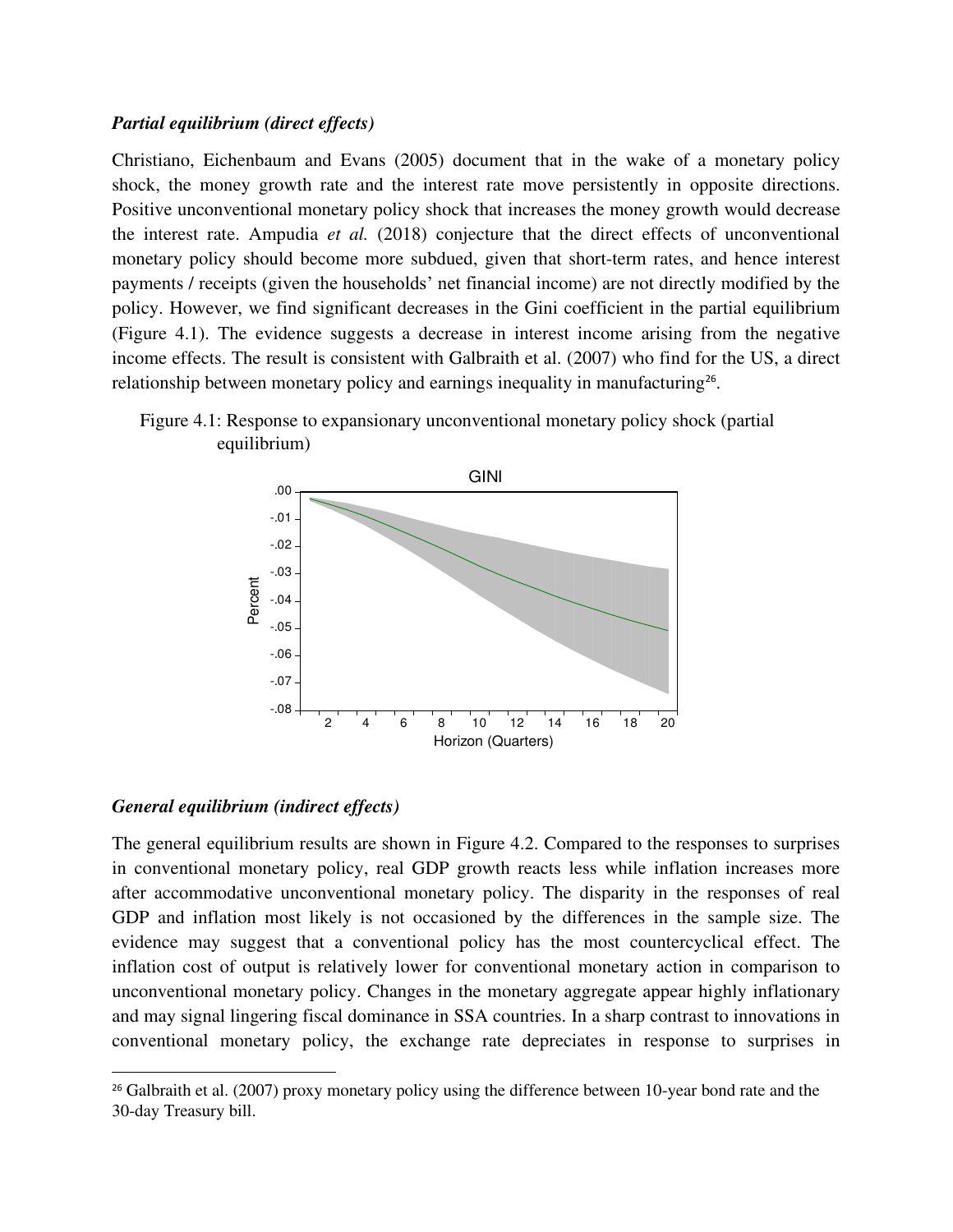***Partial equilibrium (direct effects)***

Christiano, Eichenbaum and Evans (2005) document that in the wake of a monetary policy shock, the money growth rate and the interest rate move persistently in opposite directions. Positive unconventional monetary policy shock that increases the money growth would decrease the interest rate. Ampudia *et al.* (2018) conjecture that the direct effects of unconventional monetary policy should become more subdued, given that short-term rates, and hence interest payments / receipts (given the households' net financial income) are not directly modified by the policy. However, we find significant decreases in the Gini coefficient in the partial equilibrium (Figure 4.1). The evidence suggests a decrease in interest income arising from the negative income effects. The result is consistent with Galbraith et al. (2007) who find for the US, a direct relationship between monetary policy and earnings inequality in manufacturing[26].

Figure 4.1: Response to expansionary unconventional monetary policy shock (partial equilibrium)

***General equilibrium (indirect effects)***

The general equilibrium results are shown in Figure 4.2. Compared to the responses to surprises in conventional monetary policy, real GDP growth reacts less while inflation increases more after accommodative unconventional monetary policy. The disparity in the responses of real GDP and inflation most likely is not occasioned by the differences in the sample size. The evidence may suggest that a conventional policy has the most countercyclical effect. The inflation cost of output is relatively lower for conventional monetary action in comparison to unconventional monetary policy. Changes in the monetary aggregate appear highly inflationary and may signal lingering fiscal dominance in SSA countries. In a sharp contrast to innovations in conventional monetary policy, the exchange rate depreciates in response to surprises in

[26] Galbraith et al. (2007) proxy monetary policy using the difference between 10-year bond rate and the 30-day Treasury bill.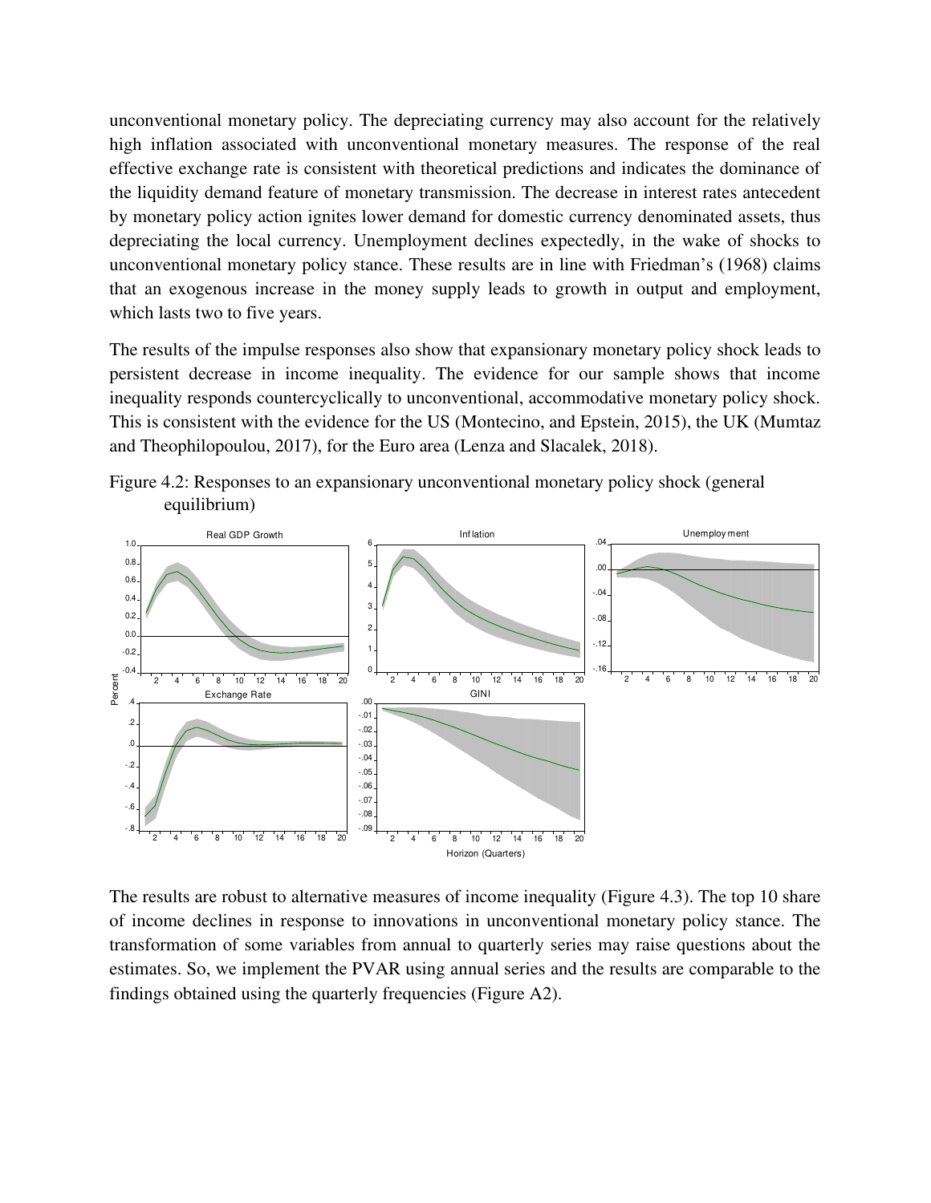unconventional monetary policy. The depreciating currency may also account for the relatively high inflation associated with unconventional monetary measures. The response of the real effective exchange rate is consistent with theoretical predictions and indicates the dominance of the liquidity demand feature of monetary transmission. The decrease in interest rates antecedent by monetary policy action ignites lower demand for domestic currency denominated assets, thus depreciating the local currency. Unemployment declines expectedly, in the wake of shocks to unconventional monetary policy stance. These results are in line with Friedman's (1968) claims that an exogenous increase in the money supply leads to growth in output and employment, which lasts two to five years.

The results of the impulse responses also show that expansionary monetary policy shock leads to persistent decrease in income inequality. The evidence for our sample shows that income inequality responds countercyclically to unconventional, accommodative monetary policy shock. This is consistent with the evidence for the US (Montecino, and Epstein, 2015), the UK (Mumtaz and Theophilopoulou, 2017), for the Euro area (Lenza and Slacalek, 2018).

Figure 4.2: Responses to an expansionary unconventional monetary policy shock (general equilibrium)

The results are robust to alternative measures of income inequality (Figure 4.3). The top 10 share of income declines in response to innovations in unconventional monetary policy stance. The transformation of some variables from annual to quarterly series may raise questions about the estimates. So, we implement the PVAR using annual series and the results are comparable to the findings obtained using the quarterly frequencies (Figure A2).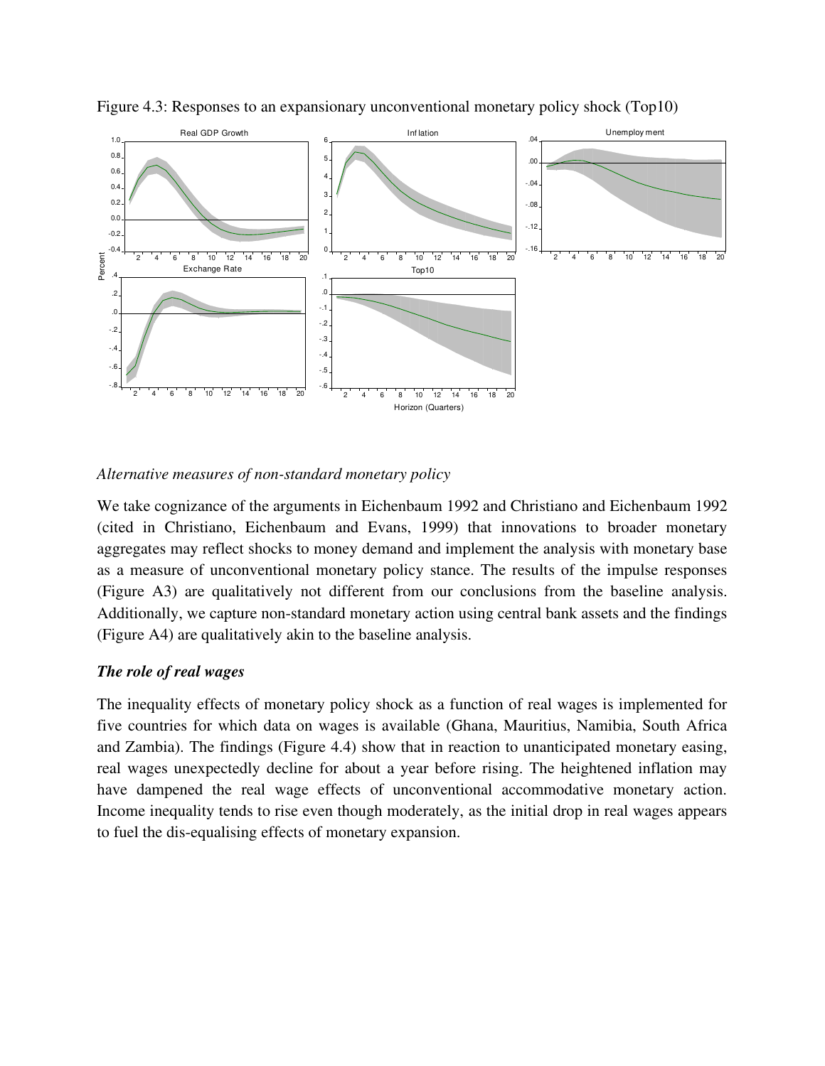Figure 4.3: Responses to an expansionary unconventional monetary policy shock (Top10)

*Alternative measures of non-standard monetary policy*

We take cognizance of the arguments in Eichenbaum 1992 and Christiano and Eichenbaum 1992 (cited in Christiano, Eichenbaum and Evans, 1999) that innovations to broader monetary aggregates may reflect shocks to money demand and implement the analysis with monetary base as a measure of unconventional monetary policy stance. The results of the impulse responses (Figure A3) are qualitatively not different from our conclusions from the baseline analysis. Additionally, we capture non-standard monetary action using central bank assets and the findings (Figure A4) are qualitatively akin to the baseline analysis.

***The role of real wages***

The inequality effects of monetary policy shock as a function of real wages is implemented for five countries for which data on wages is available (Ghana, Mauritius, Namibia, South Africa and Zambia). The findings (Figure 4.4) show that in reaction to unanticipated monetary easing, real wages unexpectedly decline for about a year before rising. The heightened inflation may have dampened the real wage effects of unconventional accommodative monetary action. Income inequality tends to rise even though moderately, as the initial drop in real wages appears to fuel the dis-equalising effects of monetary expansion.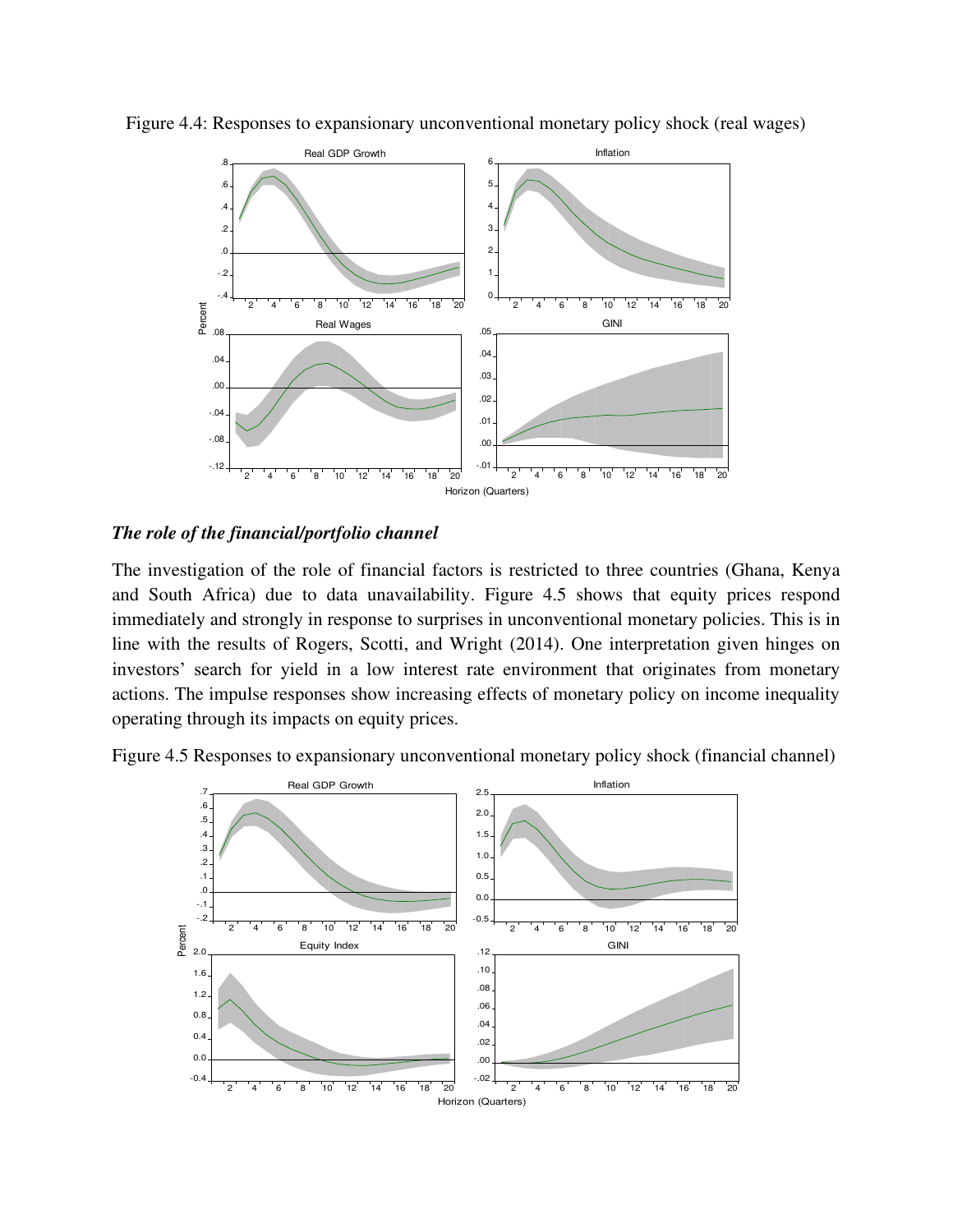Figure 4.4: Responses to expansionary unconventional monetary policy shock (real wages)

### *The role of the financial/portfolio channel*

The investigation of the role of financial factors is restricted to three countries (Ghana, Kenya and South Africa) due to data unavailability. Figure 4.5 shows that equity prices respond immediately and strongly in response to surprises in unconventional monetary policies. This is in line with the results of Rogers, Scotti, and Wright (2014). One interpretation given hinges on investors' search for yield in a low interest rate environment that originates from monetary actions. The impulse responses show increasing effects of monetary policy on income inequality operating through its impacts on equity prices.

Figure 4.5 Responses to expansionary unconventional monetary policy shock (financial channel)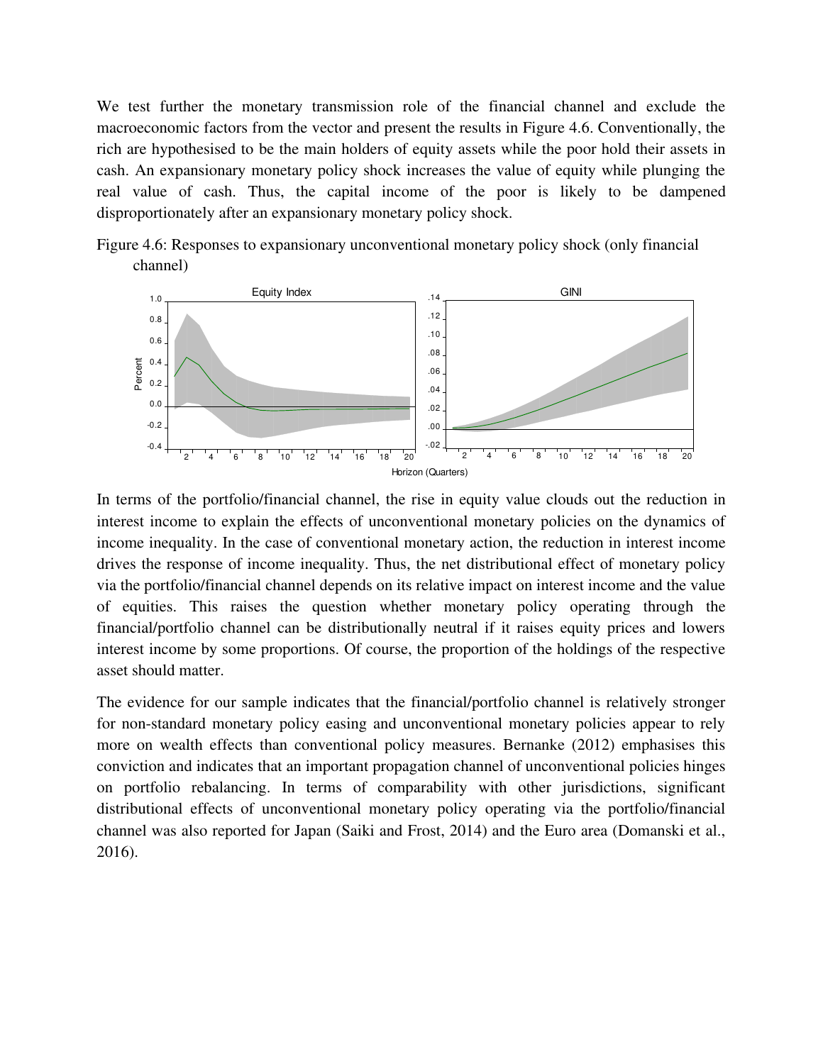We test further the monetary transmission role of the financial channel and exclude the macroeconomic factors from the vector and present the results in Figure 4.6. Conventionally, the rich are hypothesised to be the main holders of equity assets while the poor hold their assets in cash. An expansionary monetary policy shock increases the value of equity while plunging the real value of cash. Thus, the capital income of the poor is likely to be dampened disproportionately after an expansionary monetary policy shock.

Figure 4.6: Responses to expansionary unconventional monetary policy shock (only financial channel)

In terms of the portfolio/financial channel, the rise in equity value clouds out the reduction in interest income to explain the effects of unconventional monetary policies on the dynamics of income inequality. In the case of conventional monetary action, the reduction in interest income drives the response of income inequality. Thus, the net distributional effect of monetary policy via the portfolio/financial channel depends on its relative impact on interest income and the value of equities. This raises the question whether monetary policy operating through the financial/portfolio channel can be distributionally neutral if it raises equity prices and lowers interest income by some proportions. Of course, the proportion of the holdings of the respective asset should matter.

The evidence for our sample indicates that the financial/portfolio channel is relatively stronger for non-standard monetary policy easing and unconventional monetary policies appear to rely more on wealth effects than conventional policy measures. Bernanke (2012) emphasises this conviction and indicates that an important propagation channel of unconventional policies hinges on portfolio rebalancing. In terms of comparability with other jurisdictions, significant distributional effects of unconventional monetary policy operating via the portfolio/financial channel was also reported for Japan (Saiki and Frost, 2014) and the Euro area (Domanski et al., 2016).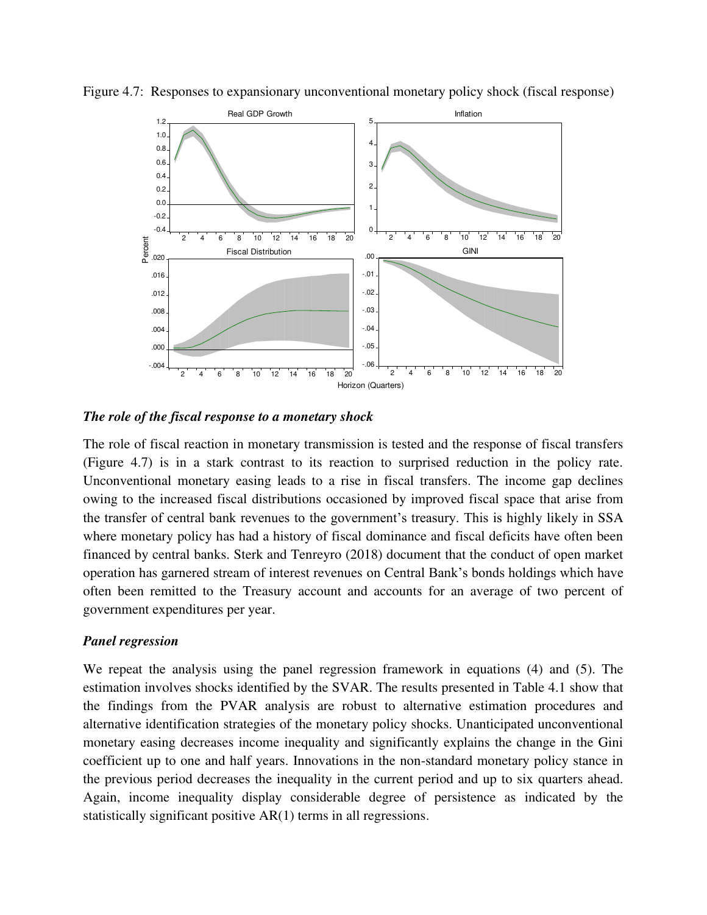Figure 4.7: Responses to expansionary unconventional monetary policy shock (fiscal response)

### *The role of the fiscal response to a monetary shock*

The role of fiscal reaction in monetary transmission is tested and the response of fiscal transfers (Figure 4.7) is in a stark contrast to its reaction to surprised reduction in the policy rate. Unconventional monetary easing leads to a rise in fiscal transfers. The income gap declines owing to the increased fiscal distributions occasioned by improved fiscal space that arise from the transfer of central bank revenues to the government's treasury. This is highly likely in SSA where monetary policy has had a history of fiscal dominance and fiscal deficits have often been financed by central banks. Sterk and Tenreyro (2018) document that the conduct of open market operation has garnered stream of interest revenues on Central Bank's bonds holdings which have often been remitted to the Treasury account and accounts for an average of two percent of government expenditures per year.

### *Panel regression*

We repeat the analysis using the panel regression framework in equations (4) and (5). The estimation involves shocks identified by the SVAR. The results presented in Table 4.1 show that the findings from the PVAR analysis are robust to alternative estimation procedures and alternative identification strategies of the monetary policy shocks. Unanticipated unconventional monetary easing decreases income inequality and significantly explains the change in the Gini coefficient up to one and half years. Innovations in the non-standard monetary policy stance in the previous period decreases the inequality in the current period and up to six quarters ahead. Again, income inequality display considerable degree of persistence as indicated by the statistically significant positive AR(1) terms in all regressions.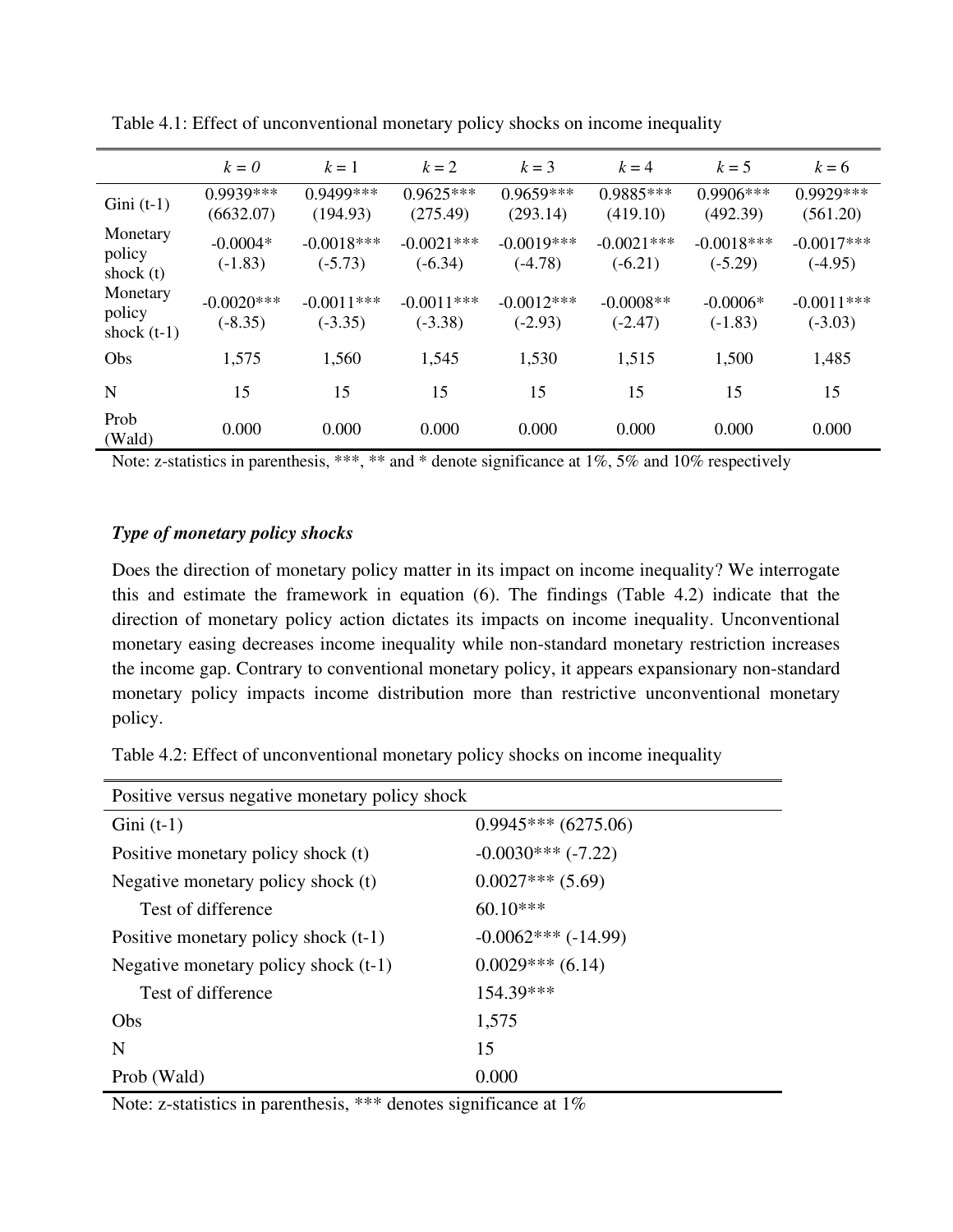Table 4.1: Effect of unconventional monetary policy shocks on income inequality

| | $k = 0$ | $k = 1$ | $k = 2$ | $k = 3$ | $k = 4$ | $k = 5$ | $k = 6$ |
|---|---|---|---|---|---|---|---|
| Gini (t-1) | 0.9939*** (6632.07) | 0.9499*** (194.93) | 0.9625*** (275.49) | 0.9659*** (293.14) | 0.9885*** (419.10) | 0.9906*** (492.39) | 0.9929*** (561.20) |
| Monetary policy shock (t) | -0.0004* (-1.83) | -0.0018*** (-5.73) | -0.0021*** (-6.34) | -0.0019*** (-4.78) | -0.0021*** (-6.21) | -0.0018*** (-5.29) | -0.0017*** (-4.95) |
| Monetary policy shock (t-1) | -0.0020*** (-8.35) | -0.0011*** (-3.35) | -0.0011*** (-3.38) | -0.0012*** (-2.93) | -0.0008** (-2.47) | -0.0006* (-1.83) | -0.0011*** (-3.03) |
| Obs | 1,575 | 1,560 | 1,545 | 1,530 | 1,515 | 1,500 | 1,485 |
| N | 15 | 15 | 15 | 15 | 15 | 15 | 15 |
| Prob (Wald) | 0.000 | 0.000 | 0.000 | 0.000 | 0.000 | 0.000 | 0.000 |

Note: z-statistics in parenthesis, ***, ** and * denote significance at 1%, 5% and 10% respectively

***Type of monetary policy shocks***

Does the direction of monetary policy matter in its impact on income inequality? We interrogate this and estimate the framework in equation (6). The findings (Table 4.2) indicate that the direction of monetary policy action dictates its impacts on income inequality. Unconventional monetary easing decreases income inequality while non-standard monetary restriction increases the income gap. Contrary to conventional monetary policy, it appears expansionary non-standard monetary policy impacts income distribution more than restrictive unconventional monetary policy.

Table 4.2: Effect of unconventional monetary policy shocks on income inequality

| Positive versus negative monetary policy shock | |
|---|---|
| Gini (t-1) | 0.9945*** (6275.06) |
| Positive monetary policy shock (t) | -0.0030*** (-7.22) |
| Negative monetary policy shock (t) | 0.0027*** (5.69) |
| Test of difference | 60.10*** |
| Positive monetary policy shock (t-1) | -0.0062*** (-14.99) |
| Negative monetary policy shock (t-1) | 0.0029*** (6.14) |
| Test of difference | 154.39*** |
| Obs | 1,575 |
| N | 15 |
| Prob (Wald) | 0.000 |

Note: z-statistics in parenthesis, *** denotes significance at 1%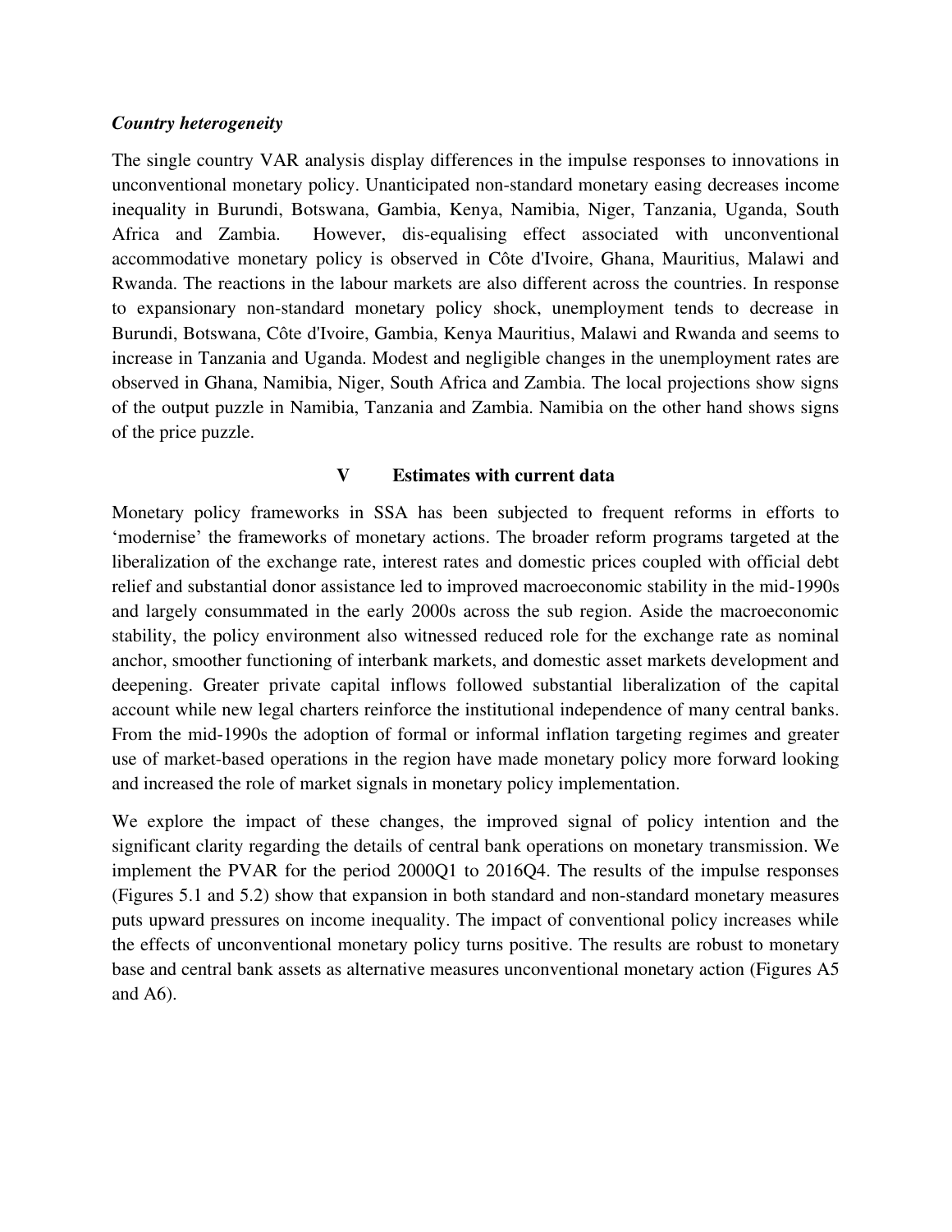***Country heterogeneity***

The single country VAR analysis display differences in the impulse responses to innovations in unconventional monetary policy. Unanticipated non-standard monetary easing decreases income inequality in Burundi, Botswana, Gambia, Kenya, Namibia, Niger, Tanzania, Uganda, South Africa and Zambia. However, dis-equalising effect associated with unconventional accommodative monetary policy is observed in Côte d'Ivoire, Ghana, Mauritius, Malawi and Rwanda. The reactions in the labour markets are also different across the countries. In response to expansionary non-standard monetary policy shock, unemployment tends to decrease in Burundi, Botswana, Côte d'Ivoire, Gambia, Kenya Mauritius, Malawi and Rwanda and seems to increase in Tanzania and Uganda. Modest and negligible changes in the unemployment rates are observed in Ghana, Namibia, Niger, South Africa and Zambia. The local projections show signs of the output puzzle in Namibia, Tanzania and Zambia. Namibia on the other hand shows signs of the price puzzle.

## V Estimates with current data

Monetary policy frameworks in SSA has been subjected to frequent reforms in efforts to 'modernise' the frameworks of monetary actions. The broader reform programs targeted at the liberalization of the exchange rate, interest rates and domestic prices coupled with official debt relief and substantial donor assistance led to improved macroeconomic stability in the mid-1990s and largely consummated in the early 2000s across the sub region. Aside the macroeconomic stability, the policy environment also witnessed reduced role for the exchange rate as nominal anchor, smoother functioning of interbank markets, and domestic asset markets development and deepening. Greater private capital inflows followed substantial liberalization of the capital account while new legal charters reinforce the institutional independence of many central banks. From the mid-1990s the adoption of formal or informal inflation targeting regimes and greater use of market-based operations in the region have made monetary policy more forward looking and increased the role of market signals in monetary policy implementation.

We explore the impact of these changes, the improved signal of policy intention and the significant clarity regarding the details of central bank operations on monetary transmission. We implement the PVAR for the period 2000Q1 to 2016Q4. The results of the impulse responses (Figures 5.1 and 5.2) show that expansion in both standard and non-standard monetary measures puts upward pressures on income inequality. The impact of conventional policy increases while the effects of unconventional monetary policy turns positive. The results are robust to monetary base and central bank assets as alternative measures unconventional monetary action (Figures A5 and A6).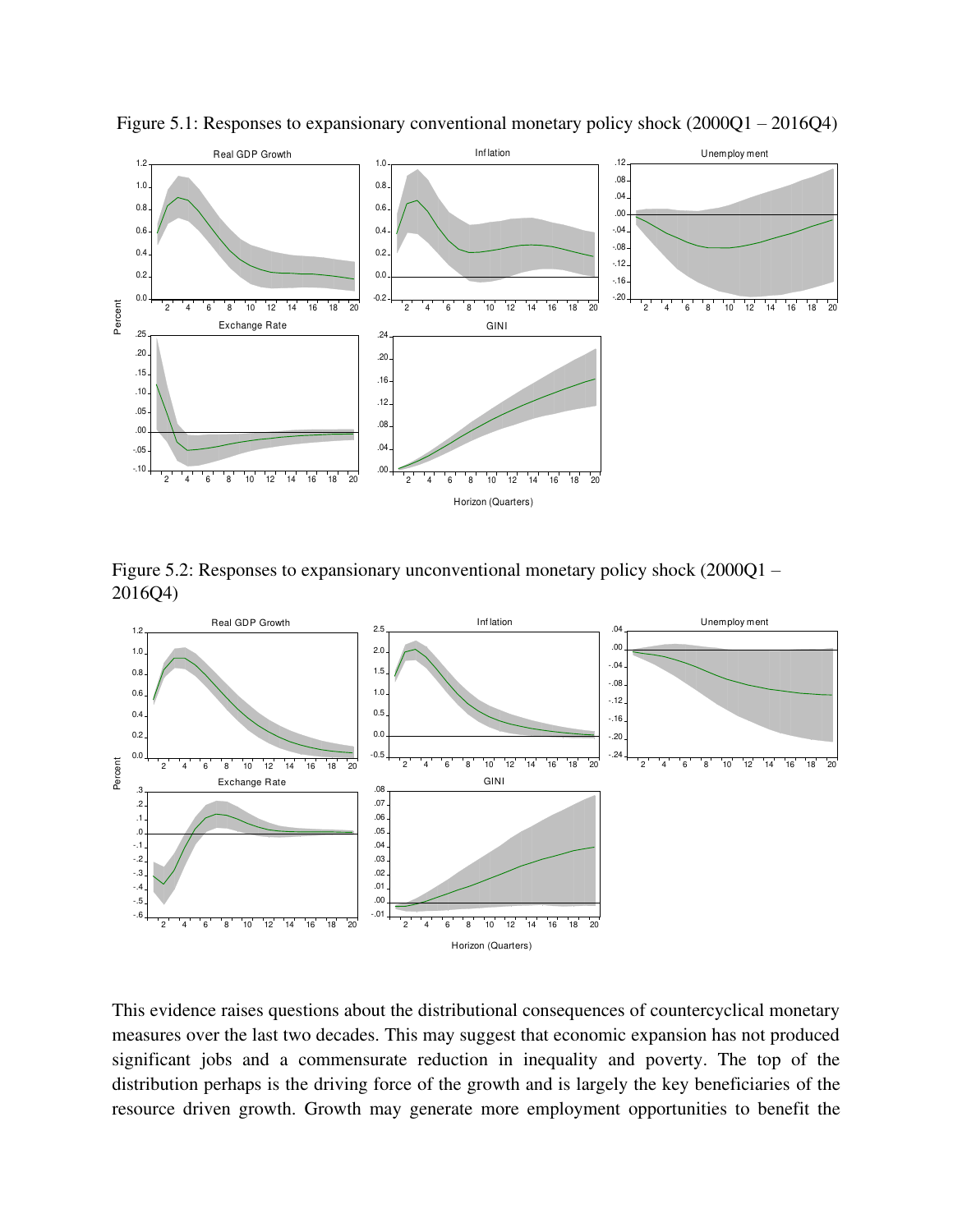Figure 5.1: Responses to expansionary conventional monetary policy shock (2000Q1 – 2016Q4)

Figure 5.2: Responses to expansionary unconventional monetary policy shock (2000Q1 – 2016Q4)

This evidence raises questions about the distributional consequences of countercyclical monetary measures over the last two decades. This may suggest that economic expansion has not produced significant jobs and a commensurate reduction in inequality and poverty. The top of the distribution perhaps is the driving force of the growth and is largely the key beneficiaries of the resource driven growth. Growth may generate more employment opportunities to benefit the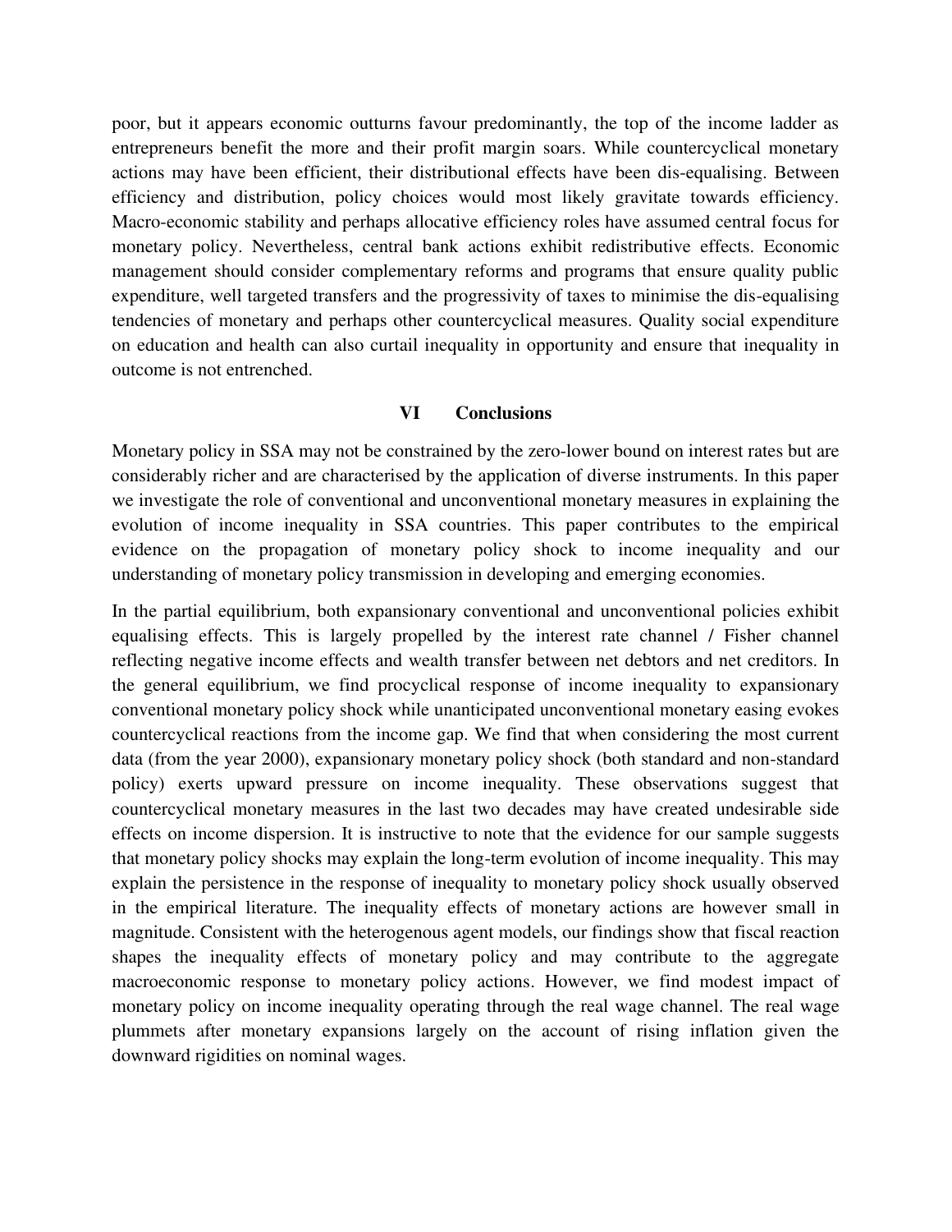poor, but it appears economic outturns favour predominantly, the top of the income ladder as entrepreneurs benefit the more and their profit margin soars. While countercyclical monetary actions may have been efficient, their distributional effects have been dis-equalising. Between efficiency and distribution, policy choices would most likely gravitate towards efficiency. Macro-economic stability and perhaps allocative efficiency roles have assumed central focus for monetary policy. Nevertheless, central bank actions exhibit redistributive effects. Economic management should consider complementary reforms and programs that ensure quality public expenditure, well targeted transfers and the progressivity of taxes to minimise the dis-equalising tendencies of monetary and perhaps other countercyclical measures. Quality social expenditure on education and health can also curtail inequality in opportunity and ensure that inequality in outcome is not entrenched.

## VI Conclusions

Monetary policy in SSA may not be constrained by the zero-lower bound on interest rates but are considerably richer and are characterised by the application of diverse instruments. In this paper we investigate the role of conventional and unconventional monetary measures in explaining the evolution of income inequality in SSA countries. This paper contributes to the empirical evidence on the propagation of monetary policy shock to income inequality and our understanding of monetary policy transmission in developing and emerging economies.

In the partial equilibrium, both expansionary conventional and unconventional policies exhibit equalising effects. This is largely propelled by the interest rate channel / Fisher channel reflecting negative income effects and wealth transfer between net debtors and net creditors. In the general equilibrium, we find procyclical response of income inequality to expansionary conventional monetary policy shock while unanticipated unconventional monetary easing evokes countercyclical reactions from the income gap. We find that when considering the most current data (from the year 2000), expansionary monetary policy shock (both standard and non-standard policy) exerts upward pressure on income inequality. These observations suggest that countercyclical monetary measures in the last two decades may have created undesirable side effects on income dispersion. It is instructive to note that the evidence for our sample suggests that monetary policy shocks may explain the long-term evolution of income inequality. This may explain the persistence in the response of inequality to monetary policy shock usually observed in the empirical literature. The inequality effects of monetary actions are however small in magnitude. Consistent with the heterogenous agent models, our findings show that fiscal reaction shapes the inequality effects of monetary policy and may contribute to the aggregate macroeconomic response to monetary policy actions. However, we find modest impact of monetary policy on income inequality operating through the real wage channel. The real wage plummets after monetary expansions largely on the account of rising inflation given the downward rigidities on nominal wages.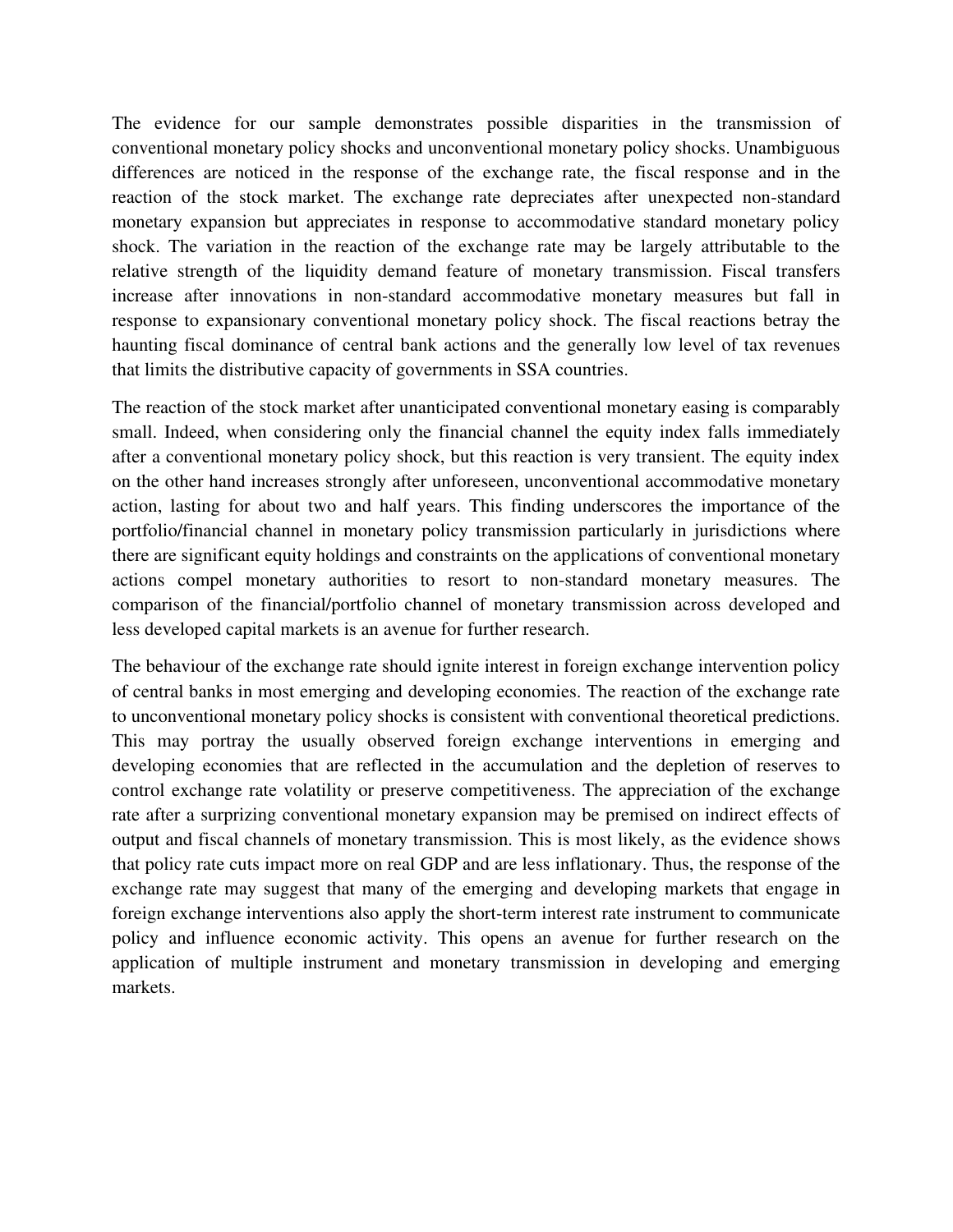The evidence for our sample demonstrates possible disparities in the transmission of conventional monetary policy shocks and unconventional monetary policy shocks. Unambiguous differences are noticed in the response of the exchange rate, the fiscal response and in the reaction of the stock market. The exchange rate depreciates after unexpected non-standard monetary expansion but appreciates in response to accommodative standard monetary policy shock. The variation in the reaction of the exchange rate may be largely attributable to the relative strength of the liquidity demand feature of monetary transmission. Fiscal transfers increase after innovations in non-standard accommodative monetary measures but fall in response to expansionary conventional monetary policy shock. The fiscal reactions betray the haunting fiscal dominance of central bank actions and the generally low level of tax revenues that limits the distributive capacity of governments in SSA countries.

The reaction of the stock market after unanticipated conventional monetary easing is comparably small. Indeed, when considering only the financial channel the equity index falls immediately after a conventional monetary policy shock, but this reaction is very transient. The equity index on the other hand increases strongly after unforeseen, unconventional accommodative monetary action, lasting for about two and half years. This finding underscores the importance of the portfolio/financial channel in monetary policy transmission particularly in jurisdictions where there are significant equity holdings and constraints on the applications of conventional monetary actions compel monetary authorities to resort to non-standard monetary measures. The comparison of the financial/portfolio channel of monetary transmission across developed and less developed capital markets is an avenue for further research.

The behaviour of the exchange rate should ignite interest in foreign exchange intervention policy of central banks in most emerging and developing economies. The reaction of the exchange rate to unconventional monetary policy shocks is consistent with conventional theoretical predictions. This may portray the usually observed foreign exchange interventions in emerging and developing economies that are reflected in the accumulation and the depletion of reserves to control exchange rate volatility or preserve competitiveness. The appreciation of the exchange rate after a surprizing conventional monetary expansion may be premised on indirect effects of output and fiscal channels of monetary transmission. This is most likely, as the evidence shows that policy rate cuts impact more on real GDP and are less inflationary. Thus, the response of the exchange rate may suggest that many of the emerging and developing markets that engage in foreign exchange interventions also apply the short-term interest rate instrument to communicate policy and influence economic activity. This opens an avenue for further research on the application of multiple instrument and monetary transmission in developing and emerging markets.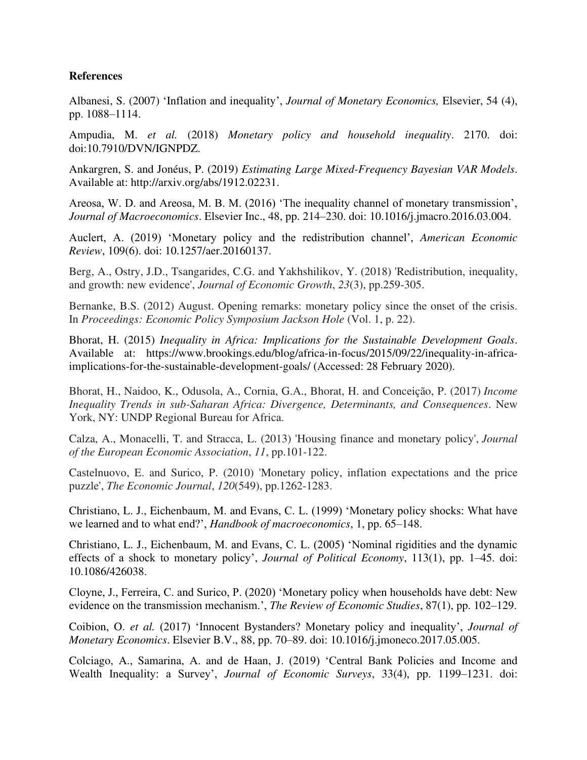**References**

Albanesi, S. (2007) 'Inflation and inequality', *Journal of Monetary Economics,* Elsevier, 54 (4), pp. 1088–1114.

Ampudia, M. *et al.* (2018) *Monetary policy and household inequality*. 2170. doi: doi:10.7910/DVN/IGNPDZ.

Ankargren, S. and Jonéus, P. (2019) *Estimating Large Mixed-Frequency Bayesian VAR Models*. Available at: http://arxiv.org/abs/1912.02231.

Areosa, W. D. and Areosa, M. B. M. (2016) 'The inequality channel of monetary transmission', *Journal of Macroeconomics*. Elsevier Inc., 48, pp. 214–230. doi: 10.1016/j.jmacro.2016.03.004.

Auclert, A. (2019) 'Monetary policy and the redistribution channel', *American Economic Review*, 109(6). doi: 10.1257/aer.20160137.

Berg, A., Ostry, J.D., Tsangarides, C.G. and Yakhshilikov, Y. (2018) 'Redistribution, inequality, and growth: new evidence', *Journal of Economic Growth*, *23*(3), pp.259-305.

Bernanke, B.S. (2012) August. Opening remarks: monetary policy since the onset of the crisis. In *Proceedings: Economic Policy Symposium Jackson Hole* (Vol. 1, p. 22).

Bhorat, H. (2015) *Inequality in Africa: Implications for the Sustainable Development Goals*. Available at: https://www.brookings.edu/blog/africa-in-focus/2015/09/22/inequality-in-africa-implications-for-the-sustainable-development-goals/ (Accessed: 28 February 2020).

Bhorat, H., Naidoo, K., Odusola, A., Cornia, G.A., Bhorat, H. and Conceição, P. (2017) *Income Inequality Trends in sub-Saharan Africa: Divergence, Determinants, and Consequences*. New York, NY: UNDP Regional Bureau for Africa.

Calza, A., Monacelli, T. and Stracca, L. (2013) 'Housing finance and monetary policy', *Journal of the European Economic Association*, *11*, pp.101-122.

Castelnuovo, E. and Surico, P. (2010) 'Monetary policy, inflation expectations and the price puzzle', *The Economic Journal*, *120*(549), pp.1262-1283.

Christiano, L. J., Eichenbaum, M. and Evans, C. L. (1999) 'Monetary policy shocks: What have we learned and to what end?', *Handbook of macroeconomics*, 1, pp. 65–148.

Christiano, L. J., Eichenbaum, M. and Evans, C. L. (2005) 'Nominal rigidities and the dynamic effects of a shock to monetary policy', *Journal of Political Economy*, 113(1), pp. 1–45. doi: 10.1086/426038.

Cloyne, J., Ferreira, C. and Surico, P. (2020) 'Monetary policy when households have debt: New evidence on the transmission mechanism.', *The Review of Economic Studies*, 87(1), pp. 102–129.

Coibion, O. *et al.* (2017) 'Innocent Bystanders? Monetary policy and inequality', *Journal of Monetary Economics*. Elsevier B.V., 88, pp. 70–89. doi: 10.1016/j.jmoneco.2017.05.005.

Colciago, A., Samarina, A. and de Haan, J. (2019) 'Central Bank Policies and Income and Wealth Inequality: a Survey', *Journal of Economic Surveys*, 33(4), pp. 1199–1231. doi: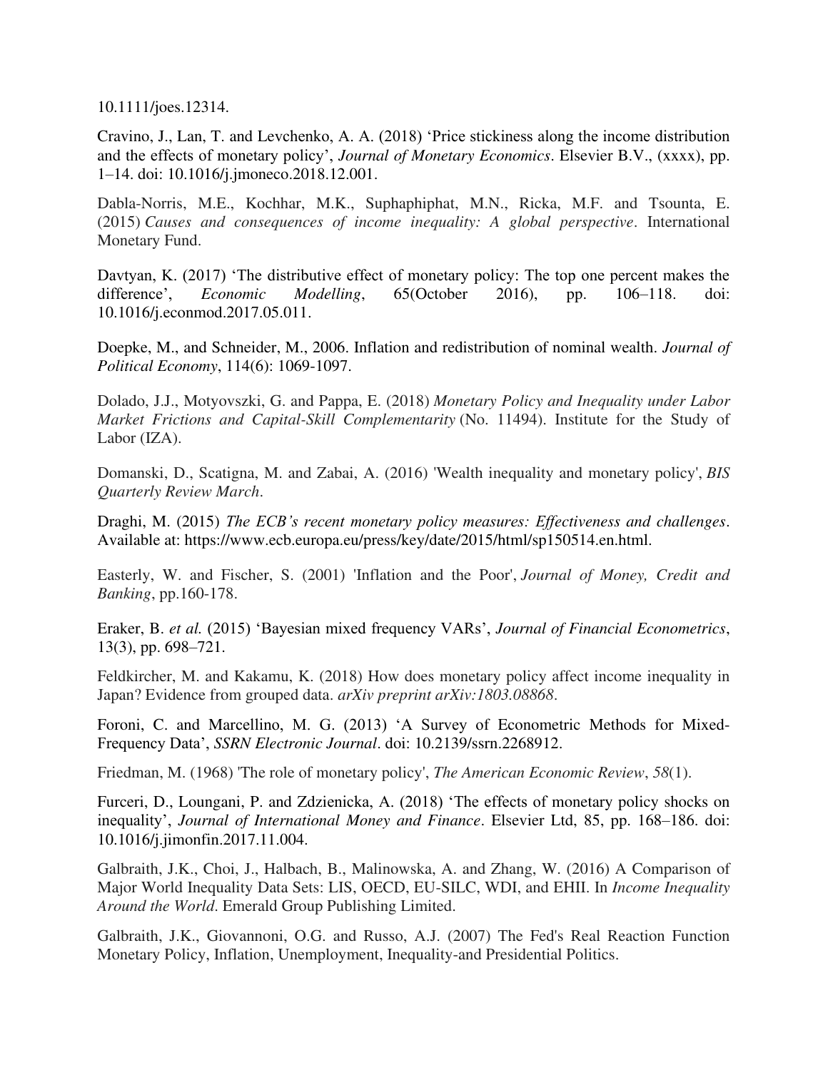10.1111/joes.12314.

Cravino, J., Lan, T. and Levchenko, A. A. (2018) ‘Price stickiness along the income distribution and the effects of monetary policy’, *Journal of Monetary Economics*. Elsevier B.V., (xxxx), pp. 1–14. doi: 10.1016/j.jmoneco.2018.12.001.

Dabla-Norris, M.E., Kochhar, M.K., Suphaphiphat, M.N., Ricka, M.F. and Tsounta, E. (2015) *Causes and consequences of income inequality: A global perspective*. International Monetary Fund.

Davtyan, K. (2017) ‘The distributive effect of monetary policy: The top one percent makes the difference’, *Economic Modelling*, 65(October 2016), pp. 106–118. doi: 10.1016/j.econmod.2017.05.011.

Doepke, M., and Schneider, M., 2006. Inflation and redistribution of nominal wealth. *Journal of Political Economy*, 114(6): 1069-1097.

Dolado, J.J., Motyovszki, G. and Pappa, E. (2018) *Monetary Policy and Inequality under Labor Market Frictions and Capital-Skill Complementarity* (No. 11494). Institute for the Study of Labor (IZA).

Domanski, D., Scatigna, M. and Zabai, A. (2016) 'Wealth inequality and monetary policy', *BIS Quarterly Review March*.

Draghi, M. (2015) *The ECB’s recent monetary policy measures: Effectiveness and challenges*. Available at: https://www.ecb.europa.eu/press/key/date/2015/html/sp150514.en.html.

Easterly, W. and Fischer, S. (2001) 'Inflation and the Poor', *Journal of Money, Credit and Banking*, pp.160-178.

Eraker, B. *et al.* (2015) ‘Bayesian mixed frequency VARs’, *Journal of Financial Econometrics*, 13(3), pp. 698–721.

Feldkircher, M. and Kakamu, K. (2018) How does monetary policy affect income inequality in Japan? Evidence from grouped data. *arXiv preprint arXiv:1803.08868*.

Foroni, C. and Marcellino, M. G. (2013) ‘A Survey of Econometric Methods for Mixed-Frequency Data’, *SSRN Electronic Journal*. doi: 10.2139/ssrn.2268912.

Friedman, M. (1968) 'The role of monetary policy', *The American Economic Review*, *58*(1).

Furceri, D., Loungani, P. and Zdzienicka, A. (2018) ‘The effects of monetary policy shocks on inequality’, *Journal of International Money and Finance*. Elsevier Ltd, 85, pp. 168–186. doi: 10.1016/j.jimonfin.2017.11.004.

Galbraith, J.K., Choi, J., Halbach, B., Malinowska, A. and Zhang, W. (2016) A Comparison of Major World Inequality Data Sets: LIS, OECD, EU-SILC, WDI, and EHII. In *Income Inequality Around the World*. Emerald Group Publishing Limited.

Galbraith, J.K., Giovannoni, O.G. and Russo, A.J. (2007) The Fed's Real Reaction Function Monetary Policy, Inflation, Unemployment, Inequality-and Presidential Politics.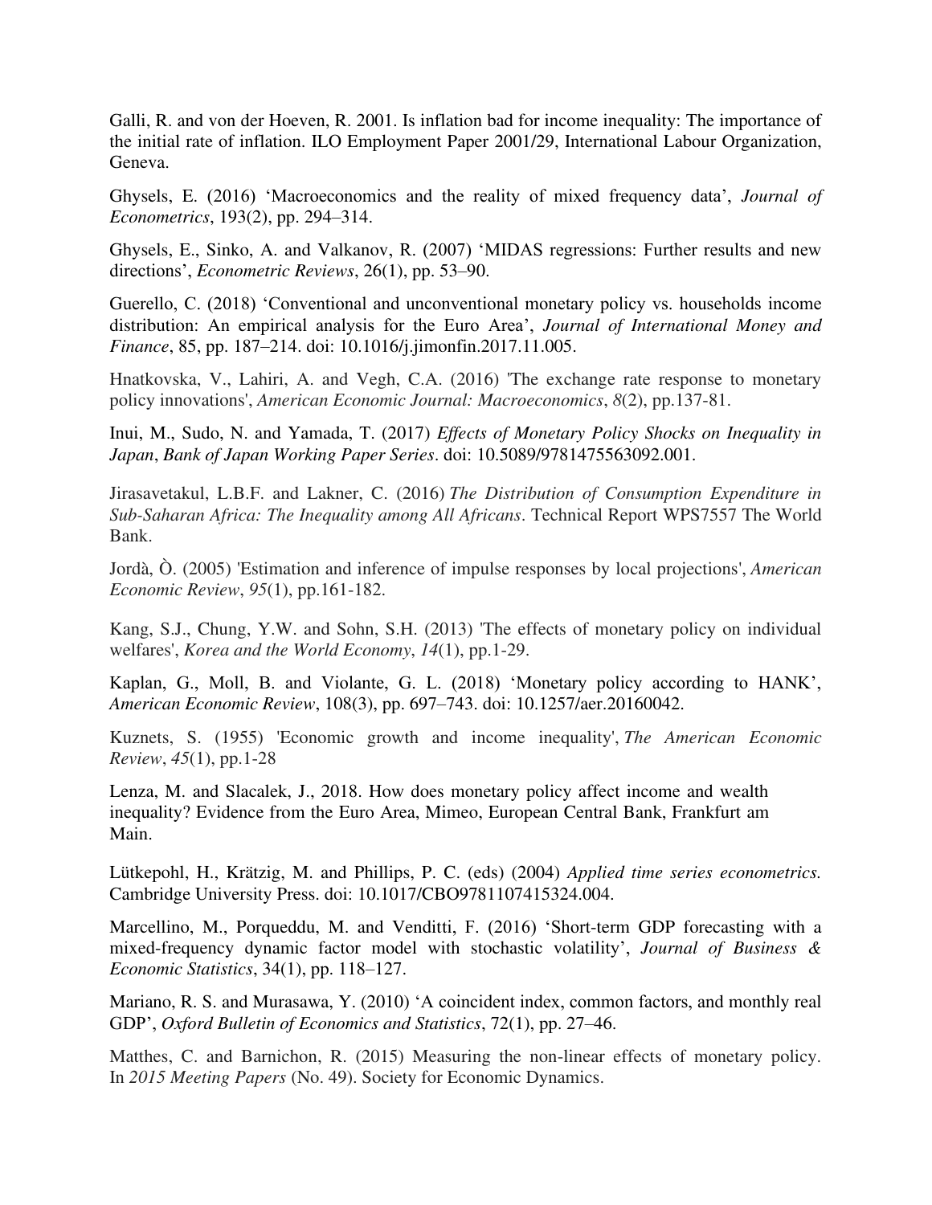Galli, R. and von der Hoeven, R. 2001. Is inflation bad for income inequality: The importance of the initial rate of inflation. ILO Employment Paper 2001/29, International Labour Organization, Geneva.

Ghysels, E. (2016) 'Macroeconomics and the reality of mixed frequency data', *Journal of Econometrics*, 193(2), pp. 294–314.

Ghysels, E., Sinko, A. and Valkanov, R. (2007) 'MIDAS regressions: Further results and new directions', *Econometric Reviews*, 26(1), pp. 53–90.

Guerello, C. (2018) 'Conventional and unconventional monetary policy vs. households income distribution: An empirical analysis for the Euro Area', *Journal of International Money and Finance*, 85, pp. 187–214. doi: 10.1016/j.jimonfin.2017.11.005.

Hnatkovska, V., Lahiri, A. and Vegh, C.A. (2016) 'The exchange rate response to monetary policy innovations', *American Economic Journal: Macroeconomics*, *8*(2), pp.137-81.

Inui, M., Sudo, N. and Yamada, T. (2017) *Effects of Monetary Policy Shocks on Inequality in Japan*, *Bank of Japan Working Paper Series*. doi: 10.5089/9781475563092.001.

Jirasavetakul, L.B.F. and Lakner, C. (2016) *The Distribution of Consumption Expenditure in Sub-Saharan Africa: The Inequality among All Africans*. Technical Report WPS7557 The World Bank.

Jordà, Ò. (2005) 'Estimation and inference of impulse responses by local projections', *American Economic Review*, *95*(1), pp.161-182.

Kang, S.J., Chung, Y.W. and Sohn, S.H. (2013) 'The effects of monetary policy on individual welfares', *Korea and the World Economy*, *14*(1), pp.1-29.

Kaplan, G., Moll, B. and Violante, G. L. (2018) 'Monetary policy according to HANK', *American Economic Review*, 108(3), pp. 697–743. doi: 10.1257/aer.20160042.

Kuznets, S. (1955) 'Economic growth and income inequality', *The American Economic Review*, *45*(1), pp.1-28

Lenza, M. and Slacalek, J., 2018. How does monetary policy affect income and wealth inequality? Evidence from the Euro Area, Mimeo, European Central Bank, Frankfurt am Main.

Lütkepohl, H., Krätzig, M. and Phillips, P. C. (eds) (2004) *Applied time series econometrics.* Cambridge University Press. doi: 10.1017/CBO9781107415324.004.

Marcellino, M., Porqueddu, M. and Venditti, F. (2016) 'Short-term GDP forecasting with a mixed-frequency dynamic factor model with stochastic volatility', *Journal of Business & Economic Statistics*, 34(1), pp. 118–127.

Mariano, R. S. and Murasawa, Y. (2010) 'A coincident index, common factors, and monthly real GDP', *Oxford Bulletin of Economics and Statistics*, 72(1), pp. 27–46.

Matthes, C. and Barnichon, R. (2015) Measuring the non-linear effects of monetary policy. In *2015 Meeting Papers* (No. 49). Society for Economic Dynamics.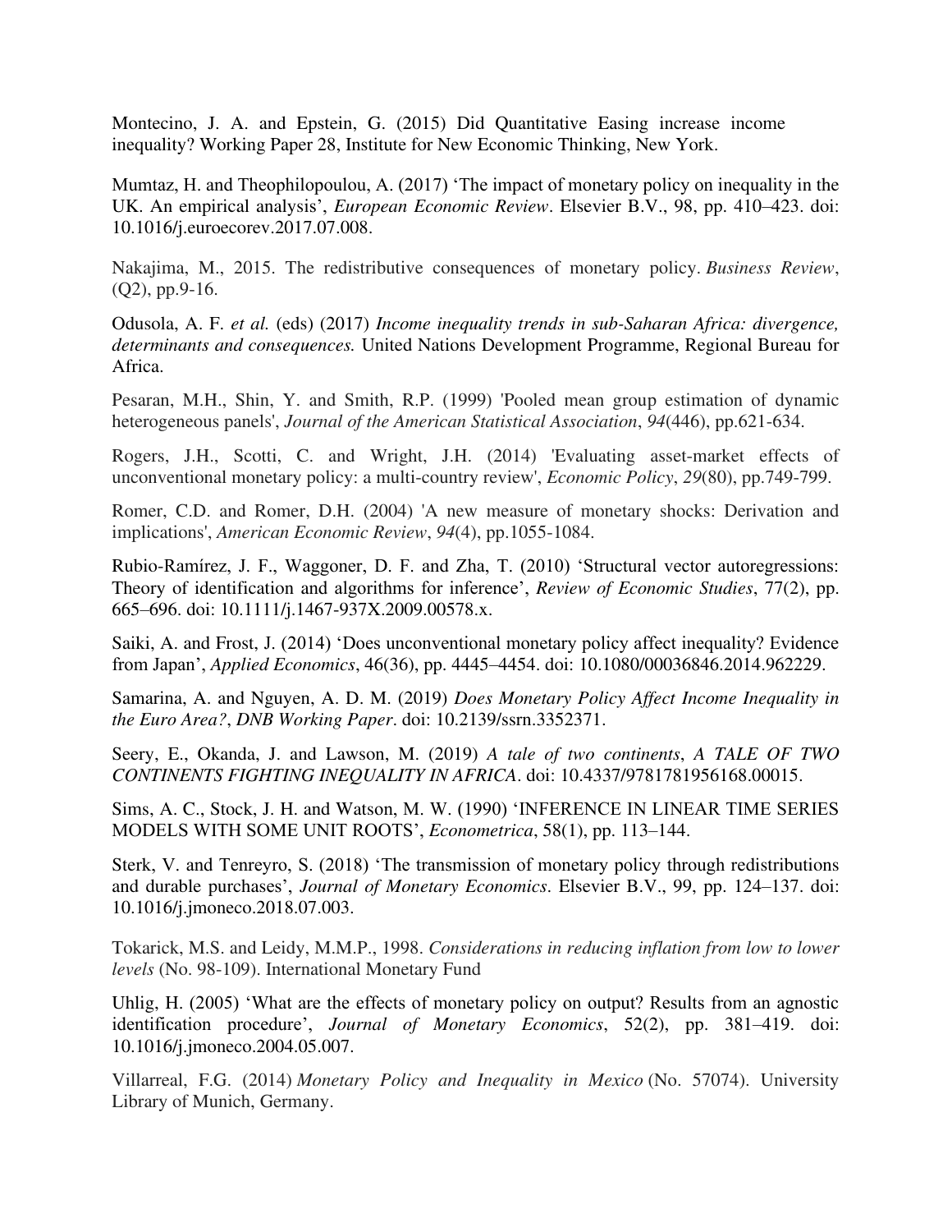Montecino, J. A. and Epstein, G. (2015) Did Quantitative Easing increase income inequality? Working Paper 28, Institute for New Economic Thinking, New York.

Mumtaz, H. and Theophilopoulou, A. (2017) 'The impact of monetary policy on inequality in the UK. An empirical analysis', *European Economic Review*. Elsevier B.V., 98, pp. 410–423. doi: 10.1016/j.euroecorev.2017.07.008.

Nakajima, M., 2015. The redistributive consequences of monetary policy. *Business Review*, (Q2), pp.9-16.

Odusola, A. F. *et al.* (eds) (2017) *Income inequality trends in sub-Saharan Africa: divergence, determinants and consequences.* United Nations Development Programme, Regional Bureau for Africa.

Pesaran, M.H., Shin, Y. and Smith, R.P. (1999) 'Pooled mean group estimation of dynamic heterogeneous panels', *Journal of the American Statistical Association*, *94*(446), pp.621-634.

Rogers, J.H., Scotti, C. and Wright, J.H. (2014) 'Evaluating asset-market effects of unconventional monetary policy: a multi-country review', *Economic Policy*, *29*(80), pp.749-799.

Romer, C.D. and Romer, D.H. (2004) 'A new measure of monetary shocks: Derivation and implications', *American Economic Review*, *94*(4), pp.1055-1084.

Rubio-Ramírez, J. F., Waggoner, D. F. and Zha, T. (2010) 'Structural vector autoregressions: Theory of identification and algorithms for inference', *Review of Economic Studies*, 77(2), pp. 665–696. doi: 10.1111/j.1467-937X.2009.00578.x.

Saiki, A. and Frost, J. (2014) 'Does unconventional monetary policy affect inequality? Evidence from Japan', *Applied Economics*, 46(36), pp. 4445–4454. doi: 10.1080/00036846.2014.962229.

Samarina, A. and Nguyen, A. D. M. (2019) *Does Monetary Policy Affect Income Inequality in the Euro Area?*, *DNB Working Paper*. doi: 10.2139/ssrn.3352371.

Seery, E., Okanda, J. and Lawson, M. (2019) *A tale of two continents*, *A TALE OF TWO CONTINENTS FIGHTING INEQUALITY IN AFRICA*. doi: 10.4337/9781781956168.00015.

Sims, A. C., Stock, J. H. and Watson, M. W. (1990) 'INFERENCE IN LINEAR TIME SERIES MODELS WITH SOME UNIT ROOTS', *Econometrica*, 58(1), pp. 113–144.

Sterk, V. and Tenreyro, S. (2018) 'The transmission of monetary policy through redistributions and durable purchases', *Journal of Monetary Economics*. Elsevier B.V., 99, pp. 124–137. doi: 10.1016/j.jmoneco.2018.07.003.

Tokarick, M.S. and Leidy, M.M.P., 1998. *Considerations in reducing inflation from low to lower levels* (No. 98-109). International Monetary Fund

Uhlig, H. (2005) 'What are the effects of monetary policy on output? Results from an agnostic identification procedure', *Journal of Monetary Economics*, 52(2), pp. 381–419. doi: 10.1016/j.jmoneco.2004.05.007.

Villarreal, F.G. (2014) *Monetary Policy and Inequality in Mexico* (No. 57074). University Library of Munich, Germany.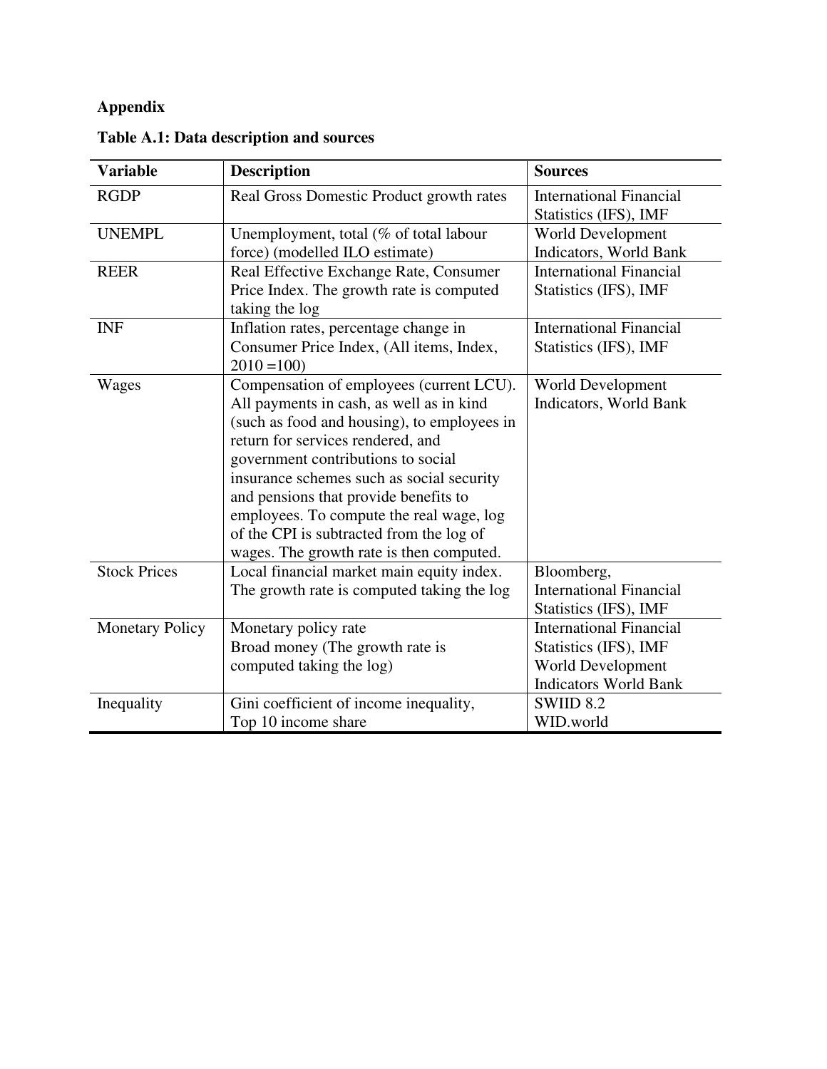**Appendix**

**Table A.1: Data description and sources**

| Variable | Description | Sources |
|---|---|---|
| RGDP | Real Gross Domestic Product growth rates | International Financial Statistics (IFS), IMF |
| UNEMPL | Unemployment, total (% of total labour force) (modelled ILO estimate) | World Development Indicators, World Bank |
| REER | Real Effective Exchange Rate, Consumer Price Index. The growth rate is computed taking the log | International Financial Statistics (IFS), IMF |
| INF | Inflation rates, percentage change in Consumer Price Index, (All items, Index, 2010 =100) | International Financial Statistics (IFS), IMF |
| Wages | Compensation of employees (current LCU). All payments in cash, as well as in kind (such as food and housing), to employees in return for services rendered, and government contributions to social insurance schemes such as social security and pensions that provide benefits to employees. To compute the real wage, log of the CPI is subtracted from the log of wages. The growth rate is then computed. | World Development Indicators, World Bank |
| Stock Prices | Local financial market main equity index. The growth rate is computed taking the log | Bloomberg, International Financial Statistics (IFS), IMF |
| Monetary Policy | Monetary policy rate<br>Broad money (The growth rate is computed taking the log) | International Financial Statistics (IFS), IMF<br>World Development Indicators World Bank |
| Inequality | Gini coefficient of income inequality,<br>Top 10 income share | SWIID 8.2<br>WID.world |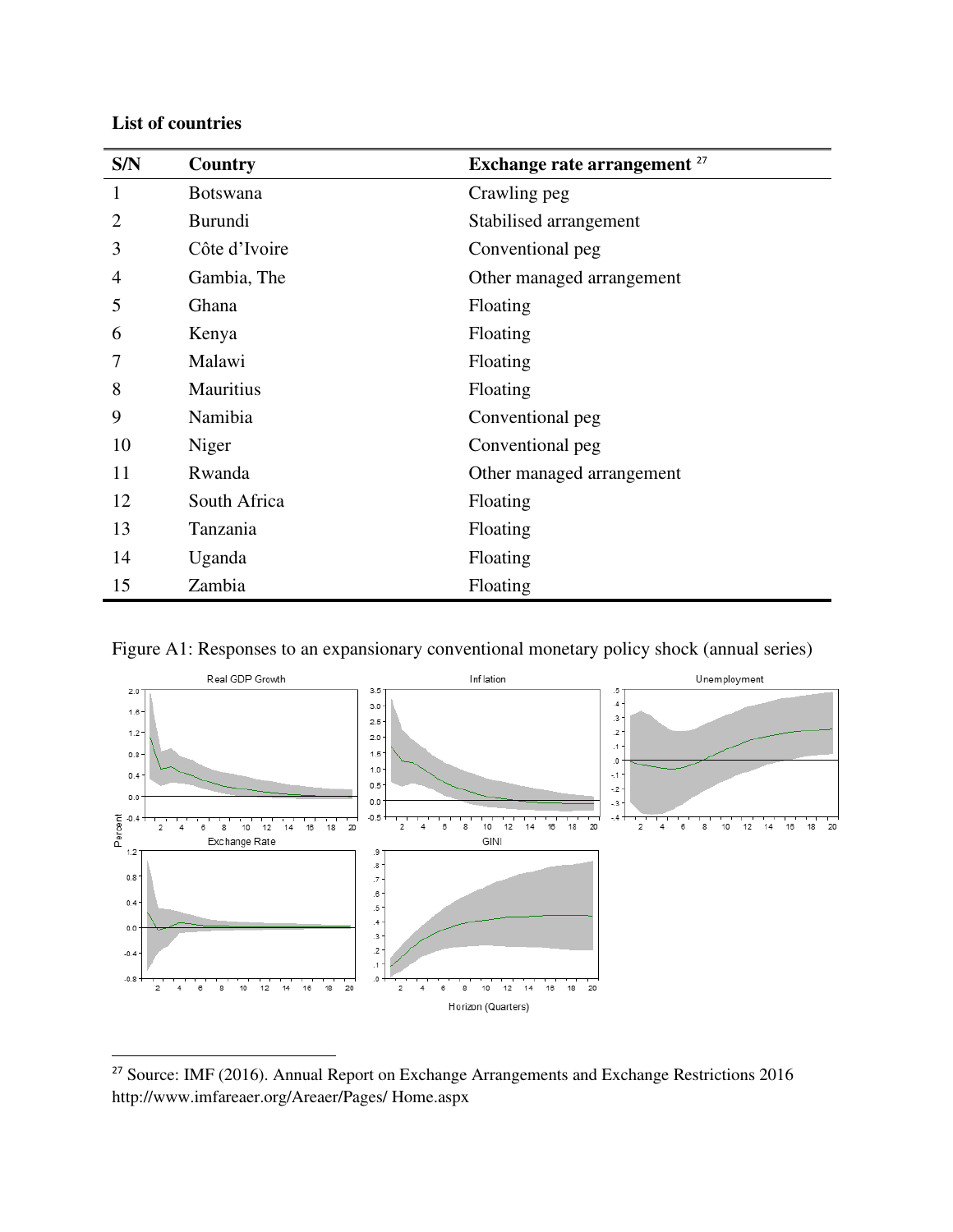**List of countries**

| S/N | Country | Exchange rate arrangement [27] |
|---|---|---|
| 1 | Botswana | Crawling peg |
| 2 | Burundi | Stabilised arrangement |
| 3 | Côte d'Ivoire | Conventional peg |
| 4 | Gambia, The | Other managed arrangement |
| 5 | Ghana | Floating |
| 6 | Kenya | Floating |
| 7 | Malawi | Floating |
| 8 | Mauritius | Floating |
| 9 | Namibia | Conventional peg |
| 10 | Niger | Conventional peg |
| 11 | Rwanda | Other managed arrangement |
| 12 | South Africa | Floating |
| 13 | Tanzania | Floating |
| 14 | Uganda | Floating |
| 15 | Zambia | Floating |

Figure A1: Responses to an expansionary conventional monetary policy shock (annual series)

---

[27] Source: IMF (2016). Annual Report on Exchange Arrangements and Exchange Restrictions 2016 http://www.imfareaer.org/Areaer/Pages/ Home.aspx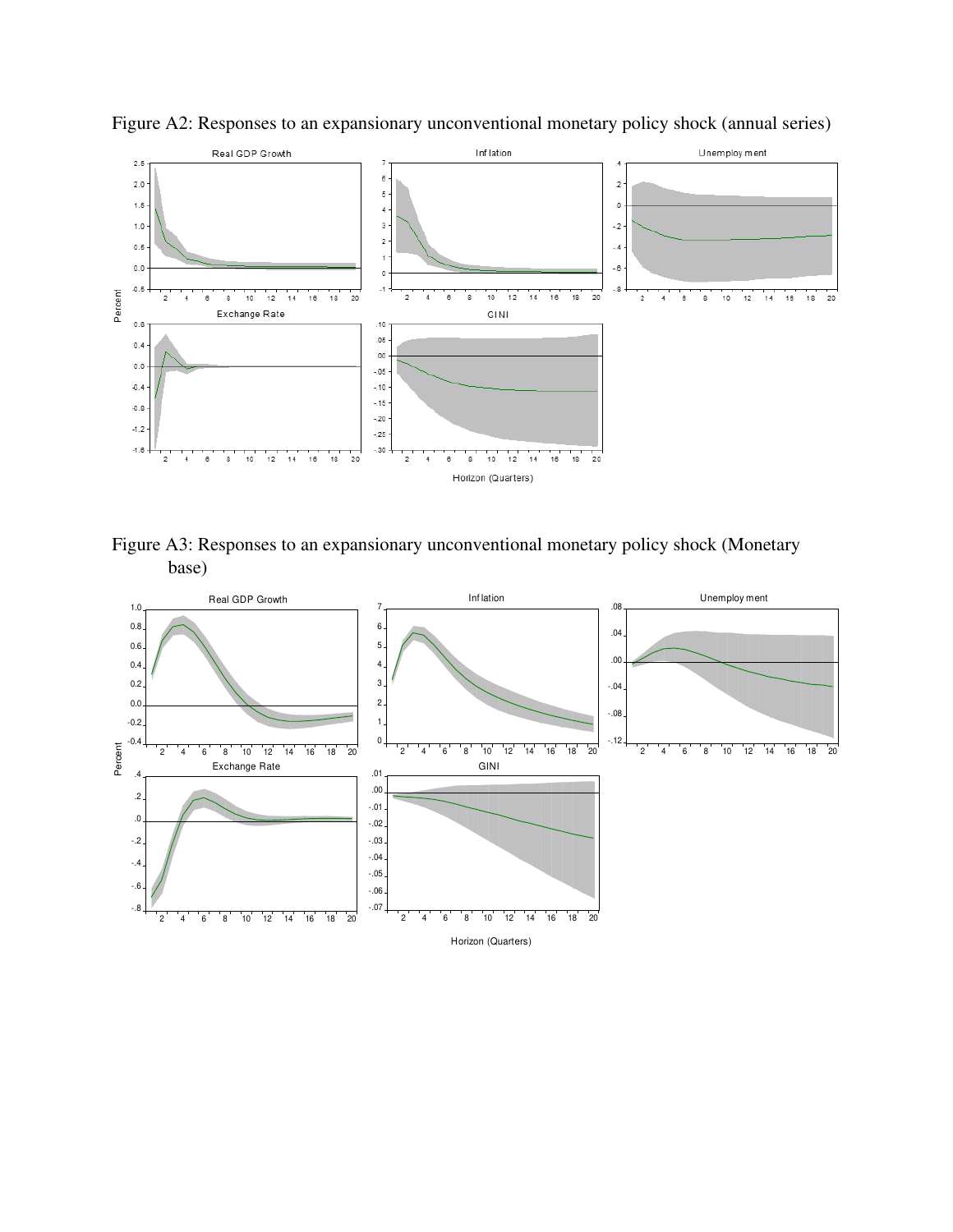Figure A2: Responses to an expansionary unconventional monetary policy shock (annual series)

Figure A3: Responses to an expansionary unconventional monetary policy shock (Monetary base)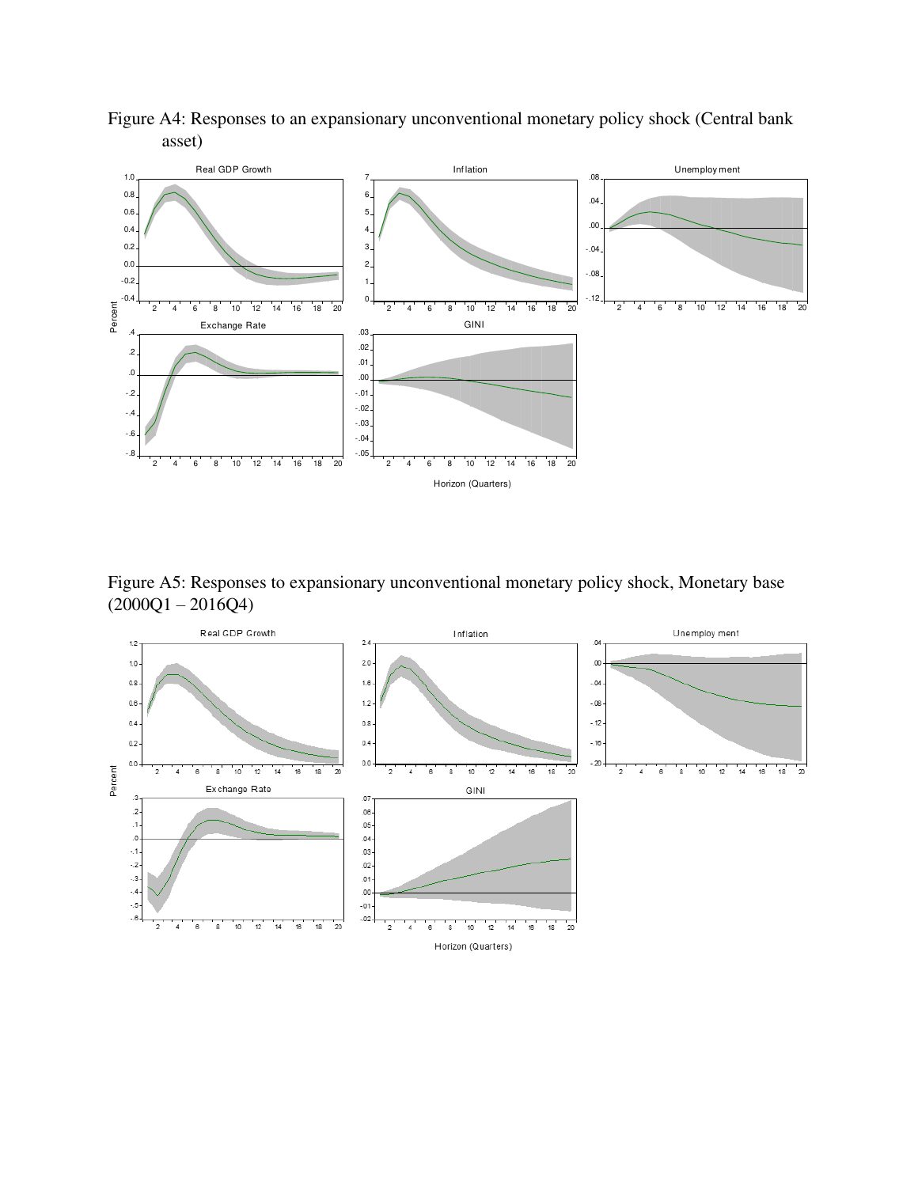Figure A4: Responses to an expansionary unconventional monetary policy shock (Central bank asset)

Figure A5: Responses to expansionary unconventional monetary policy shock, Monetary base (2000Q1 – 2016Q4)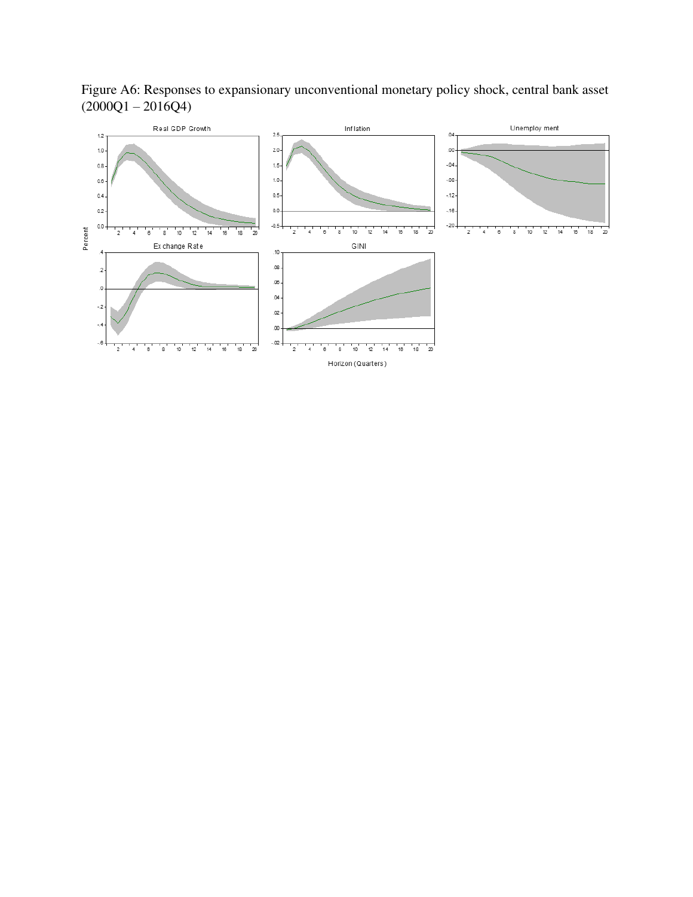Figure A6: Responses to expansionary unconventional monetary policy shock, central bank asset (2000Q1 – 2016Q4)

Real GDP Growth

1.2
1.0
0.8
0.6
0.4
0.2
0.0

2 4 6 8 10 12 14 16 18 20

Inflation

2.5
2.0
1.5
1.0
0.5
0.0
-0.5

2 4 6 8 10 12 14 16 18 20

Unemployment

.04
.00
-.04
-.08
-.12
-.16
-.20

2 4 6 8 10 12 14 16 18 20

Percent

Exchange Rate

.4
.2
.0
-.2
-.4
-.6

2 4 6 8 10 12 14 16 18 20

GINI

.10
.08
.06
.04
.02
.00
-.02

2 4 6 8 10 12 14 16 18 20

Horizon (Quarters)